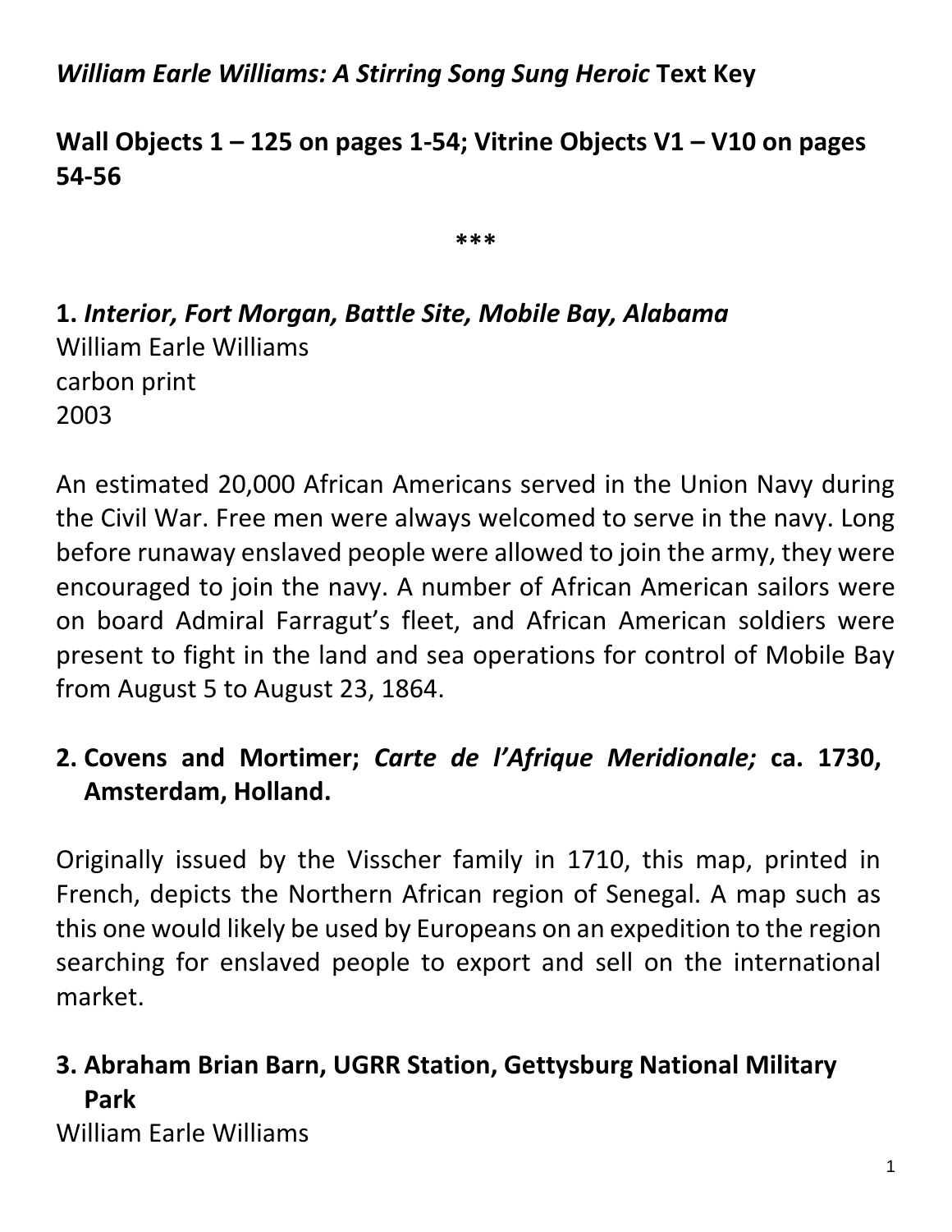# *William Earle Williams: A Stirring Song Sung Heroic* Text Key

## Wall Objects 1 – 125 on pages 1-54; Vitrine Objects V1 – V10 on pages 54-56

***

**1.** ***Interior, Fort Morgan, Battle Site, Mobile Bay, Alabama***
William Earle Williams
carbon print
2003

An estimated 20,000 African Americans served in the Union Navy during the Civil War. Free men were always welcomed to serve in the navy. Long before runaway enslaved people were allowed to join the army, they were encouraged to join the navy. A number of African American sailors were on board Admiral Farragut's fleet, and African American soldiers were present to fight in the land and sea operations for control of Mobile Bay from August 5 to August 23, 1864.

**2. Covens and Mortimer; *Carte de l'Afrique Meridionale;* ca. 1730, Amsterdam, Holland.**

Originally issued by the Visscher family in 1710, this map, printed in French, depicts the Northern African region of Senegal. A map such as this one would likely be used by Europeans on an expedition to the region searching for enslaved people to export and sell on the international market.

**3. Abraham Brian Barn, UGRR Station, Gettysburg National Military Park**
William Earle Williams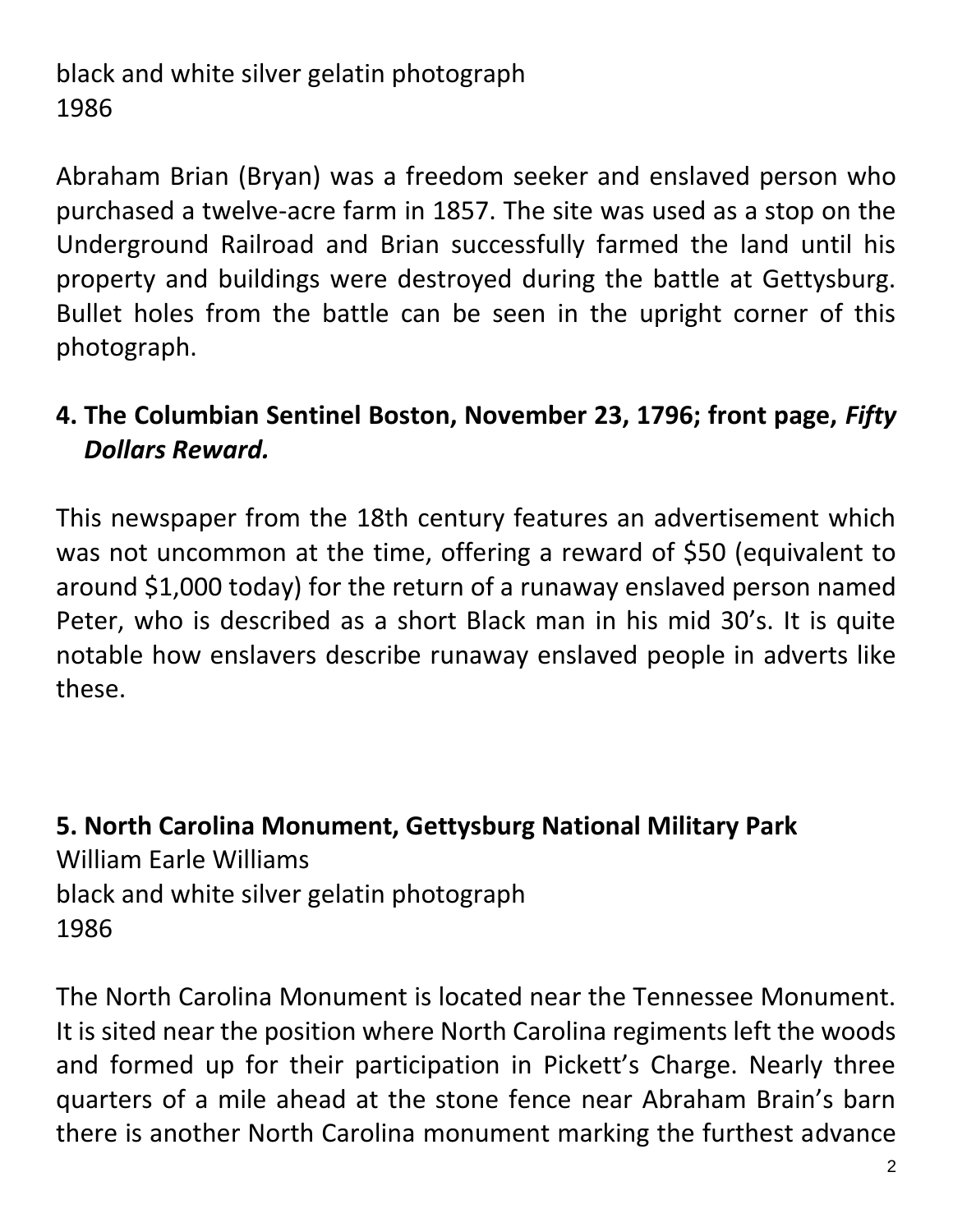black and white silver gelatin photograph
1986

Abraham Brian (Bryan) was a freedom seeker and enslaved person who purchased a twelve-acre farm in 1857. The site was used as a stop on the Underground Railroad and Brian successfully farmed the land until his property and buildings were destroyed during the battle at Gettysburg. Bullet holes from the battle can be seen in the upright corner of this photograph.

### 4. The Columbian Sentinel Boston, November 23, 1796; front page, *Fifty Dollars Reward.*

This newspaper from the 18th century features an advertisement which was not uncommon at the time, offering a reward of $50 (equivalent to around $1,000 today) for the return of a runaway enslaved person named Peter, who is described as a short Black man in his mid 30's. It is quite notable how enslavers describe runaway enslaved people in adverts like these.

### 5. North Carolina Monument, Gettysburg National Military Park

William Earle Williams
black and white silver gelatin photograph
1986

The North Carolina Monument is located near the Tennessee Monument. It is sited near the position where North Carolina regiments left the woods and formed up for their participation in Pickett's Charge. Nearly three quarters of a mile ahead at the stone fence near Abraham Brain's barn there is another North Carolina monument marking the furthest advance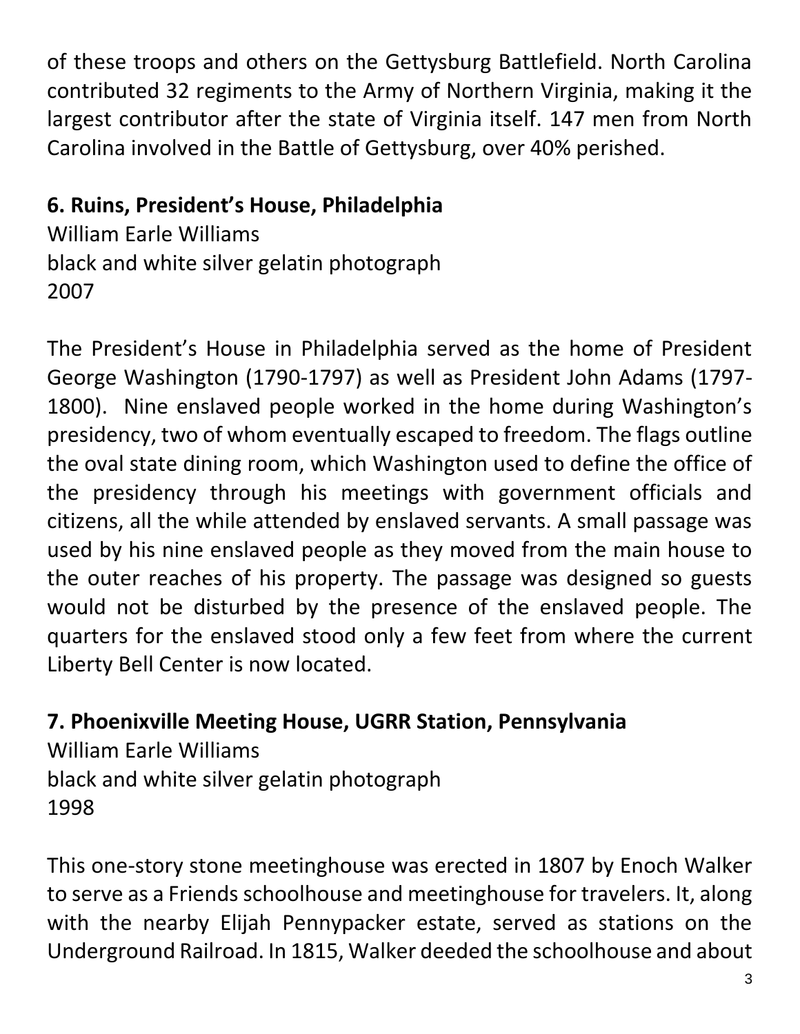of these troops and others on the Gettysburg Battlefield. North Carolina contributed 32 regiments to the Army of Northern Virginia, making it the largest contributor after the state of Virginia itself. 147 men from North Carolina involved in the Battle of Gettysburg, over 40% perished.

**6. Ruins, President's House, Philadelphia**
William Earle Williams
black and white silver gelatin photograph
2007

The President's House in Philadelphia served as the home of President George Washington (1790-1797) as well as President John Adams (1797-1800). Nine enslaved people worked in the home during Washington's presidency, two of whom eventually escaped to freedom. The flags outline the oval state dining room, which Washington used to define the office of the presidency through his meetings with government officials and citizens, all the while attended by enslaved servants. A small passage was used by his nine enslaved people as they moved from the main house to the outer reaches of his property. The passage was designed so guests would not be disturbed by the presence of the enslaved people. The quarters for the enslaved stood only a few feet from where the current Liberty Bell Center is now located.

**7. Phoenixville Meeting House, UGRR Station, Pennsylvania**
William Earle Williams
black and white silver gelatin photograph
1998

This one-story stone meetinghouse was erected in 1807 by Enoch Walker to serve as a Friends schoolhouse and meetinghouse for travelers. It, along with the nearby Elijah Pennypacker estate, served as stations on the Underground Railroad. In 1815, Walker deeded the schoolhouse and about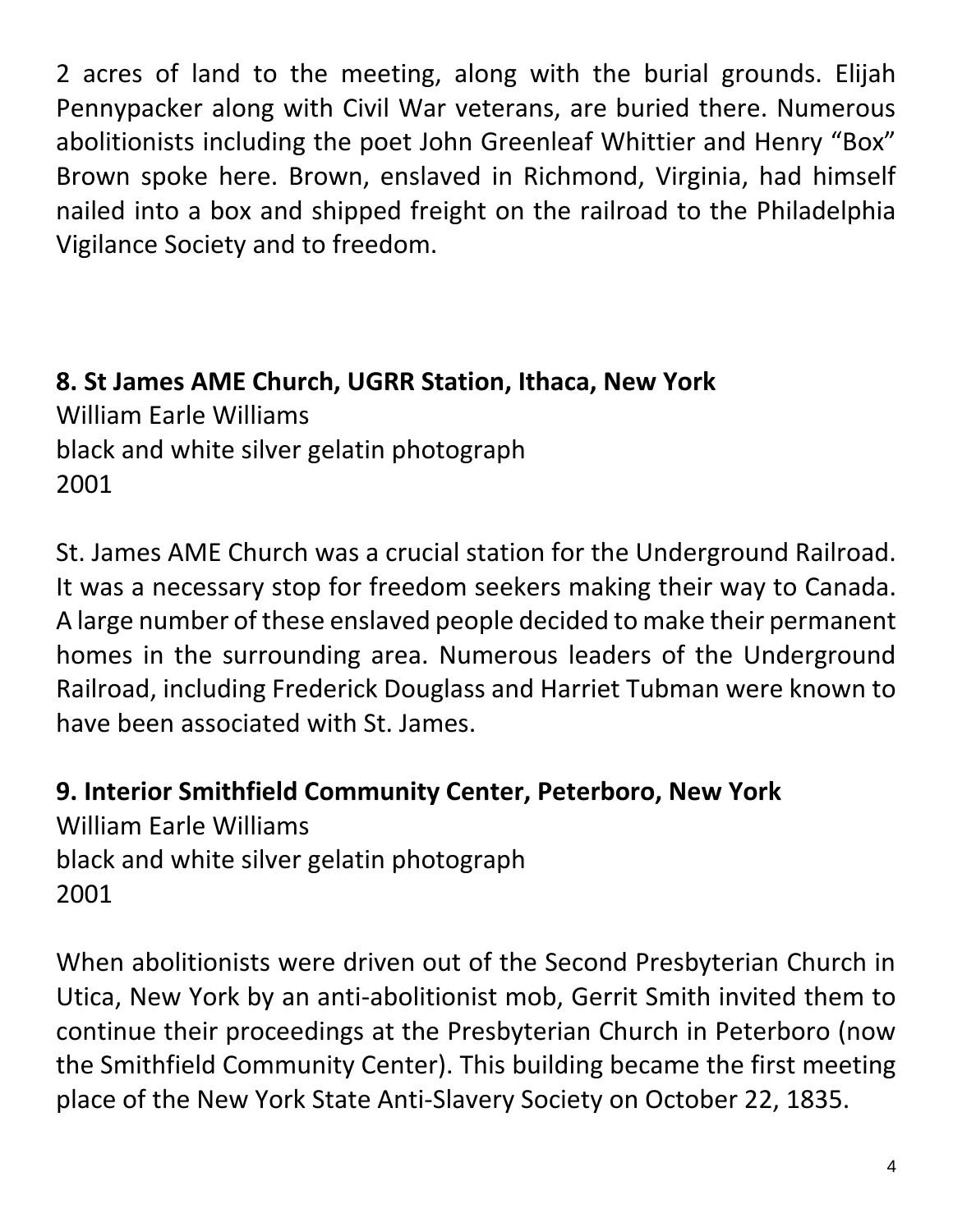2 acres of land to the meeting, along with the burial grounds. Elijah Pennypacker along with Civil War veterans, are buried there. Numerous abolitionists including the poet John Greenleaf Whittier and Henry "Box" Brown spoke here. Brown, enslaved in Richmond, Virginia, had himself nailed into a box and shipped freight on the railroad to the Philadelphia Vigilance Society and to freedom.

**8. St James AME Church, UGRR Station, Ithaca, New York**
William Earle Williams
black and white silver gelatin photograph
2001

St. James AME Church was a crucial station for the Underground Railroad. It was a necessary stop for freedom seekers making their way to Canada. A large number of these enslaved people decided to make their permanent homes in the surrounding area. Numerous leaders of the Underground Railroad, including Frederick Douglass and Harriet Tubman were known to have been associated with St. James.

**9. Interior Smithfield Community Center, Peterboro, New York**
William Earle Williams
black and white silver gelatin photograph
2001

When abolitionists were driven out of the Second Presbyterian Church in Utica, New York by an anti-abolitionist mob, Gerrit Smith invited them to continue their proceedings at the Presbyterian Church in Peterboro (now the Smithfield Community Center). This building became the first meeting place of the New York State Anti-Slavery Society on October 22, 1835.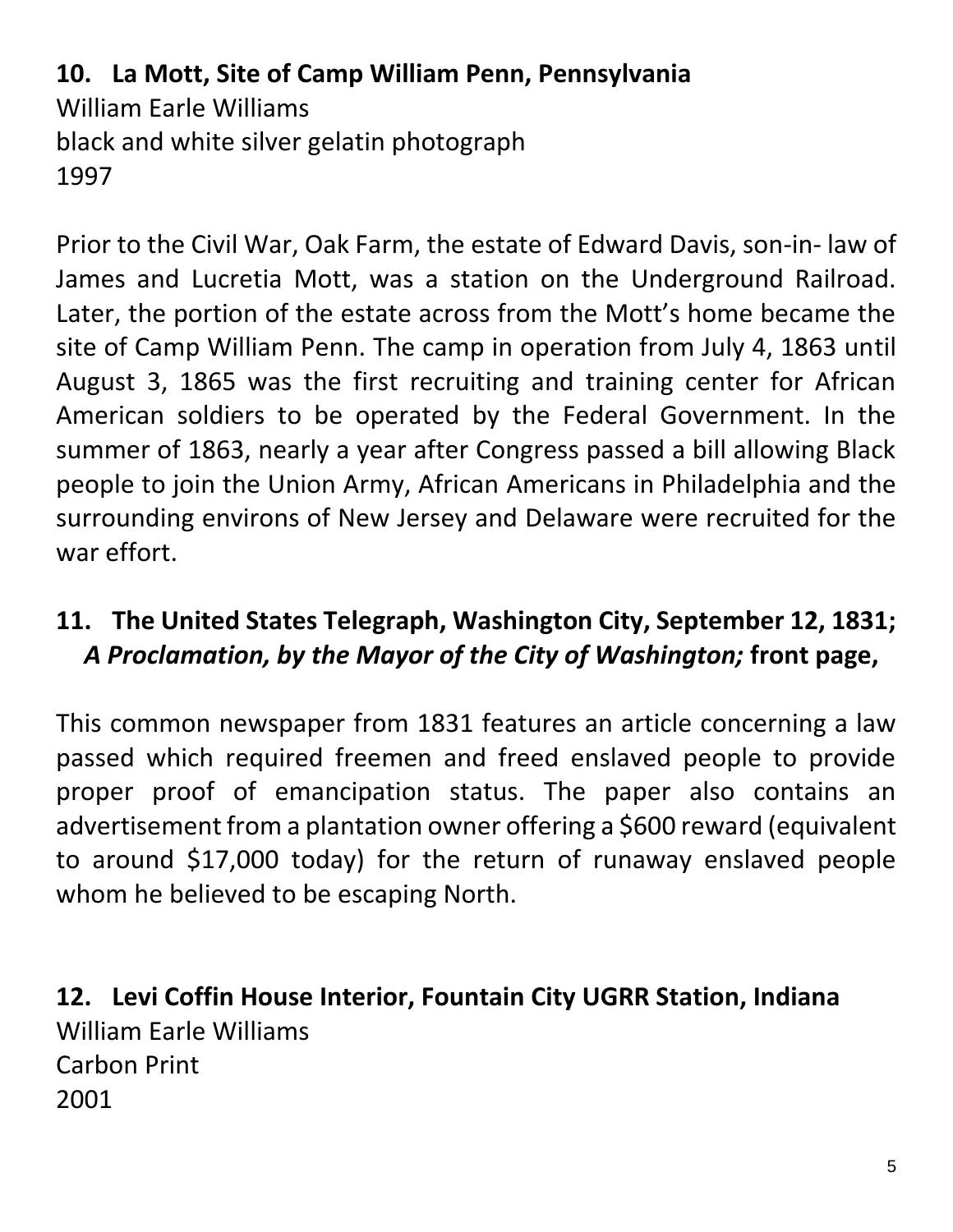**10. La Mott, Site of Camp William Penn, Pennsylvania**
William Earle Williams
black and white silver gelatin photograph
1997

Prior to the Civil War, Oak Farm, the estate of Edward Davis, son-in- law of James and Lucretia Mott, was a station on the Underground Railroad. Later, the portion of the estate across from the Mott's home became the site of Camp William Penn. The camp in operation from July 4, 1863 until August 3, 1865 was the first recruiting and training center for African American soldiers to be operated by the Federal Government. In the summer of 1863, nearly a year after Congress passed a bill allowing Black people to join the Union Army, African Americans in Philadelphia and the surrounding environs of New Jersey and Delaware were recruited for the war effort.

**11. The United States Telegraph, Washington City, September 12, 1831; *A Proclamation, by the Mayor of the City of Washington;* front page,**

This common newspaper from 1831 features an article concerning a law passed which required freemen and freed enslaved people to provide proper proof of emancipation status. The paper also contains an advertisement from a plantation owner offering a $600 reward (equivalent to around $17,000 today) for the return of runaway enslaved people whom he believed to be escaping North.

**12. Levi Coffin House Interior, Fountain City UGRR Station, Indiana**
William Earle Williams
Carbon Print
2001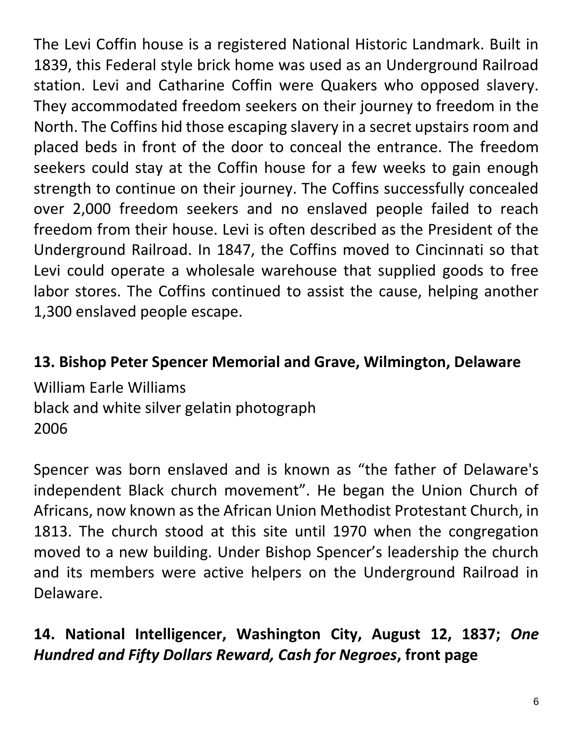The Levi Coffin house is a registered National Historic Landmark. Built in 1839, this Federal style brick home was used as an Underground Railroad station. Levi and Catharine Coffin were Quakers who opposed slavery. They accommodated freedom seekers on their journey to freedom in the North. The Coffins hid those escaping slavery in a secret upstairs room and placed beds in front of the door to conceal the entrance. The freedom seekers could stay at the Coffin house for a few weeks to gain enough strength to continue on their journey. The Coffins successfully concealed over 2,000 freedom seekers and no enslaved people failed to reach freedom from their house. Levi is often described as the President of the Underground Railroad. In 1847, the Coffins moved to Cincinnati so that Levi could operate a wholesale warehouse that supplied goods to free labor stores. The Coffins continued to assist the cause, helping another 1,300 enslaved people escape.

## 13. Bishop Peter Spencer Memorial and Grave, Wilmington, Delaware

William Earle Williams
black and white silver gelatin photograph
2006

Spencer was born enslaved and is known as "the father of Delaware's independent Black church movement". He began the Union Church of Africans, now known as the African Union Methodist Protestant Church, in 1813. The church stood at this site until 1970 when the congregation moved to a new building. Under Bishop Spencer's leadership the church and its members were active helpers on the Underground Railroad in Delaware.

## 14. National Intelligencer, Washington City, August 12, 1837; *One Hundred and Fifty Dollars Reward, Cash for Negroes*, front page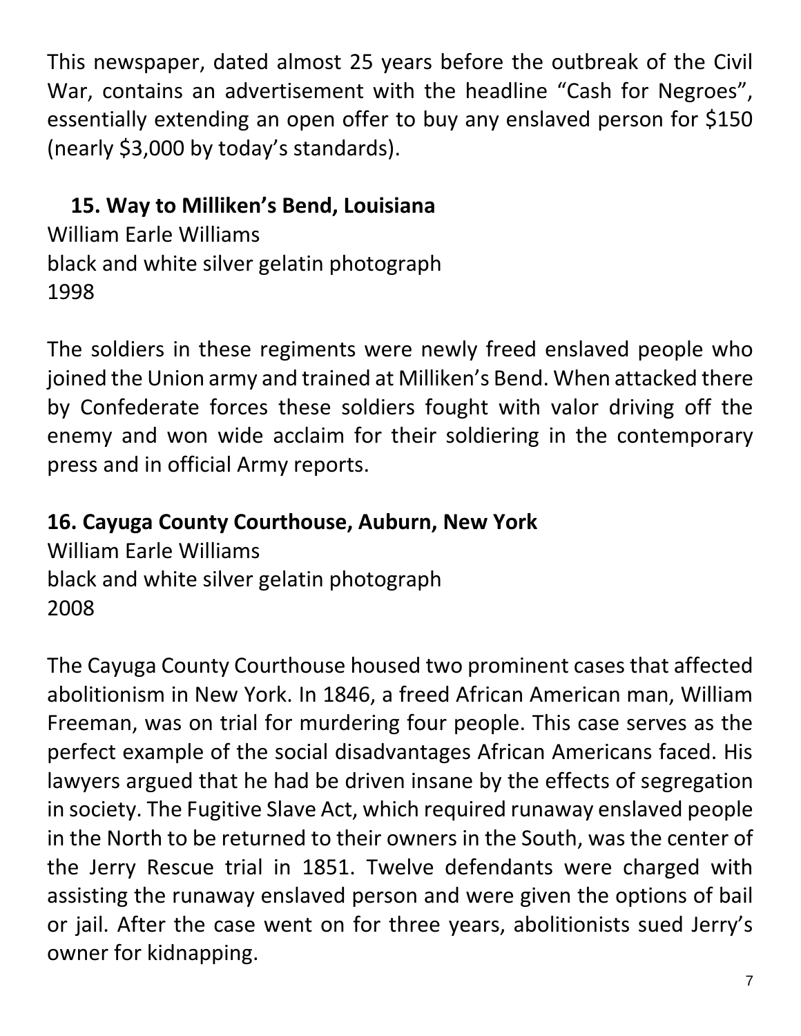This newspaper, dated almost 25 years before the outbreak of the Civil War, contains an advertisement with the headline "Cash for Negroes", essentially extending an open offer to buy any enslaved person for $150 (nearly $3,000 by today's standards).

**15. Way to Milliken's Bend, Louisiana**

William Earle Williams
black and white silver gelatin photograph
1998

The soldiers in these regiments were newly freed enslaved people who joined the Union army and trained at Milliken's Bend. When attacked there by Confederate forces these soldiers fought with valor driving off the enemy and won wide acclaim for their soldiering in the contemporary press and in official Army reports.

**16. Cayuga County Courthouse, Auburn, New York**

William Earle Williams
black and white silver gelatin photograph
2008

The Cayuga County Courthouse housed two prominent cases that affected abolitionism in New York. In 1846, a freed African American man, William Freeman, was on trial for murdering four people. This case serves as the perfect example of the social disadvantages African Americans faced. His lawyers argued that he had be driven insane by the effects of segregation in society. The Fugitive Slave Act, which required runaway enslaved people in the North to be returned to their owners in the South, was the center of the Jerry Rescue trial in 1851. Twelve defendants were charged with assisting the runaway enslaved person and were given the options of bail or jail. After the case went on for three years, abolitionists sued Jerry's owner for kidnapping.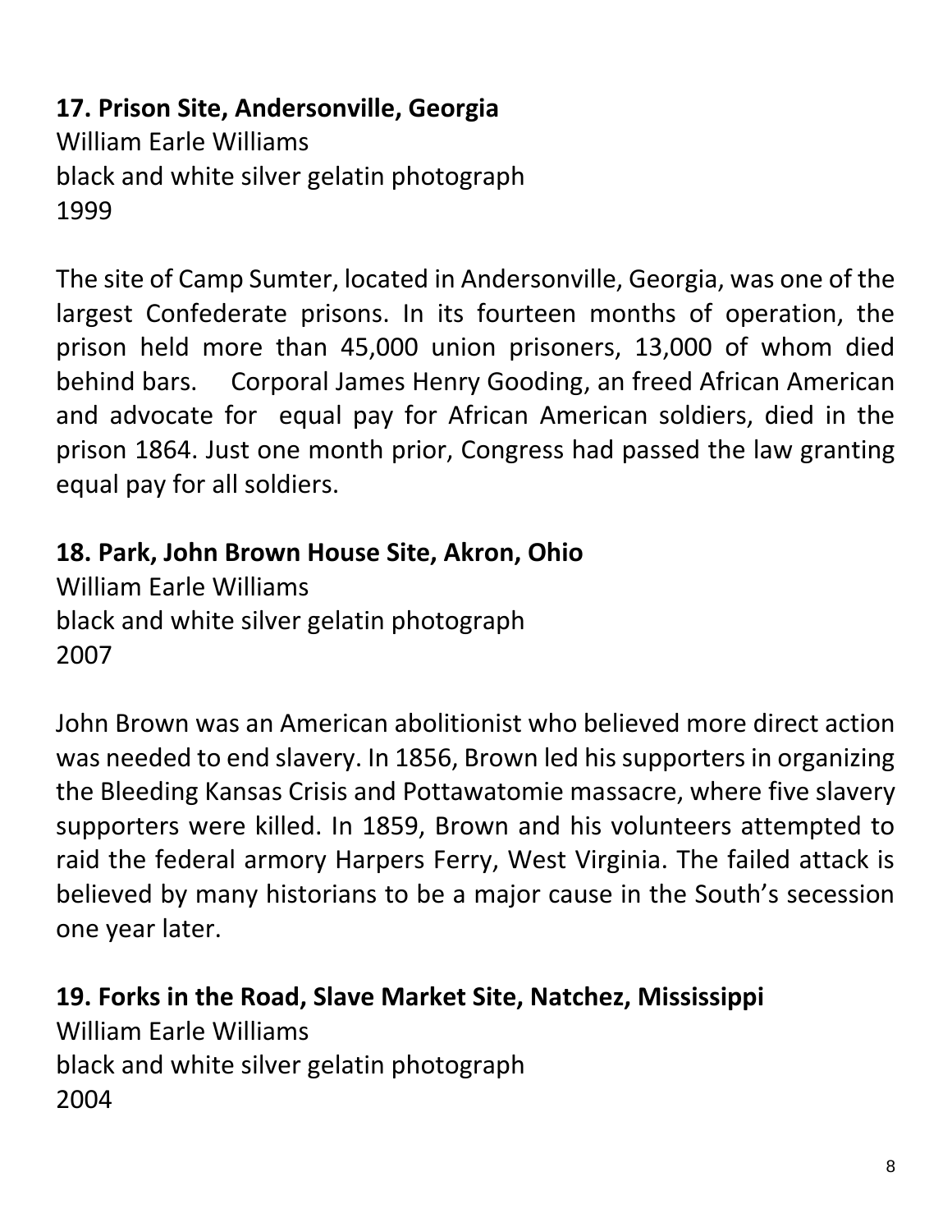**17. Prison Site, Andersonville, Georgia**
William Earle Williams
black and white silver gelatin photograph
1999

The site of Camp Sumter, located in Andersonville, Georgia, was one of the largest Confederate prisons. In its fourteen months of operation, the prison held more than 45,000 union prisoners, 13,000 of whom died behind bars. Corporal James Henry Gooding, an freed African American and advocate for equal pay for African American soldiers, died in the prison 1864. Just one month prior, Congress had passed the law granting equal pay for all soldiers.

**18. Park, John Brown House Site, Akron, Ohio**
William Earle Williams
black and white silver gelatin photograph
2007

John Brown was an American abolitionist who believed more direct action was needed to end slavery. In 1856, Brown led his supporters in organizing the Bleeding Kansas Crisis and Pottawatomie massacre, where five slavery supporters were killed. In 1859, Brown and his volunteers attempted to raid the federal armory Harpers Ferry, West Virginia. The failed attack is believed by many historians to be a major cause in the South's secession one year later.

**19. Forks in the Road, Slave Market Site, Natchez, Mississippi**
William Earle Williams
black and white silver gelatin photograph
2004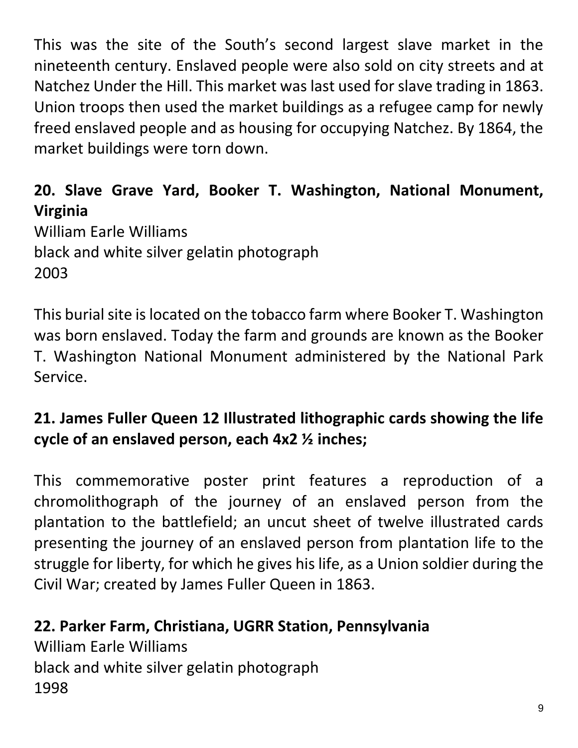This was the site of the South's second largest slave market in the nineteenth century. Enslaved people were also sold on city streets and at Natchez Under the Hill. This market was last used for slave trading in 1863. Union troops then used the market buildings as a refugee camp for newly freed enslaved people and as housing for occupying Natchez. By 1864, the market buildings were torn down.

**20. Slave Grave Yard, Booker T. Washington, National Monument, Virginia**

William Earle Williams
black and white silver gelatin photograph
2003

This burial site is located on the tobacco farm where Booker T. Washington was born enslaved. Today the farm and grounds are known as the Booker T. Washington National Monument administered by the National Park Service.

**21. James Fuller Queen 12 Illustrated lithographic cards showing the life cycle of an enslaved person, each 4x2 ½ inches;**

This commemorative poster print features a reproduction of a chromolithograph of the journey of an enslaved person from the plantation to the battlefield; an uncut sheet of twelve illustrated cards presenting the journey of an enslaved person from plantation life to the struggle for liberty, for which he gives his life, as a Union soldier during the Civil War; created by James Fuller Queen in 1863.

**22. Parker Farm, Christiana, UGRR Station, Pennsylvania**

William Earle Williams
black and white silver gelatin photograph
1998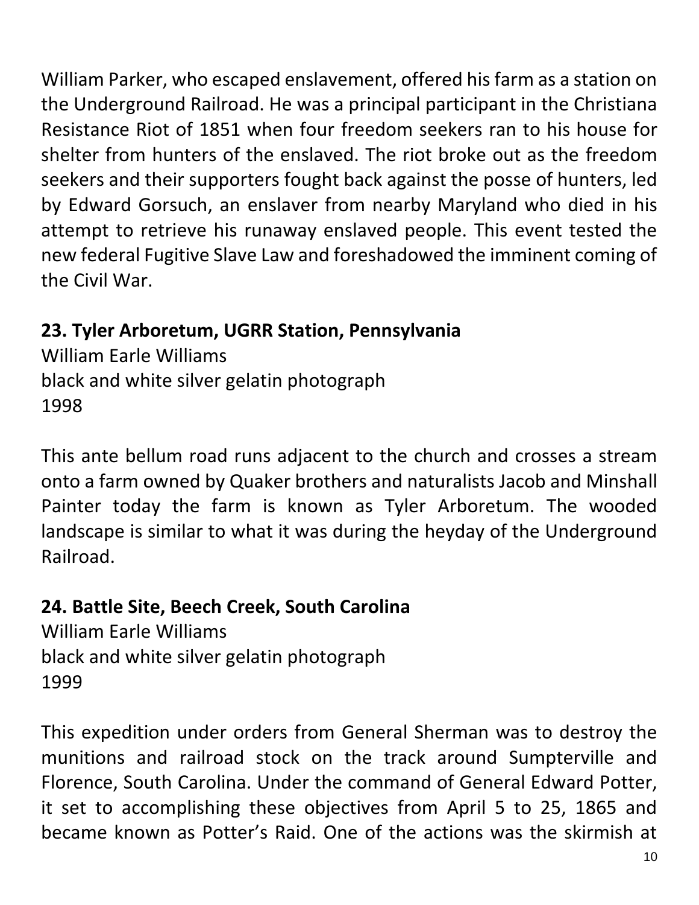William Parker, who escaped enslavement, offered his farm as a station on the Underground Railroad. He was a principal participant in the Christiana Resistance Riot of 1851 when four freedom seekers ran to his house for shelter from hunters of the enslaved. The riot broke out as the freedom seekers and their supporters fought back against the posse of hunters, led by Edward Gorsuch, an enslaver from nearby Maryland who died in his attempt to retrieve his runaway enslaved people. This event tested the new federal Fugitive Slave Law and foreshadowed the imminent coming of the Civil War.

**23. Tyler Arboretum, UGRR Station, Pennsylvania**
William Earle Williams
black and white silver gelatin photograph
1998

This ante bellum road runs adjacent to the church and crosses a stream onto a farm owned by Quaker brothers and naturalists Jacob and Minshall Painter today the farm is known as Tyler Arboretum. The wooded landscape is similar to what it was during the heyday of the Underground Railroad.

**24. Battle Site, Beech Creek, South Carolina**
William Earle Williams
black and white silver gelatin photograph
1999

This expedition under orders from General Sherman was to destroy the munitions and railroad stock on the track around Sumpterville and Florence, South Carolina. Under the command of General Edward Potter, it set to accomplishing these objectives from April 5 to 25, 1865 and became known as Potter's Raid. One of the actions was the skirmish at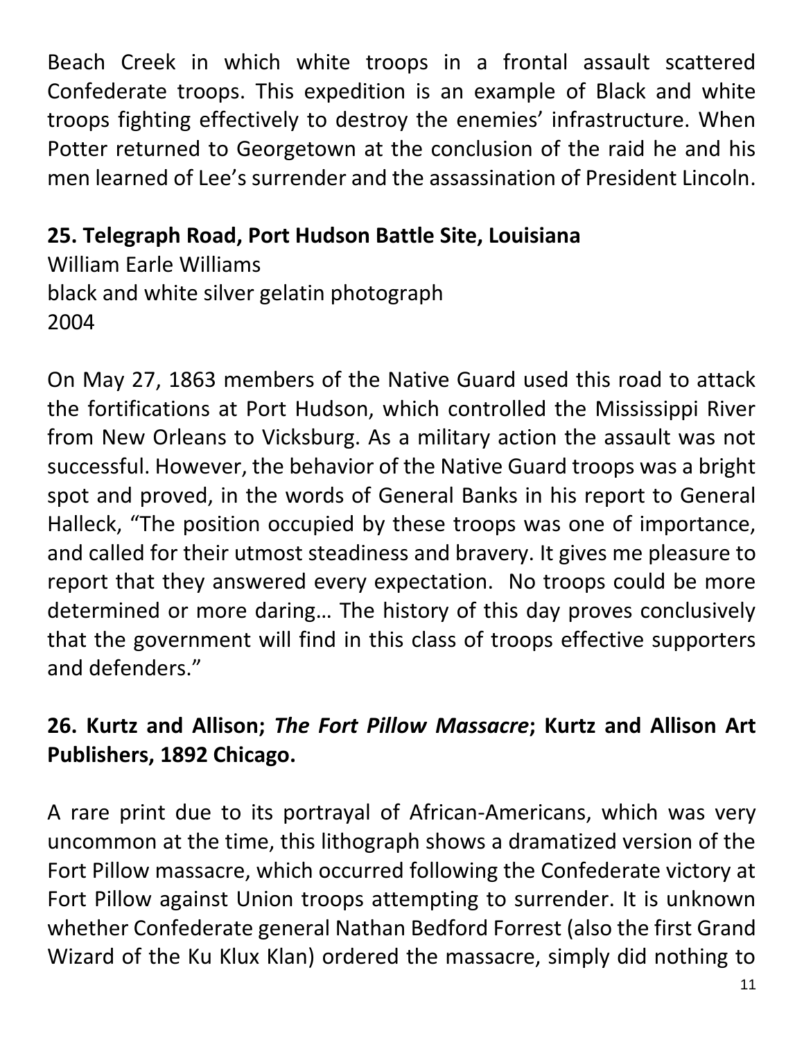Beach Creek in which white troops in a frontal assault scattered Confederate troops. This expedition is an example of Black and white troops fighting effectively to destroy the enemies' infrastructure. When Potter returned to Georgetown at the conclusion of the raid he and his men learned of Lee's surrender and the assassination of President Lincoln.

**25. Telegraph Road, Port Hudson Battle Site, Louisiana**
William Earle Williams
black and white silver gelatin photograph
2004

On May 27, 1863 members of the Native Guard used this road to attack the fortifications at Port Hudson, which controlled the Mississippi River from New Orleans to Vicksburg. As a military action the assault was not successful. However, the behavior of the Native Guard troops was a bright spot and proved, in the words of General Banks in his report to General Halleck, "The position occupied by these troops was one of importance, and called for their utmost steadiness and bravery. It gives me pleasure to report that they answered every expectation. No troops could be more determined or more daring… The history of this day proves conclusively that the government will find in this class of troops effective supporters and defenders."

**26. Kurtz and Allison; *The Fort Pillow Massacre*; Kurtz and Allison Art Publishers, 1892 Chicago.**

A rare print due to its portrayal of African-Americans, which was very uncommon at the time, this lithograph shows a dramatized version of the Fort Pillow massacre, which occurred following the Confederate victory at Fort Pillow against Union troops attempting to surrender. It is unknown whether Confederate general Nathan Bedford Forrest (also the first Grand Wizard of the Ku Klux Klan) ordered the massacre, simply did nothing to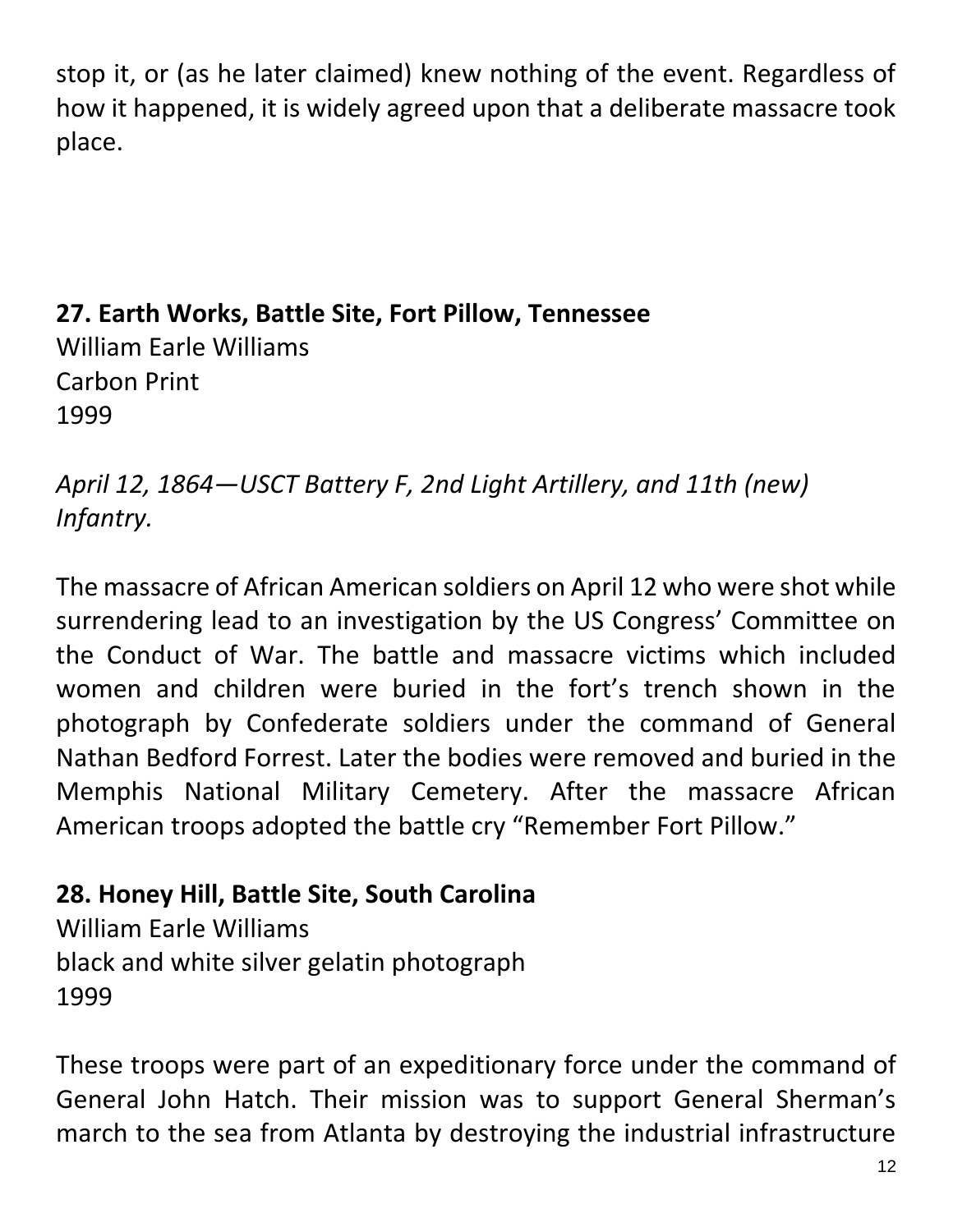stop it, or (as he later claimed) knew nothing of the event. Regardless of how it happened, it is widely agreed upon that a deliberate massacre took place.

**27. Earth Works, Battle Site, Fort Pillow, Tennessee**
William Earle Williams
Carbon Print
1999

*April 12, 1864—USCT Battery F, 2nd Light Artillery, and 11th (new) Infantry.*

The massacre of African American soldiers on April 12 who were shot while surrendering lead to an investigation by the US Congress' Committee on the Conduct of War. The battle and massacre victims which included women and children were buried in the fort's trench shown in the photograph by Confederate soldiers under the command of General Nathan Bedford Forrest. Later the bodies were removed and buried in the Memphis National Military Cemetery. After the massacre African American troops adopted the battle cry "Remember Fort Pillow."

**28. Honey Hill, Battle Site, South Carolina**
William Earle Williams
black and white silver gelatin photograph
1999

These troops were part of an expeditionary force under the command of General John Hatch. Their mission was to support General Sherman's march to the sea from Atlanta by destroying the industrial infrastructure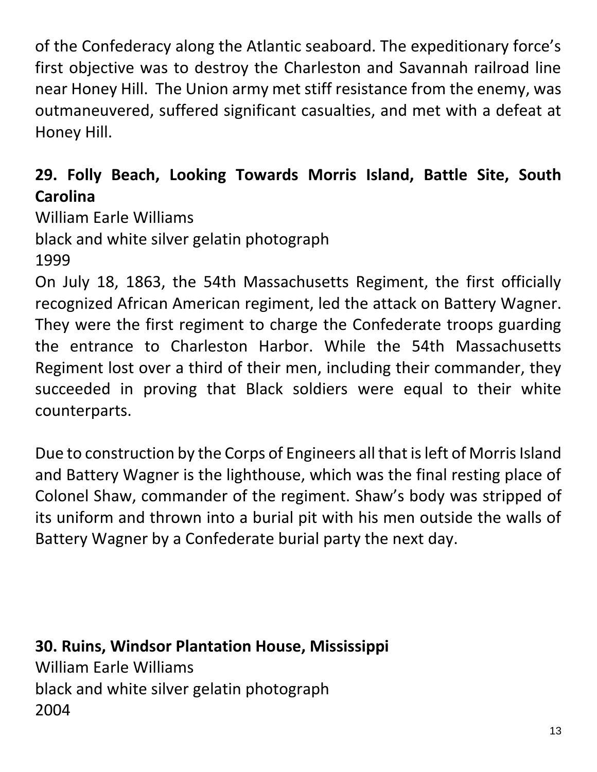of the Confederacy along the Atlantic seaboard. The expeditionary force's first objective was to destroy the Charleston and Savannah railroad line near Honey Hill. The Union army met stiff resistance from the enemy, was outmaneuvered, suffered significant casualties, and met with a defeat at Honey Hill.

## 29. Folly Beach, Looking Towards Morris Island, Battle Site, South Carolina

William Earle Williams

black and white silver gelatin photograph

1999

On July 18, 1863, the 54th Massachusetts Regiment, the first officially recognized African American regiment, led the attack on Battery Wagner. They were the first regiment to charge the Confederate troops guarding the entrance to Charleston Harbor. While the 54th Massachusetts Regiment lost over a third of their men, including their commander, they succeeded in proving that Black soldiers were equal to their white counterparts.

Due to construction by the Corps of Engineers all that is left of Morris Island and Battery Wagner is the lighthouse, which was the final resting place of Colonel Shaw, commander of the regiment. Shaw's body was stripped of its uniform and thrown into a burial pit with his men outside the walls of Battery Wagner by a Confederate burial party the next day.

## 30. Ruins, Windsor Plantation House, Mississippi

William Earle Williams

black and white silver gelatin photograph

2004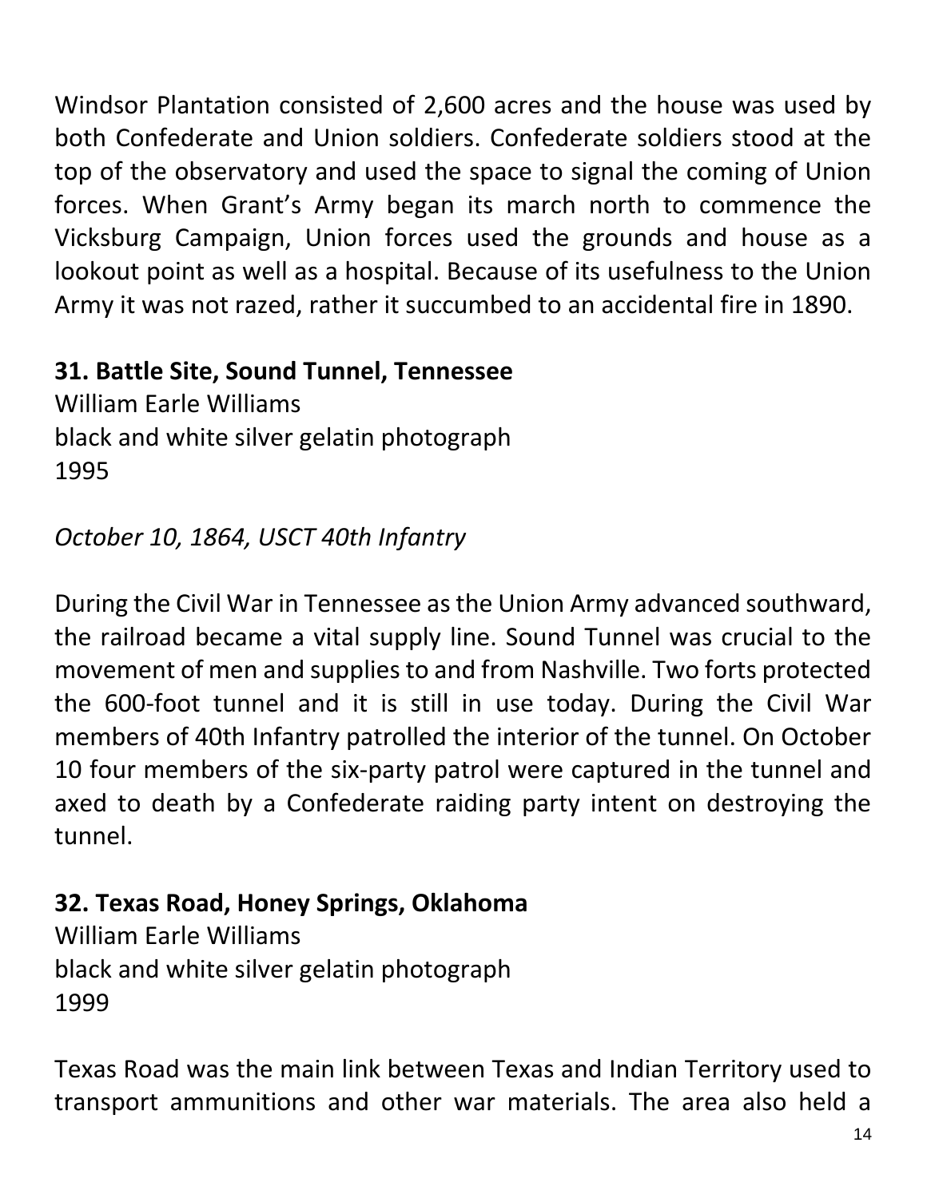Windsor Plantation consisted of 2,600 acres and the house was used by both Confederate and Union soldiers. Confederate soldiers stood at the top of the observatory and used the space to signal the coming of Union forces. When Grant's Army began its march north to commence the Vicksburg Campaign, Union forces used the grounds and house as a lookout point as well as a hospital. Because of its usefulness to the Union Army it was not razed, rather it succumbed to an accidental fire in 1890.

**31. Battle Site, Sound Tunnel, Tennessee**
William Earle Williams
black and white silver gelatin photograph
1995

*October 10, 1864, USCT 40th Infantry*

During the Civil War in Tennessee as the Union Army advanced southward, the railroad became a vital supply line. Sound Tunnel was crucial to the movement of men and supplies to and from Nashville. Two forts protected the 600-foot tunnel and it is still in use today. During the Civil War members of 40th Infantry patrolled the interior of the tunnel. On October 10 four members of the six-party patrol were captured in the tunnel and axed to death by a Confederate raiding party intent on destroying the tunnel.

**32. Texas Road, Honey Springs, Oklahoma**
William Earle Williams
black and white silver gelatin photograph
1999

Texas Road was the main link between Texas and Indian Territory used to transport ammunitions and other war materials. The area also held a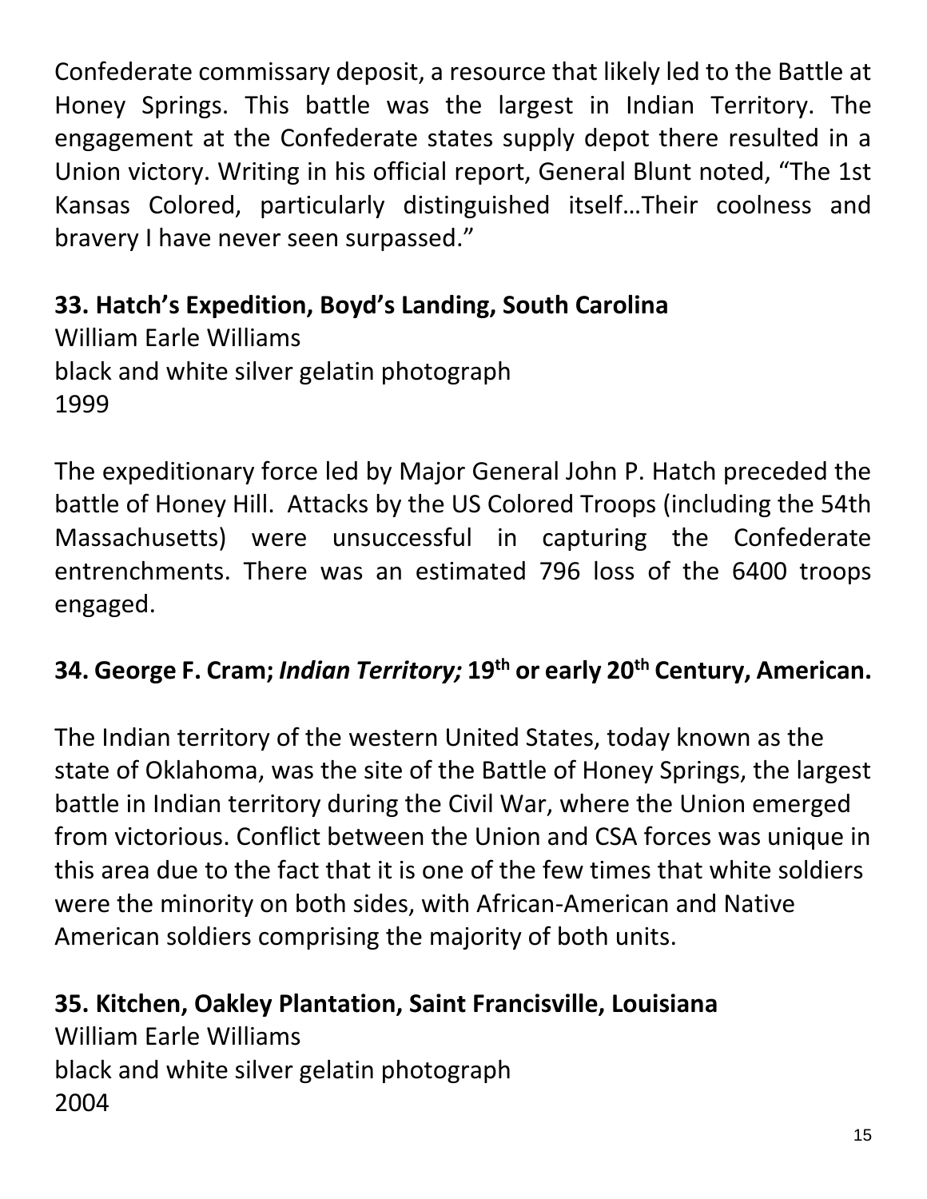Confederate commissary deposit, a resource that likely led to the Battle at Honey Springs. This battle was the largest in Indian Territory. The engagement at the Confederate states supply depot there resulted in a Union victory. Writing in his official report, General Blunt noted, "The 1st Kansas Colored, particularly distinguished itself…Their coolness and bravery I have never seen surpassed."

**33. Hatch's Expedition, Boyd's Landing, South Carolina**
William Earle Williams
black and white silver gelatin photograph
1999

The expeditionary force led by Major General John P. Hatch preceded the battle of Honey Hill. Attacks by the US Colored Troops (including the 54th Massachusetts) were unsuccessful in capturing the Confederate entrenchments. There was an estimated 796 loss of the 6400 troops engaged.

**34. George F. Cram; *Indian Territory;* 19th or early 20th Century, American.**

The Indian territory of the western United States, today known as the state of Oklahoma, was the site of the Battle of Honey Springs, the largest battle in Indian territory during the Civil War, where the Union emerged from victorious. Conflict between the Union and CSA forces was unique in this area due to the fact that it is one of the few times that white soldiers were the minority on both sides, with African-American and Native American soldiers comprising the majority of both units.

**35. Kitchen, Oakley Plantation, Saint Francisville, Louisiana**
William Earle Williams
black and white silver gelatin photograph
2004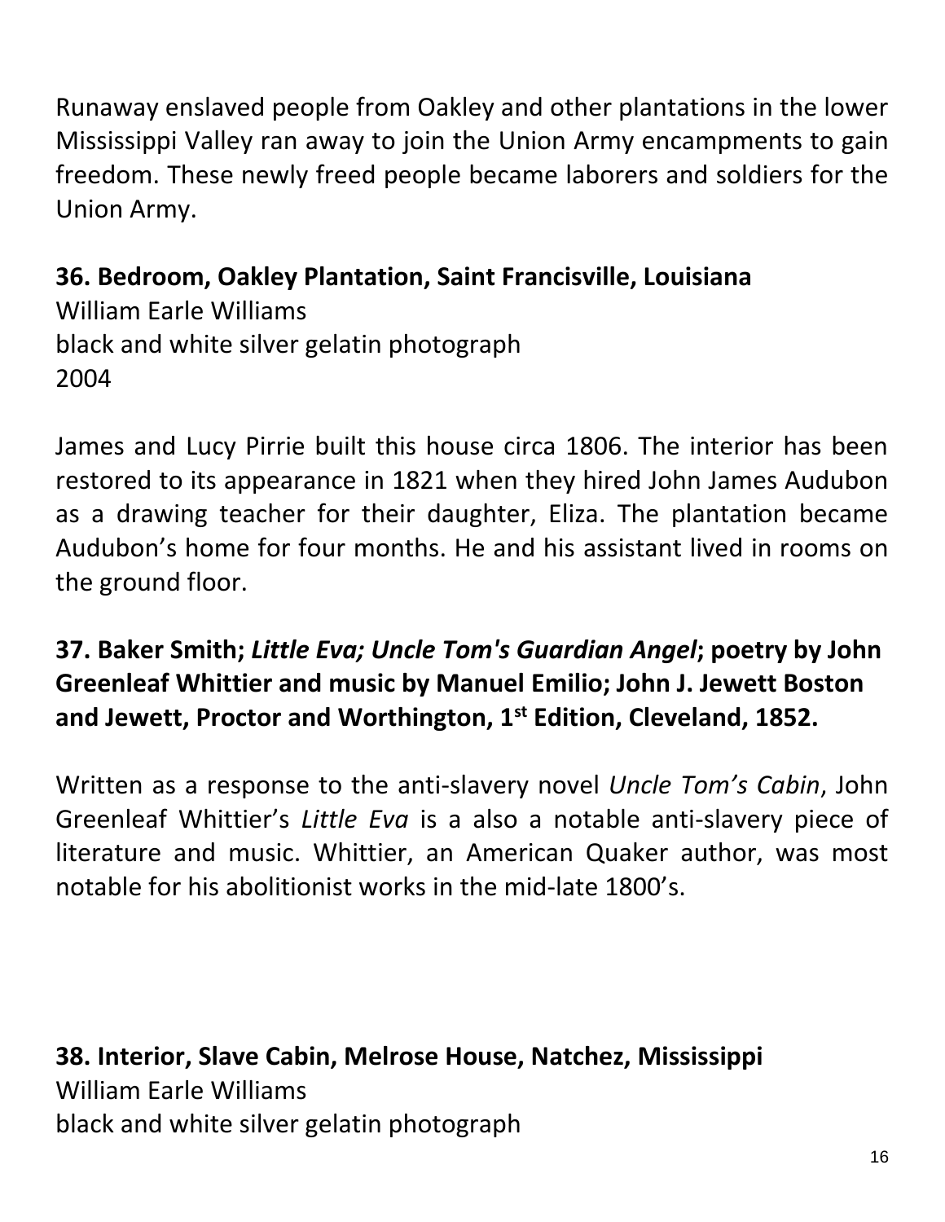Runaway enslaved people from Oakley and other plantations in the lower Mississippi Valley ran away to join the Union Army encampments to gain freedom. These newly freed people became laborers and soldiers for the Union Army.

**36. Bedroom, Oakley Plantation, Saint Francisville, Louisiana**
William Earle Williams
black and white silver gelatin photograph
2004

James and Lucy Pirrie built this house circa 1806. The interior has been restored to its appearance in 1821 when they hired John James Audubon as a drawing teacher for their daughter, Eliza. The plantation became Audubon's home for four months. He and his assistant lived in rooms on the ground floor.

**37. Baker Smith; *Little Eva; Uncle Tom's Guardian Angel*; poetry by John Greenleaf Whittier and music by Manuel Emilio; John J. Jewett Boston and Jewett, Proctor and Worthington, 1st Edition, Cleveland, 1852.**

Written as a response to the anti-slavery novel *Uncle Tom's Cabin*, John Greenleaf Whittier's *Little Eva* is a also a notable anti-slavery piece of literature and music. Whittier, an American Quaker author, was most notable for his abolitionist works in the mid-late 1800's.

**38. Interior, Slave Cabin, Melrose House, Natchez, Mississippi**
William Earle Williams
black and white silver gelatin photograph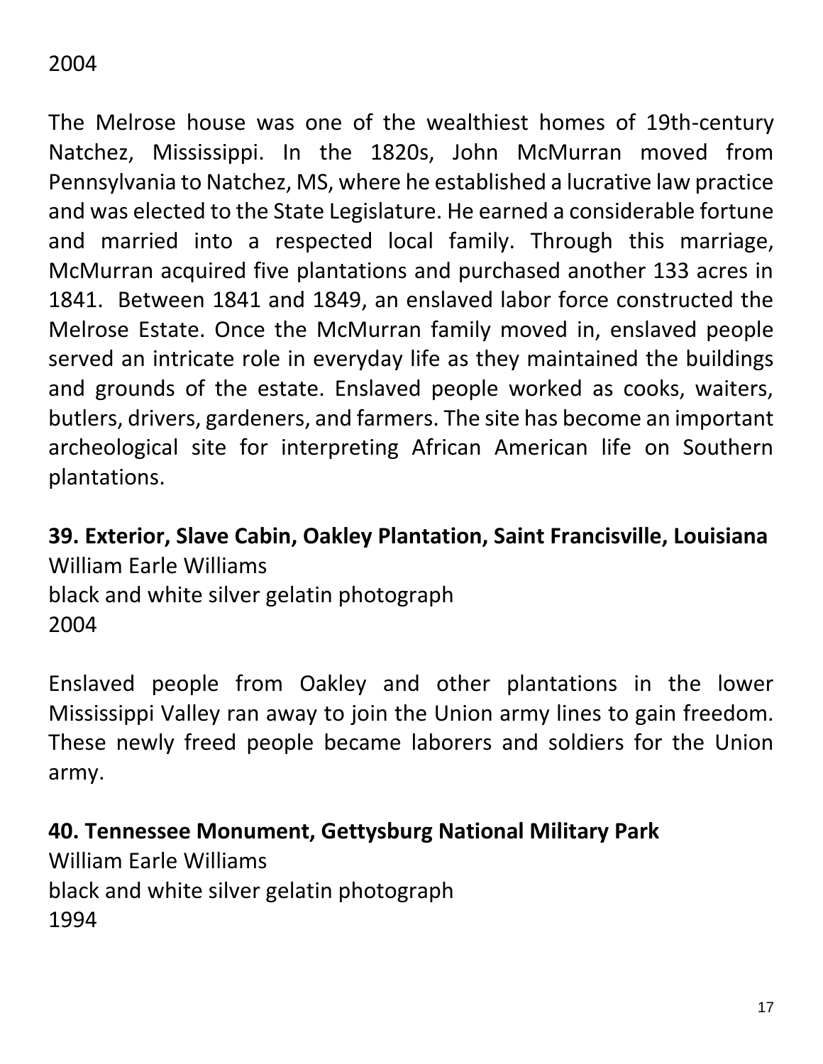2004

The Melrose house was one of the wealthiest homes of 19th-century Natchez, Mississippi. In the 1820s, John McMurran moved from Pennsylvania to Natchez, MS, where he established a lucrative law practice and was elected to the State Legislature. He earned a considerable fortune and married into a respected local family. Through this marriage, McMurran acquired five plantations and purchased another 133 acres in 1841. Between 1841 and 1849, an enslaved labor force constructed the Melrose Estate. Once the McMurran family moved in, enslaved people served an intricate role in everyday life as they maintained the buildings and grounds of the estate. Enslaved people worked as cooks, waiters, butlers, drivers, gardeners, and farmers. The site has become an important archeological site for interpreting African American life on Southern plantations.

**39. Exterior, Slave Cabin, Oakley Plantation, Saint Francisville, Louisiana**
William Earle Williams
black and white silver gelatin photograph
2004

Enslaved people from Oakley and other plantations in the lower Mississippi Valley ran away to join the Union army lines to gain freedom. These newly freed people became laborers and soldiers for the Union army.

**40. Tennessee Monument, Gettysburg National Military Park**
William Earle Williams
black and white silver gelatin photograph
1994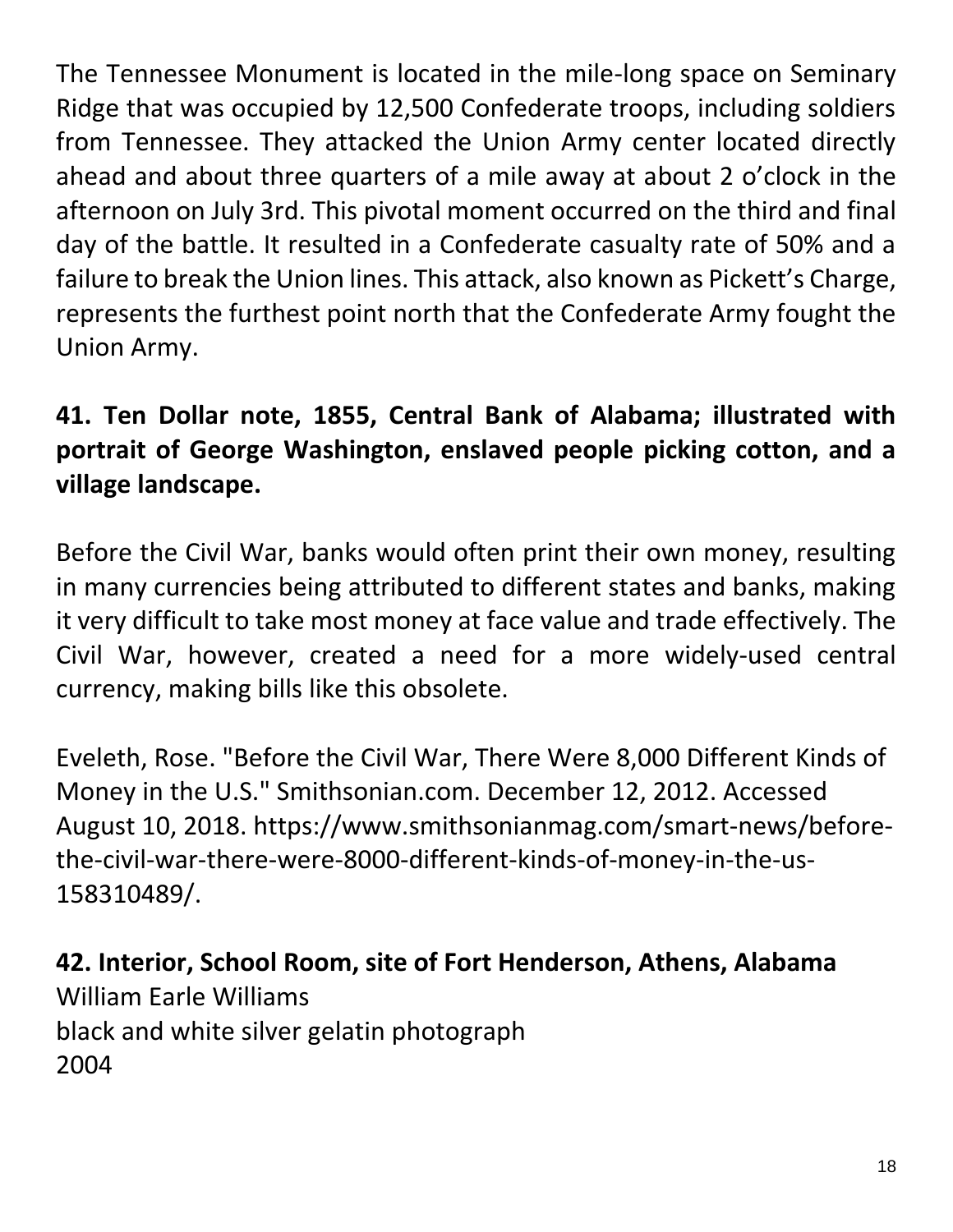The Tennessee Monument is located in the mile-long space on Seminary Ridge that was occupied by 12,500 Confederate troops, including soldiers from Tennessee. They attacked the Union Army center located directly ahead and about three quarters of a mile away at about 2 o'clock in the afternoon on July 3rd. This pivotal moment occurred on the third and final day of the battle. It resulted in a Confederate casualty rate of 50% and a failure to break the Union lines. This attack, also known as Pickett's Charge, represents the furthest point north that the Confederate Army fought the Union Army.

**41. Ten Dollar note, 1855, Central Bank of Alabama; illustrated with portrait of George Washington, enslaved people picking cotton, and a village landscape.**

Before the Civil War, banks would often print their own money, resulting in many currencies being attributed to different states and banks, making it very difficult to take most money at face value and trade effectively. The Civil War, however, created a need for a more widely-used central currency, making bills like this obsolete.

Eveleth, Rose. "Before the Civil War, There Were 8,000 Different Kinds of Money in the U.S." Smithsonian.com. December 12, 2012. Accessed August 10, 2018. https://www.smithsonianmag.com/smart-news/before-the-civil-war-there-were-8000-different-kinds-of-money-in-the-us-158310489/.

**42. Interior, School Room, site of Fort Henderson, Athens, Alabama**
William Earle Williams
black and white silver gelatin photograph
2004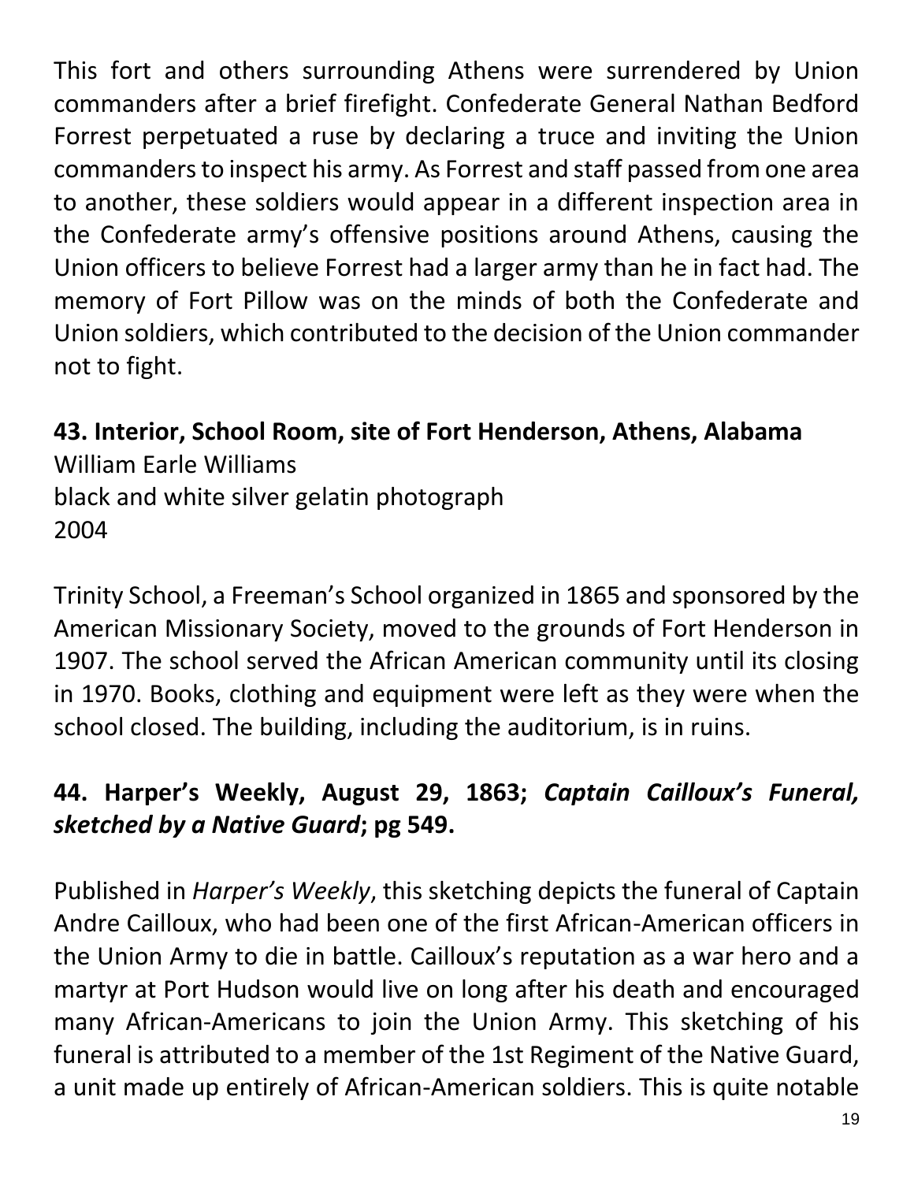This fort and others surrounding Athens were surrendered by Union commanders after a brief firefight. Confederate General Nathan Bedford Forrest perpetuated a ruse by declaring a truce and inviting the Union commanders to inspect his army. As Forrest and staff passed from one area to another, these soldiers would appear in a different inspection area in the Confederate army's offensive positions around Athens, causing the Union officers to believe Forrest had a larger army than he in fact had. The memory of Fort Pillow was on the minds of both the Confederate and Union soldiers, which contributed to the decision of the Union commander not to fight.

**43. Interior, School Room, site of Fort Henderson, Athens, Alabama**
William Earle Williams
black and white silver gelatin photograph
2004

Trinity School, a Freeman's School organized in 1865 and sponsored by the American Missionary Society, moved to the grounds of Fort Henderson in 1907. The school served the African American community until its closing in 1970. Books, clothing and equipment were left as they were when the school closed. The building, including the auditorium, is in ruins.

**44. Harper's Weekly, August 29, 1863; *Captain Cailloux's Funeral, sketched by a Native Guard*; pg 549.**

Published in *Harper's Weekly*, this sketching depicts the funeral of Captain Andre Cailloux, who had been one of the first African-American officers in the Union Army to die in battle. Cailloux's reputation as a war hero and a martyr at Port Hudson would live on long after his death and encouraged many African-Americans to join the Union Army. This sketching of his funeral is attributed to a member of the 1st Regiment of the Native Guard, a unit made up entirely of African-American soldiers. This is quite notable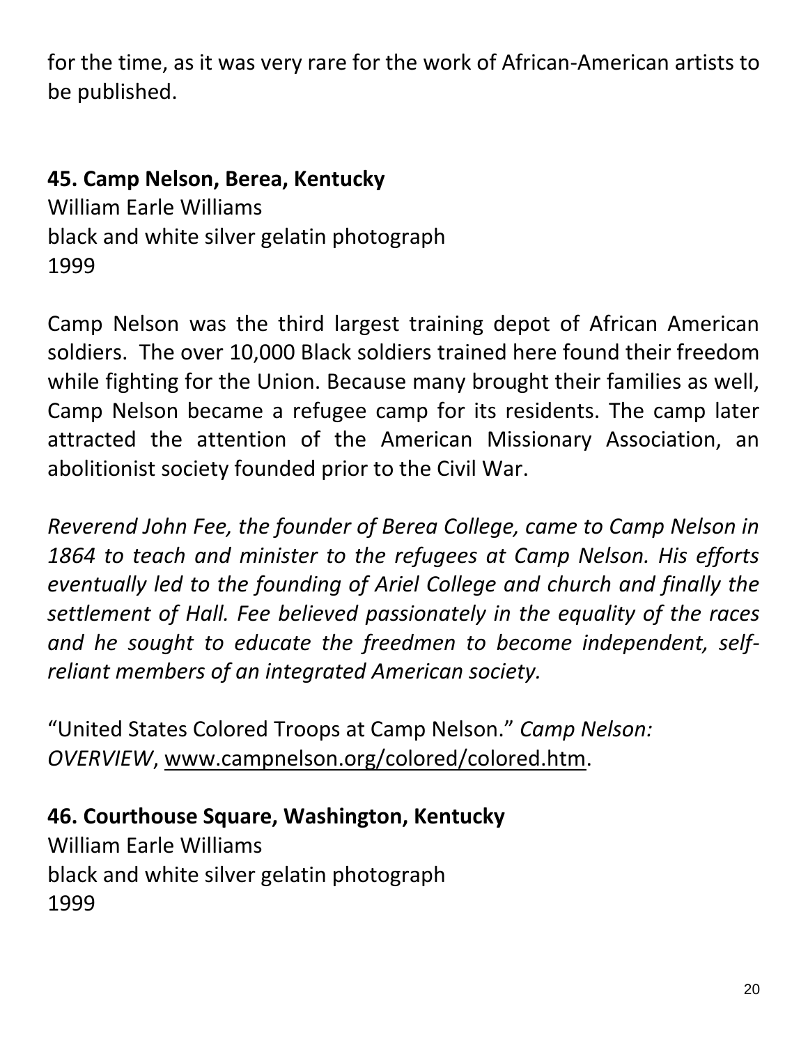for the time, as it was very rare for the work of African-American artists to be published.

**45. Camp Nelson, Berea, Kentucky**
William Earle Williams
black and white silver gelatin photograph
1999

Camp Nelson was the third largest training depot of African American soldiers. The over 10,000 Black soldiers trained here found their freedom while fighting for the Union. Because many brought their families as well, Camp Nelson became a refugee camp for its residents. The camp later attracted the attention of the American Missionary Association, an abolitionist society founded prior to the Civil War.

*Reverend John Fee, the founder of Berea College, came to Camp Nelson in 1864 to teach and minister to the refugees at Camp Nelson. His efforts eventually led to the founding of Ariel College and church and finally the settlement of Hall. Fee believed passionately in the equality of the races and he sought to educate the freedmen to become independent, self-reliant members of an integrated American society.*

"United States Colored Troops at Camp Nelson." *Camp Nelson: OVERVIEW*, www.campnelson.org/colored/colored.htm.

**46. Courthouse Square, Washington, Kentucky**
William Earle Williams
black and white silver gelatin photograph
1999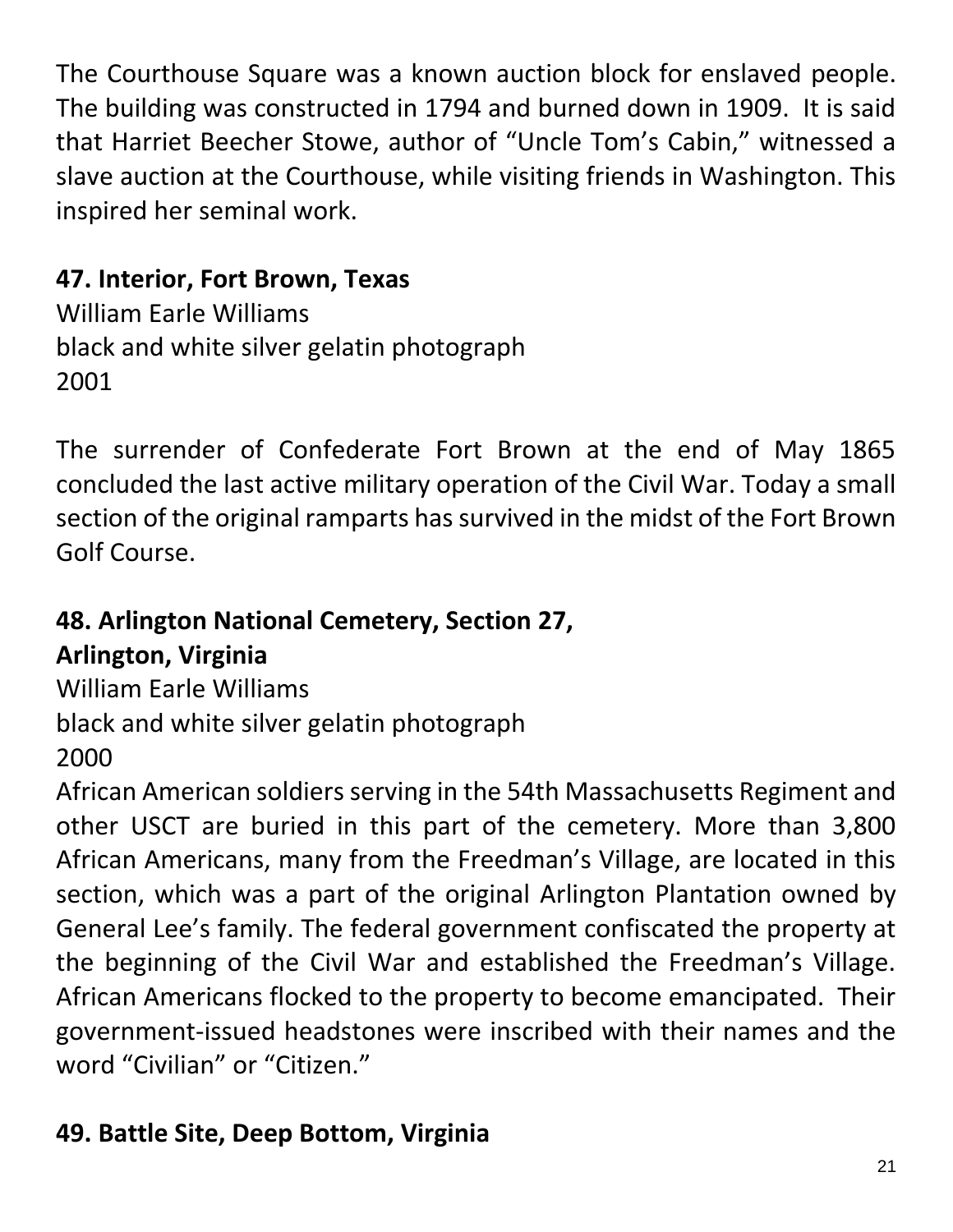The Courthouse Square was a known auction block for enslaved people. The building was constructed in 1794 and burned down in 1909. It is said that Harriet Beecher Stowe, author of "Uncle Tom's Cabin," witnessed a slave auction at the Courthouse, while visiting friends in Washington. This inspired her seminal work.

**47. Interior, Fort Brown, Texas**
William Earle Williams
black and white silver gelatin photograph
2001

The surrender of Confederate Fort Brown at the end of May 1865 concluded the last active military operation of the Civil War. Today a small section of the original ramparts has survived in the midst of the Fort Brown Golf Course.

**48. Arlington National Cemetery, Section 27, Arlington, Virginia**
William Earle Williams
black and white silver gelatin photograph
2000
African American soldiers serving in the 54th Massachusetts Regiment and other USCT are buried in this part of the cemetery. More than 3,800 African Americans, many from the Freedman's Village, are located in this section, which was a part of the original Arlington Plantation owned by General Lee's family. The federal government confiscated the property at the beginning of the Civil War and established the Freedman's Village. African Americans flocked to the property to become emancipated. Their government-issued headstones were inscribed with their names and the word "Civilian" or "Citizen."

**49. Battle Site, Deep Bottom, Virginia**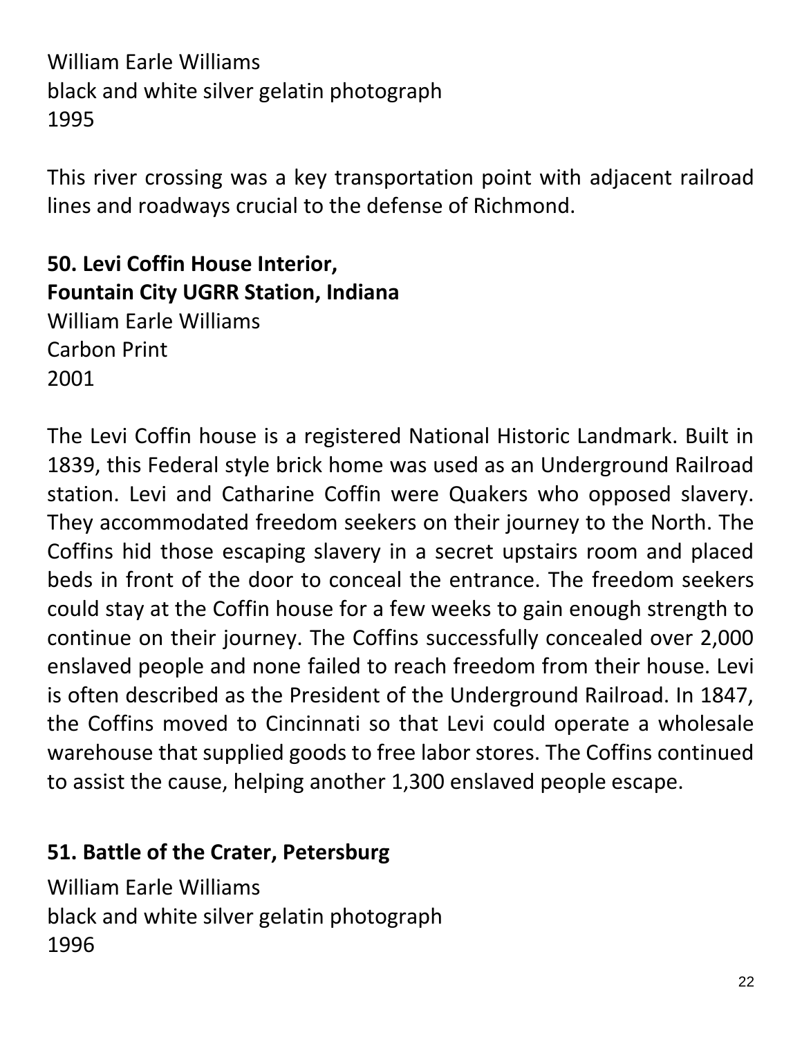William Earle Williams
black and white silver gelatin photograph
1995

This river crossing was a key transportation point with adjacent railroad lines and roadways crucial to the defense of Richmond.

**50. Levi Coffin House Interior,**
**Fountain City UGRR Station, Indiana**
William Earle Williams
Carbon Print
2001

The Levi Coffin house is a registered National Historic Landmark. Built in 1839, this Federal style brick home was used as an Underground Railroad station. Levi and Catharine Coffin were Quakers who opposed slavery. They accommodated freedom seekers on their journey to the North. The Coffins hid those escaping slavery in a secret upstairs room and placed beds in front of the door to conceal the entrance. The freedom seekers could stay at the Coffin house for a few weeks to gain enough strength to continue on their journey. The Coffins successfully concealed over 2,000 enslaved people and none failed to reach freedom from their house. Levi is often described as the President of the Underground Railroad. In 1847, the Coffins moved to Cincinnati so that Levi could operate a wholesale warehouse that supplied goods to free labor stores. The Coffins continued to assist the cause, helping another 1,300 enslaved people escape.

**51. Battle of the Crater, Petersburg**
William Earle Williams
black and white silver gelatin photograph
1996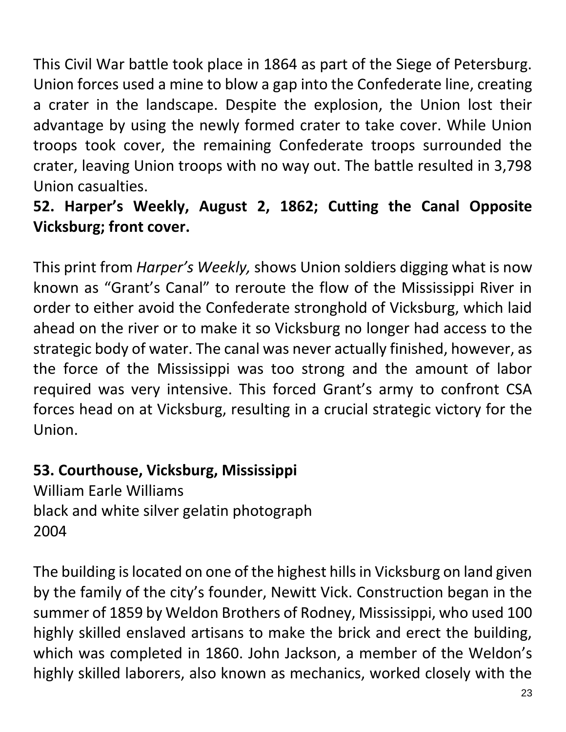This Civil War battle took place in 1864 as part of the Siege of Petersburg. Union forces used a mine to blow a gap into the Confederate line, creating a crater in the landscape. Despite the explosion, the Union lost their advantage by using the newly formed crater to take cover. While Union troops took cover, the remaining Confederate troops surrounded the crater, leaving Union troops with no way out. The battle resulted in 3,798 Union casualties.

**52. Harper's Weekly, August 2, 1862; Cutting the Canal Opposite Vicksburg; front cover.**

This print from *Harper's Weekly,* shows Union soldiers digging what is now known as "Grant's Canal" to reroute the flow of the Mississippi River in order to either avoid the Confederate stronghold of Vicksburg, which laid ahead on the river or to make it so Vicksburg no longer had access to the strategic body of water. The canal was never actually finished, however, as the force of the Mississippi was too strong and the amount of labor required was very intensive. This forced Grant's army to confront CSA forces head on at Vicksburg, resulting in a crucial strategic victory for the Union.

**53. Courthouse, Vicksburg, Mississippi**
William Earle Williams
black and white silver gelatin photograph
2004

The building is located on one of the highest hills in Vicksburg on land given by the family of the city's founder, Newitt Vick. Construction began in the summer of 1859 by Weldon Brothers of Rodney, Mississippi, who used 100 highly skilled enslaved artisans to make the brick and erect the building, which was completed in 1860. John Jackson, a member of the Weldon's highly skilled laborers, also known as mechanics, worked closely with the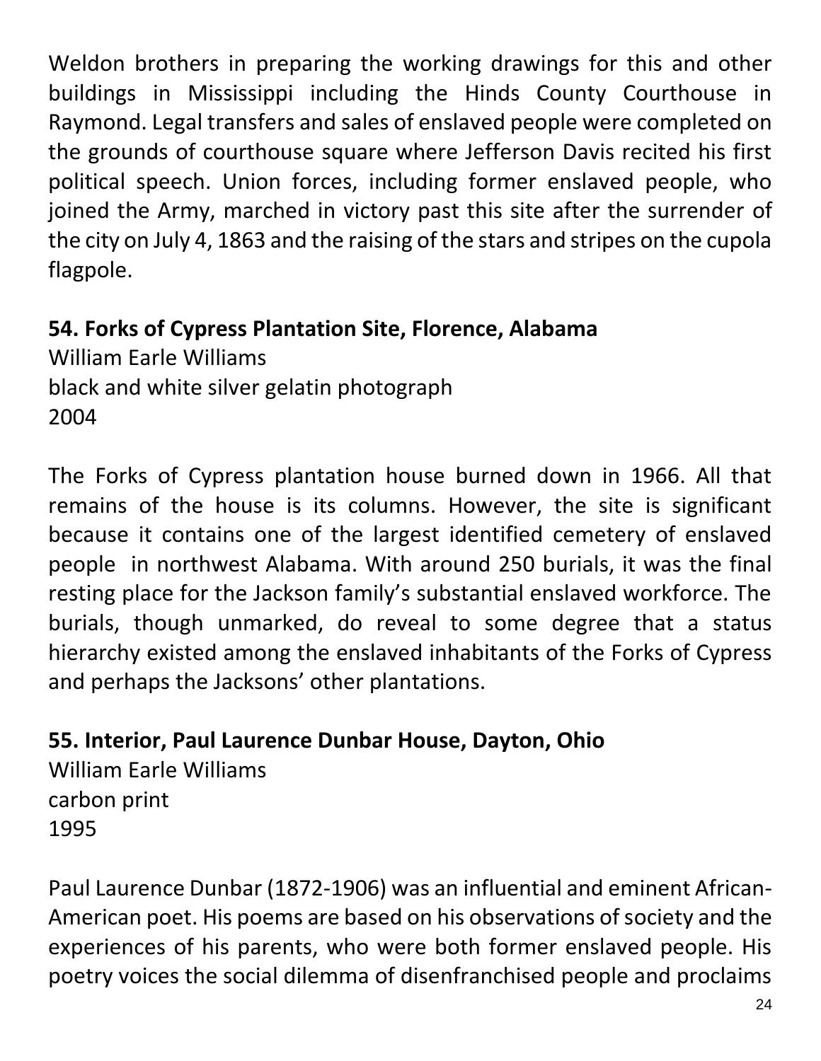Weldon brothers in preparing the working drawings for this and other buildings in Mississippi including the Hinds County Courthouse in Raymond. Legal transfers and sales of enslaved people were completed on the grounds of courthouse square where Jefferson Davis recited his first political speech. Union forces, including former enslaved people, who joined the Army, marched in victory past this site after the surrender of the city on July 4, 1863 and the raising of the stars and stripes on the cupola flagpole.

**54. Forks of Cypress Plantation Site, Florence, Alabama**
William Earle Williams
black and white silver gelatin photograph
2004

The Forks of Cypress plantation house burned down in 1966. All that remains of the house is its columns. However, the site is significant because it contains one of the largest identified cemetery of enslaved people in northwest Alabama. With around 250 burials, it was the final resting place for the Jackson family's substantial enslaved workforce. The burials, though unmarked, do reveal to some degree that a status hierarchy existed among the enslaved inhabitants of the Forks of Cypress and perhaps the Jacksons' other plantations.

**55. Interior, Paul Laurence Dunbar House, Dayton, Ohio**
William Earle Williams
carbon print
1995

Paul Laurence Dunbar (1872-1906) was an influential and eminent African-American poet. His poems are based on his observations of society and the experiences of his parents, who were both former enslaved people. His poetry voices the social dilemma of disenfranchised people and proclaims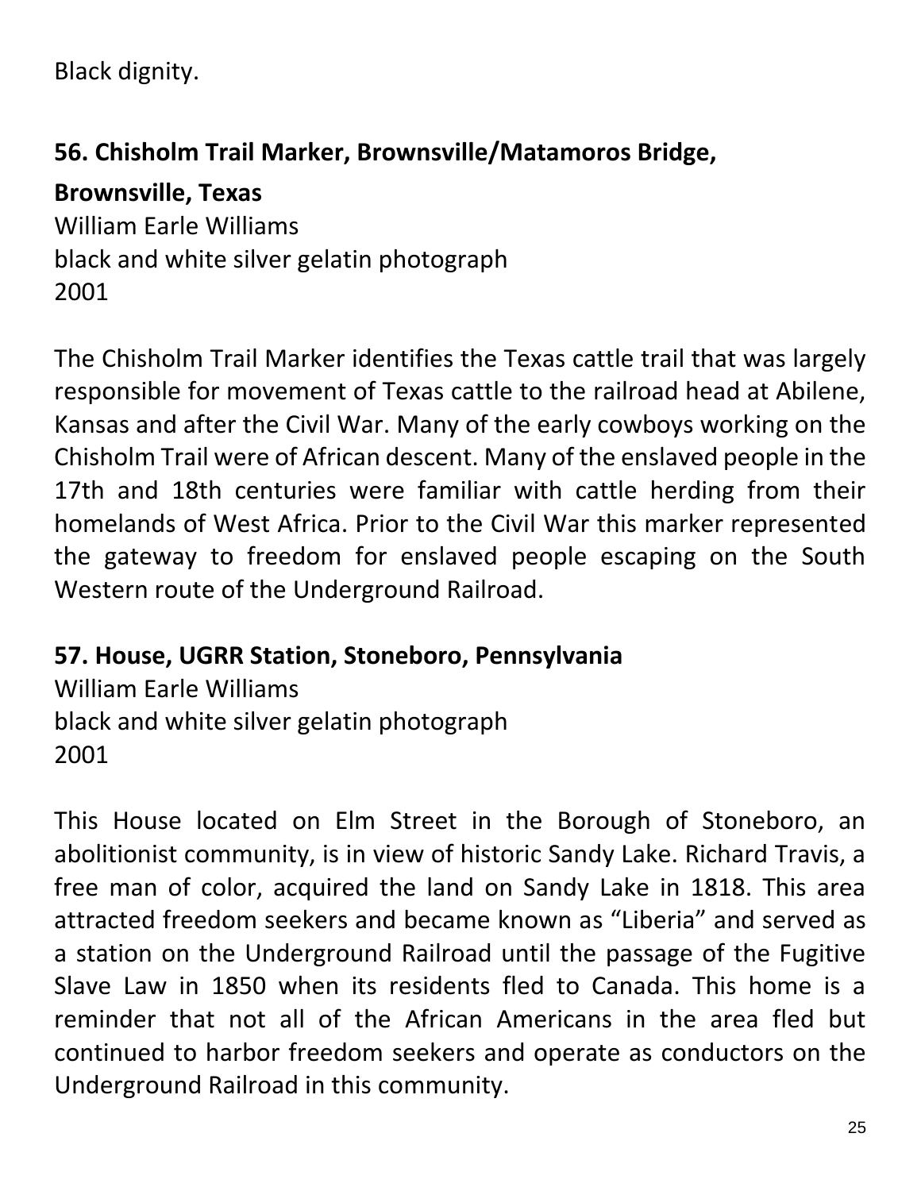Black dignity.

**56. Chisholm Trail Marker, Brownsville/Matamoros Bridge, Brownsville, Texas**
William Earle Williams
black and white silver gelatin photograph
2001

The Chisholm Trail Marker identifies the Texas cattle trail that was largely responsible for movement of Texas cattle to the railroad head at Abilene, Kansas and after the Civil War. Many of the early cowboys working on the Chisholm Trail were of African descent. Many of the enslaved people in the 17th and 18th centuries were familiar with cattle herding from their homelands of West Africa. Prior to the Civil War this marker represented the gateway to freedom for enslaved people escaping on the South Western route of the Underground Railroad.

**57. House, UGRR Station, Stoneboro, Pennsylvania**
William Earle Williams
black and white silver gelatin photograph
2001

This House located on Elm Street in the Borough of Stoneboro, an abolitionist community, is in view of historic Sandy Lake. Richard Travis, a free man of color, acquired the land on Sandy Lake in 1818. This area attracted freedom seekers and became known as "Liberia" and served as a station on the Underground Railroad until the passage of the Fugitive Slave Law in 1850 when its residents fled to Canada. This home is a reminder that not all of the African Americans in the area fled but continued to harbor freedom seekers and operate as conductors on the Underground Railroad in this community.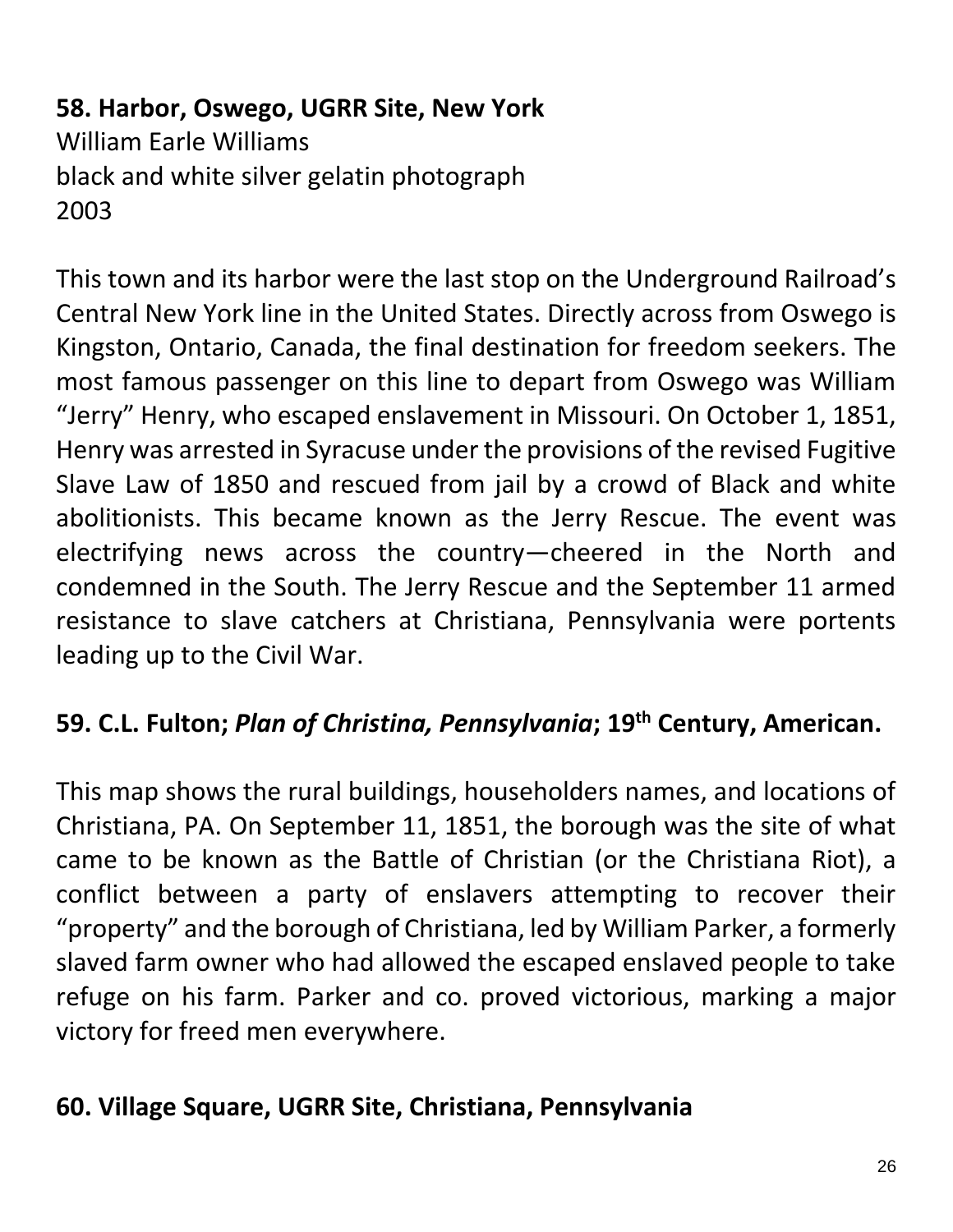**58. Harbor, Oswego, UGRR Site, New York**
William Earle Williams
black and white silver gelatin photograph
2003

This town and its harbor were the last stop on the Underground Railroad's Central New York line in the United States. Directly across from Oswego is Kingston, Ontario, Canada, the final destination for freedom seekers. The most famous passenger on this line to depart from Oswego was William "Jerry" Henry, who escaped enslavement in Missouri. On October 1, 1851, Henry was arrested in Syracuse under the provisions of the revised Fugitive Slave Law of 1850 and rescued from jail by a crowd of Black and white abolitionists. This became known as the Jerry Rescue. The event was electrifying news across the country—cheered in the North and condemned in the South. The Jerry Rescue and the September 11 armed resistance to slave catchers at Christiana, Pennsylvania were portents leading up to the Civil War.

**59. C.L. Fulton; *Plan of Christina, Pennsylvania*; 19th Century, American.**

This map shows the rural buildings, householders names, and locations of Christiana, PA. On September 11, 1851, the borough was the site of what came to be known as the Battle of Christian (or the Christiana Riot), a conflict between a party of enslavers attempting to recover their "property" and the borough of Christiana, led by William Parker, a formerly slaved farm owner who had allowed the escaped enslaved people to take refuge on his farm. Parker and co. proved victorious, marking a major victory for freed men everywhere.

**60. Village Square, UGRR Site, Christiana, Pennsylvania**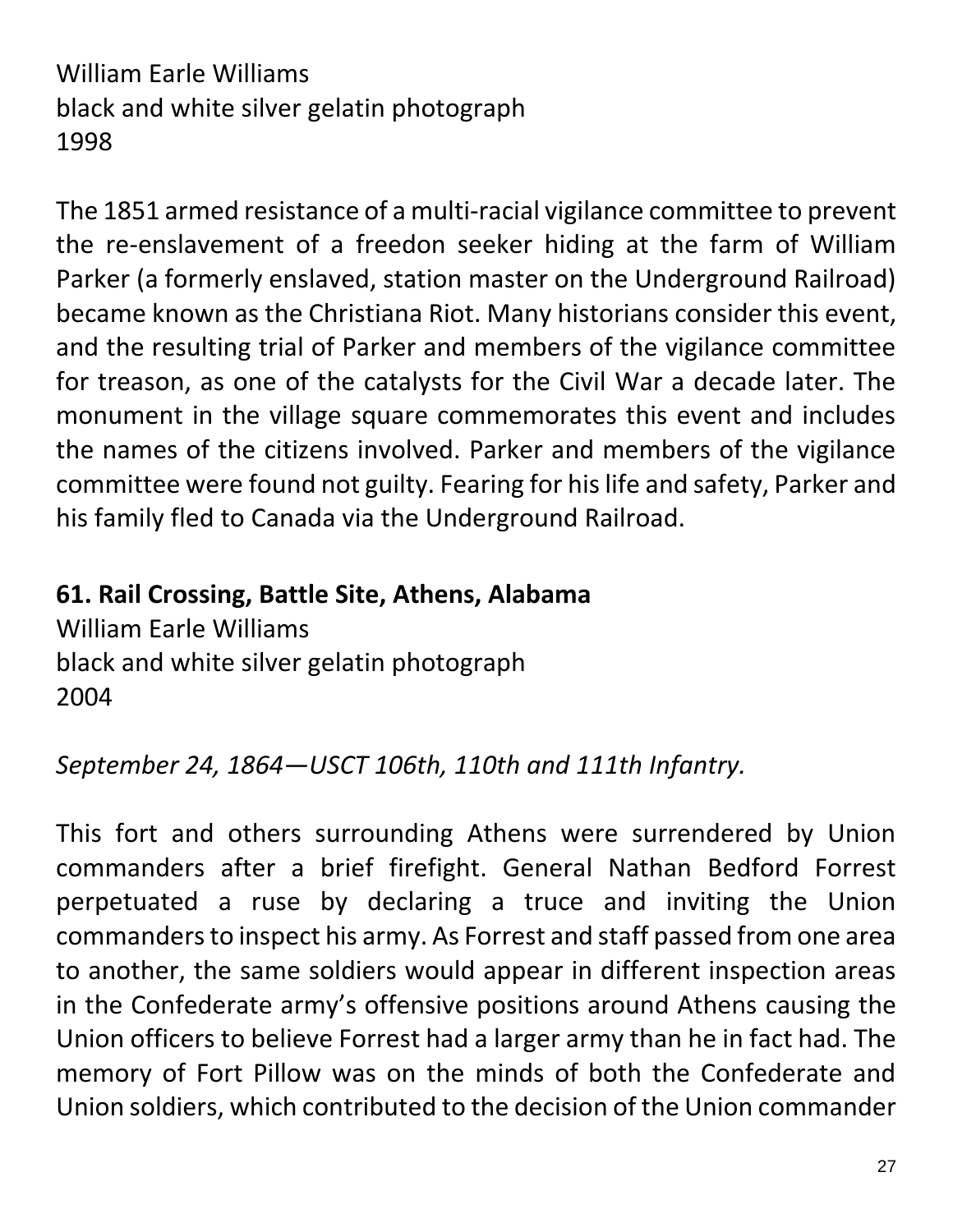William Earle Williams
black and white silver gelatin photograph
1998

The 1851 armed resistance of a multi-racial vigilance committee to prevent the re-enslavement of a freedon seeker hiding at the farm of William Parker (a formerly enslaved, station master on the Underground Railroad) became known as the Christiana Riot. Many historians consider this event, and the resulting trial of Parker and members of the vigilance committee for treason, as one of the catalysts for the Civil War a decade later. The monument in the village square commemorates this event and includes the names of the citizens involved. Parker and members of the vigilance committee were found not guilty. Fearing for his life and safety, Parker and his family fled to Canada via the Underground Railroad.

**61. Rail Crossing, Battle Site, Athens, Alabama**
William Earle Williams
black and white silver gelatin photograph
2004

*September 24, 1864—USCT 106th, 110th and 111th Infantry.*

This fort and others surrounding Athens were surrendered by Union commanders after a brief firefight. General Nathan Bedford Forrest perpetuated a ruse by declaring a truce and inviting the Union commanders to inspect his army. As Forrest and staff passed from one area to another, the same soldiers would appear in different inspection areas in the Confederate army's offensive positions around Athens causing the Union officers to believe Forrest had a larger army than he in fact had. The memory of Fort Pillow was on the minds of both the Confederate and Union soldiers, which contributed to the decision of the Union commander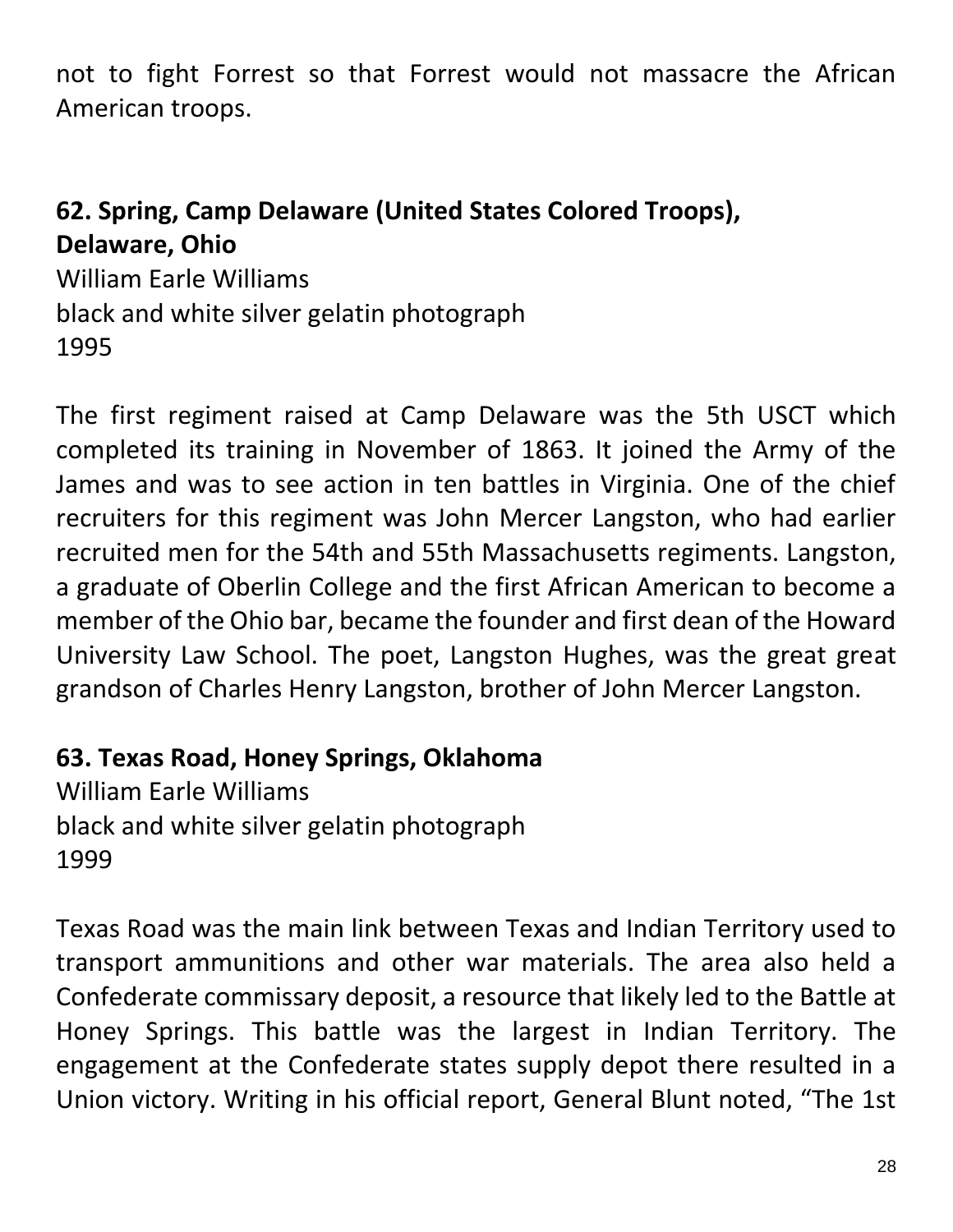not to fight Forrest so that Forrest would not massacre the African American troops.

**62. Spring, Camp Delaware (United States Colored Troops), Delaware, Ohio**
William Earle Williams
black and white silver gelatin photograph
1995

The first regiment raised at Camp Delaware was the 5th USCT which completed its training in November of 1863. It joined the Army of the James and was to see action in ten battles in Virginia. One of the chief recruiters for this regiment was John Mercer Langston, who had earlier recruited men for the 54th and 55th Massachusetts regiments. Langston, a graduate of Oberlin College and the first African American to become a member of the Ohio bar, became the founder and first dean of the Howard University Law School. The poet, Langston Hughes, was the great great grandson of Charles Henry Langston, brother of John Mercer Langston.

**63. Texas Road, Honey Springs, Oklahoma**
William Earle Williams
black and white silver gelatin photograph
1999

Texas Road was the main link between Texas and Indian Territory used to transport ammunitions and other war materials. The area also held a Confederate commissary deposit, a resource that likely led to the Battle at Honey Springs. This battle was the largest in Indian Territory. The engagement at the Confederate states supply depot there resulted in a Union victory. Writing in his official report, General Blunt noted, "The 1st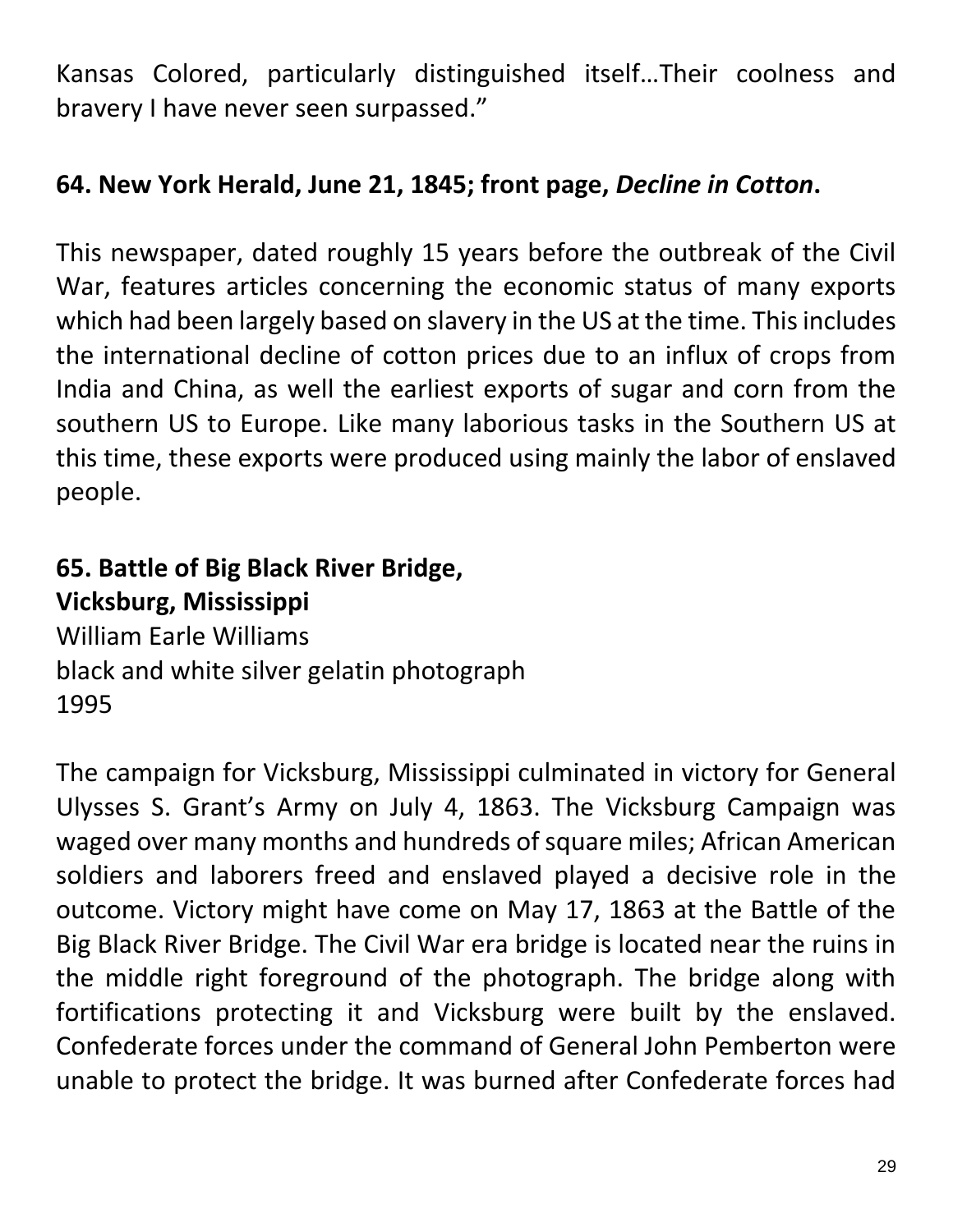Kansas Colored, particularly distinguished itself…Their coolness and bravery I have never seen surpassed."

**64. New York Herald, June 21, 1845; front page, *Decline in Cotton*.**

This newspaper, dated roughly 15 years before the outbreak of the Civil War, features articles concerning the economic status of many exports which had been largely based on slavery in the US at the time. This includes the international decline of cotton prices due to an influx of crops from India and China, as well the earliest exports of sugar and corn from the southern US to Europe. Like many laborious tasks in the Southern US at this time, these exports were produced using mainly the labor of enslaved people.

**65. Battle of Big Black River Bridge,**
**Vicksburg, Mississippi**
William Earle Williams
black and white silver gelatin photograph
1995

The campaign for Vicksburg, Mississippi culminated in victory for General Ulysses S. Grant's Army on July 4, 1863. The Vicksburg Campaign was waged over many months and hundreds of square miles; African American soldiers and laborers freed and enslaved played a decisive role in the outcome. Victory might have come on May 17, 1863 at the Battle of the Big Black River Bridge. The Civil War era bridge is located near the ruins in the middle right foreground of the photograph. The bridge along with fortifications protecting it and Vicksburg were built by the enslaved. Confederate forces under the command of General John Pemberton were unable to protect the bridge. It was burned after Confederate forces had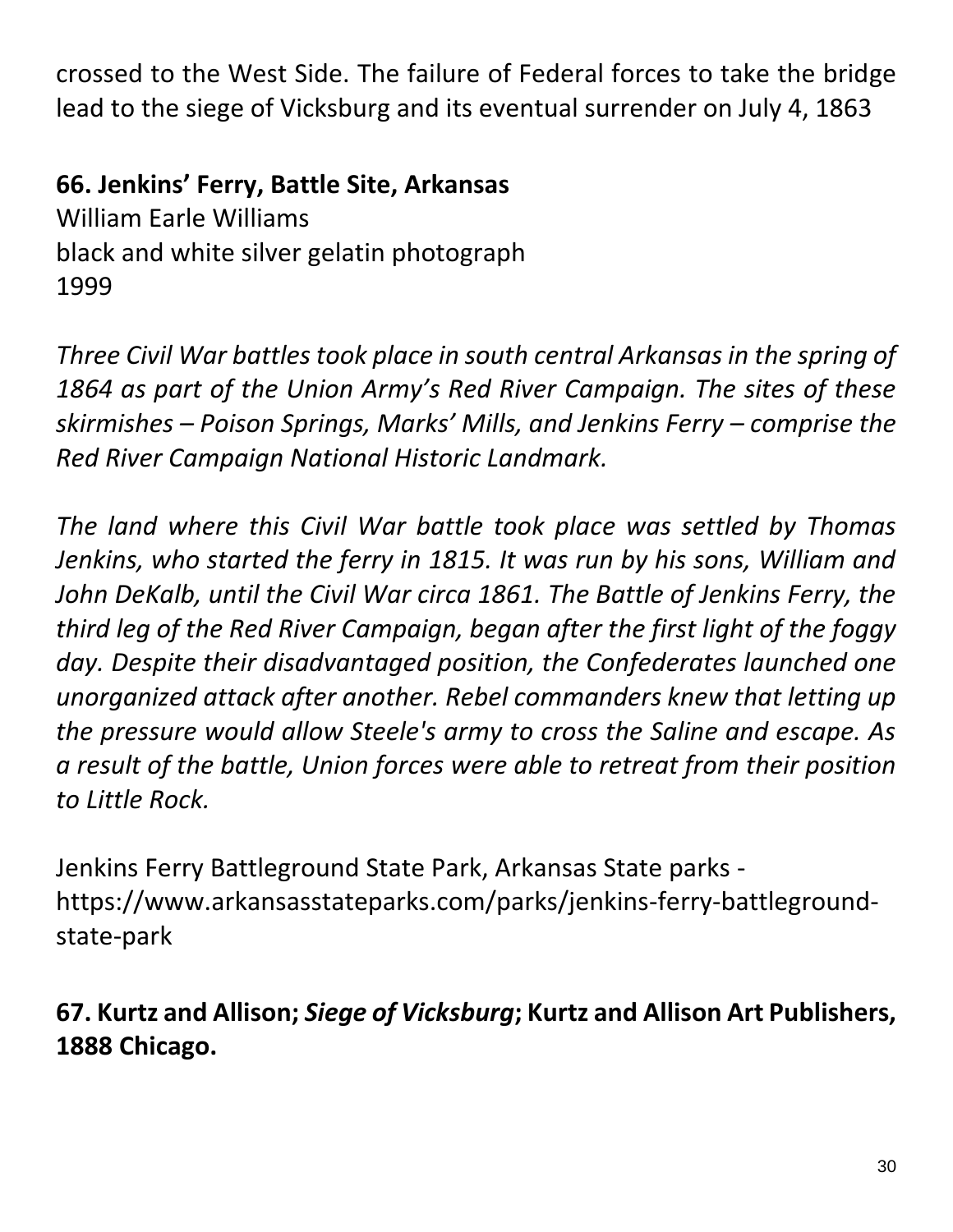crossed to the West Side. The failure of Federal forces to take the bridge lead to the siege of Vicksburg and its eventual surrender on July 4, 1863

**66. Jenkins' Ferry, Battle Site, Arkansas**
William Earle Williams
black and white silver gelatin photograph
1999

*Three Civil War battles took place in south central Arkansas in the spring of 1864 as part of the Union Army's Red River Campaign. The sites of these skirmishes – Poison Springs, Marks' Mills, and Jenkins Ferry – comprise the Red River Campaign National Historic Landmark.*

*The land where this Civil War battle took place was settled by Thomas Jenkins, who started the ferry in 1815. It was run by his sons, William and John DeKalb, until the Civil War circa 1861. The Battle of Jenkins Ferry, the third leg of the Red River Campaign, began after the first light of the foggy day. Despite their disadvantaged position, the Confederates launched one unorganized attack after another. Rebel commanders knew that letting up the pressure would allow Steele's army to cross the Saline and escape. As a result of the battle, Union forces were able to retreat from their position to Little Rock.*

Jenkins Ferry Battleground State Park, Arkansas State parks - https://www.arkansasstateparks.com/parks/jenkins-ferry-battleground-state-park

**67. Kurtz and Allison; *Siege of Vicksburg*; Kurtz and Allison Art Publishers, 1888 Chicago.**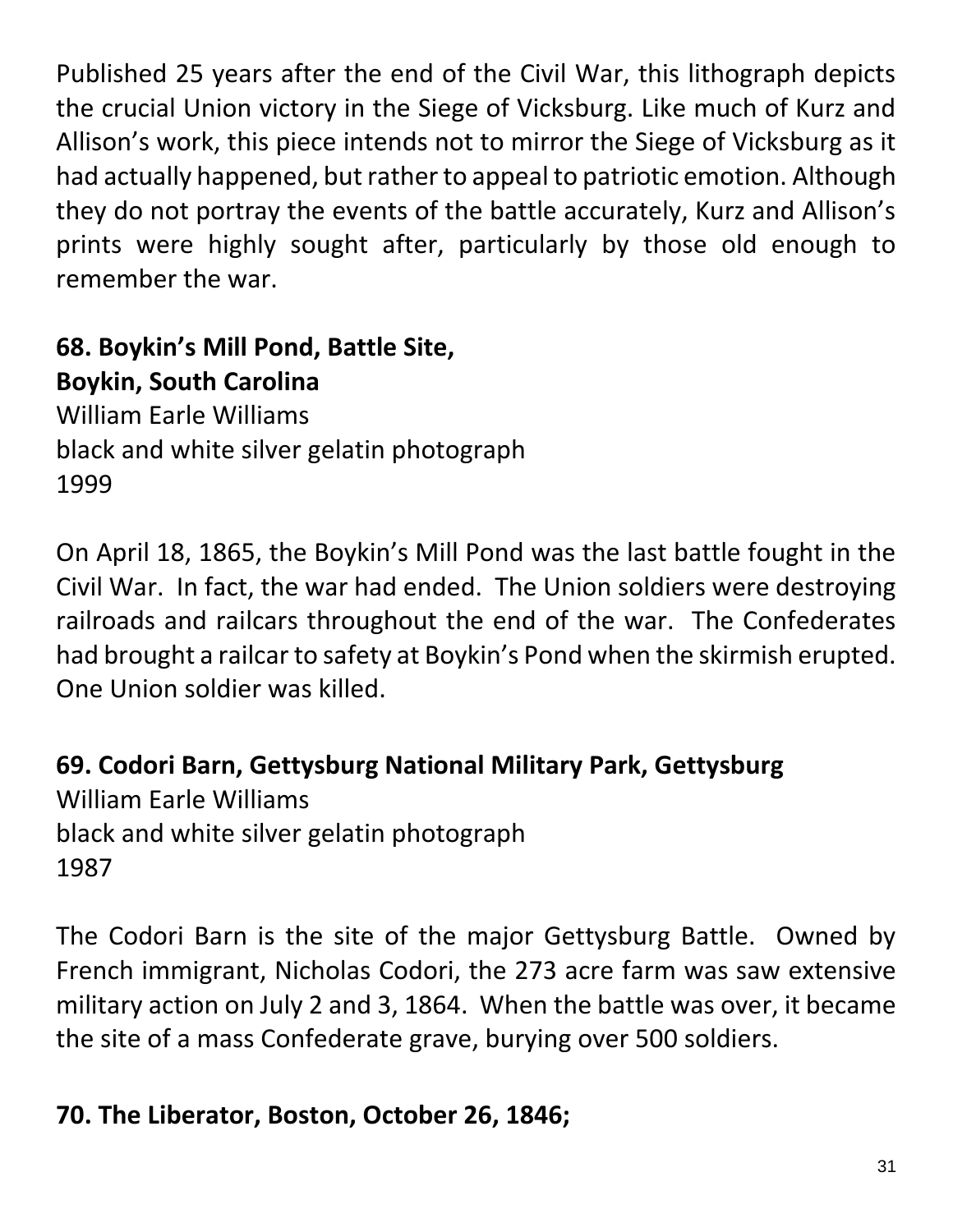Published 25 years after the end of the Civil War, this lithograph depicts the crucial Union victory in the Siege of Vicksburg. Like much of Kurz and Allison's work, this piece intends not to mirror the Siege of Vicksburg as it had actually happened, but rather to appeal to patriotic emotion. Although they do not portray the events of the battle accurately, Kurz and Allison's prints were highly sought after, particularly by those old enough to remember the war.

**68. Boykin's Mill Pond, Battle Site, Boykin, South Carolina**
William Earle Williams
black and white silver gelatin photograph
1999

On April 18, 1865, the Boykin's Mill Pond was the last battle fought in the Civil War. In fact, the war had ended. The Union soldiers were destroying railroads and railcars throughout the end of the war. The Confederates had brought a railcar to safety at Boykin's Pond when the skirmish erupted. One Union soldier was killed.

**69. Codori Barn, Gettysburg National Military Park, Gettysburg**
William Earle Williams
black and white silver gelatin photograph
1987

The Codori Barn is the site of the major Gettysburg Battle. Owned by French immigrant, Nicholas Codori, the 273 acre farm was saw extensive military action on July 2 and 3, 1864. When the battle was over, it became the site of a mass Confederate grave, burying over 500 soldiers.

**70. The Liberator, Boston, October 26, 1846;**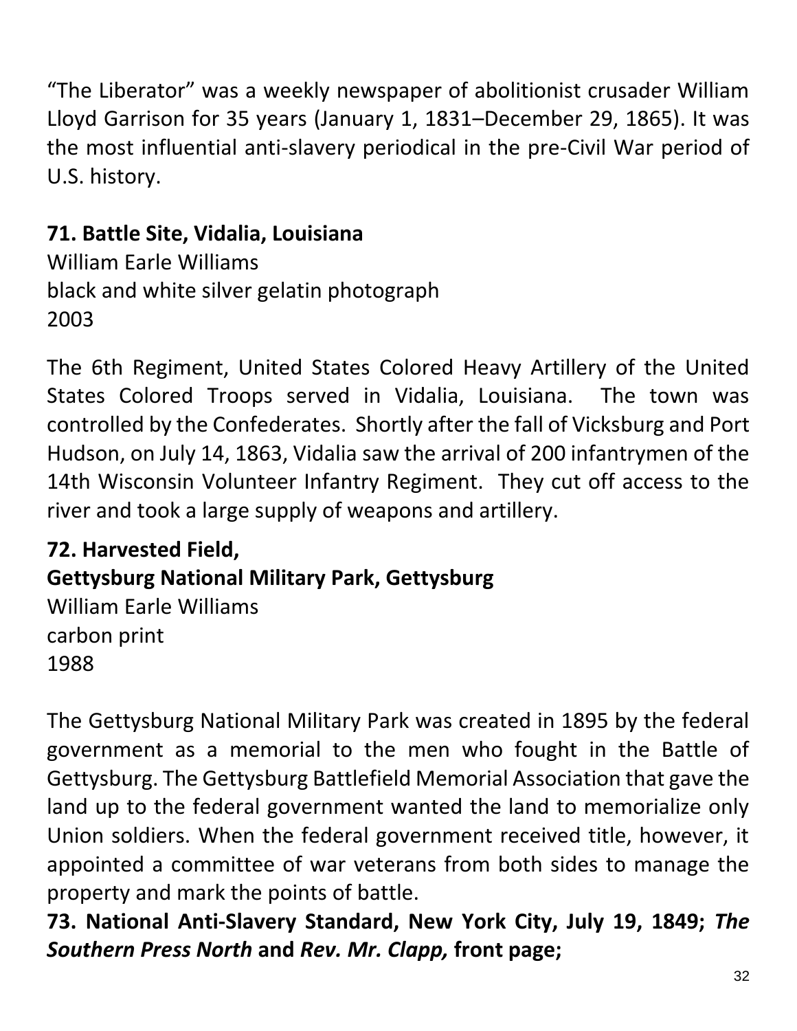“The Liberator” was a weekly newspaper of abolitionist crusader William Lloyd Garrison for 35 years (January 1, 1831–December 29, 1865). It was the most influential anti-slavery periodical in the pre-Civil War period of U.S. history.

**71. Battle Site, Vidalia, Louisiana**
William Earle Williams
black and white silver gelatin photograph
2003

The 6th Regiment, United States Colored Heavy Artillery of the United States Colored Troops served in Vidalia, Louisiana. The town was controlled by the Confederates. Shortly after the fall of Vicksburg and Port Hudson, on July 14, 1863, Vidalia saw the arrival of 200 infantrymen of the 14th Wisconsin Volunteer Infantry Regiment. They cut off access to the river and took a large supply of weapons and artillery.

**72. Harvested Field,**
**Gettysburg National Military Park, Gettysburg**
William Earle Williams
carbon print
1988

The Gettysburg National Military Park was created in 1895 by the federal government as a memorial to the men who fought in the Battle of Gettysburg. The Gettysburg Battlefield Memorial Association that gave the land up to the federal government wanted the land to memorialize only Union soldiers. When the federal government received title, however, it appointed a committee of war veterans from both sides to manage the property and mark the points of battle.

**73. National Anti-Slavery Standard, New York City, July 19, 1849; *The Southern Press North* and *Rev. Mr. Clapp,* front page;**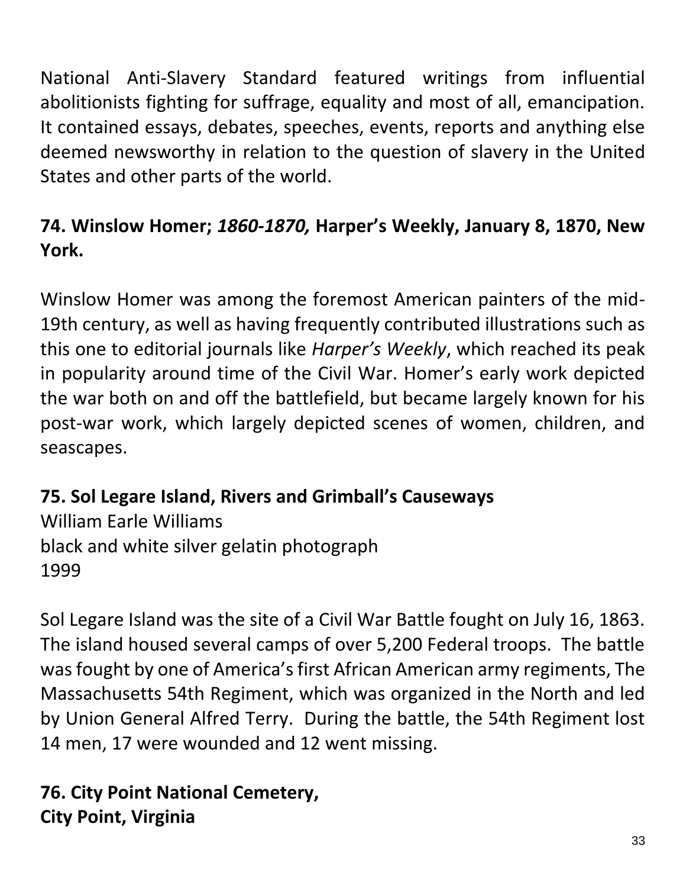National Anti-Slavery Standard featured writings from influential abolitionists fighting for suffrage, equality and most of all, emancipation. It contained essays, debates, speeches, events, reports and anything else deemed newsworthy in relation to the question of slavery in the United States and other parts of the world.

**74. Winslow Homer; *1860-1870,* Harper's Weekly, January 8, 1870, New York.**

Winslow Homer was among the foremost American painters of the mid-19th century, as well as having frequently contributed illustrations such as this one to editorial journals like *Harper's Weekly*, which reached its peak in popularity around time of the Civil War. Homer's early work depicted the war both on and off the battlefield, but became largely known for his post-war work, which largely depicted scenes of women, children, and seascapes.

**75. Sol Legare Island, Rivers and Grimball's Causeways**
William Earle Williams
black and white silver gelatin photograph
1999

Sol Legare Island was the site of a Civil War Battle fought on July 16, 1863. The island housed several camps of over 5,200 Federal troops. The battle was fought by one of America's first African American army regiments, The Massachusetts 54th Regiment, which was organized in the North and led by Union General Alfred Terry. During the battle, the 54th Regiment lost 14 men, 17 were wounded and 12 went missing.

**76. City Point National Cemetery,**
**City Point, Virginia**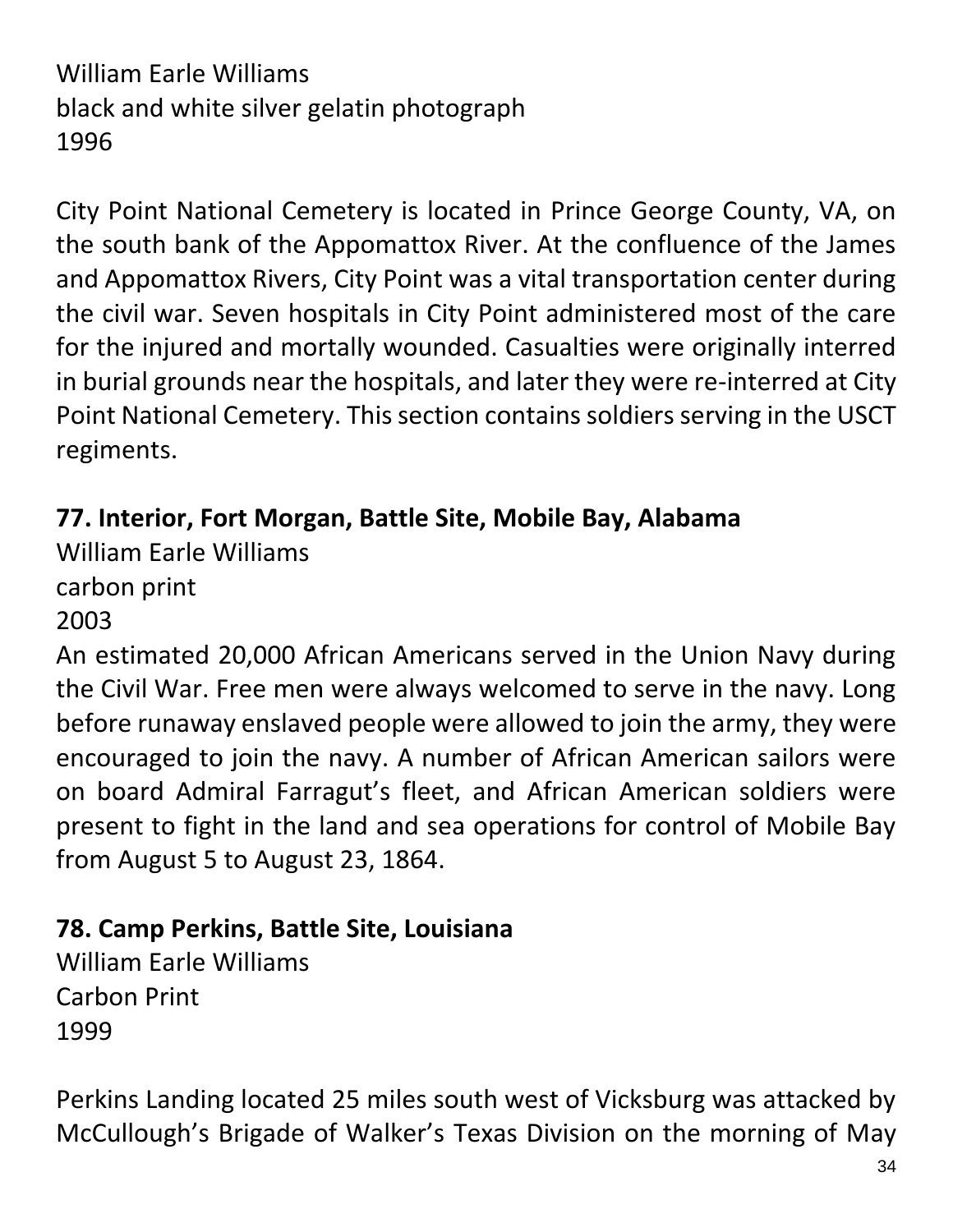William Earle Williams
black and white silver gelatin photograph
1996

City Point National Cemetery is located in Prince George County, VA, on the south bank of the Appomattox River. At the confluence of the James and Appomattox Rivers, City Point was a vital transportation center during the civil war. Seven hospitals in City Point administered most of the care for the injured and mortally wounded. Casualties were originally interred in burial grounds near the hospitals, and later they were re-interred at City Point National Cemetery. This section contains soldiers serving in the USCT regiments.

**77. Interior, Fort Morgan, Battle Site, Mobile Bay, Alabama**
William Earle Williams
carbon print
2003
An estimated 20,000 African Americans served in the Union Navy during the Civil War. Free men were always welcomed to serve in the navy. Long before runaway enslaved people were allowed to join the army, they were encouraged to join the navy. A number of African American sailors were on board Admiral Farragut's fleet, and African American soldiers were present to fight in the land and sea operations for control of Mobile Bay from August 5 to August 23, 1864.

**78. Camp Perkins, Battle Site, Louisiana**
William Earle Williams
Carbon Print
1999

Perkins Landing located 25 miles south west of Vicksburg was attacked by McCullough's Brigade of Walker's Texas Division on the morning of May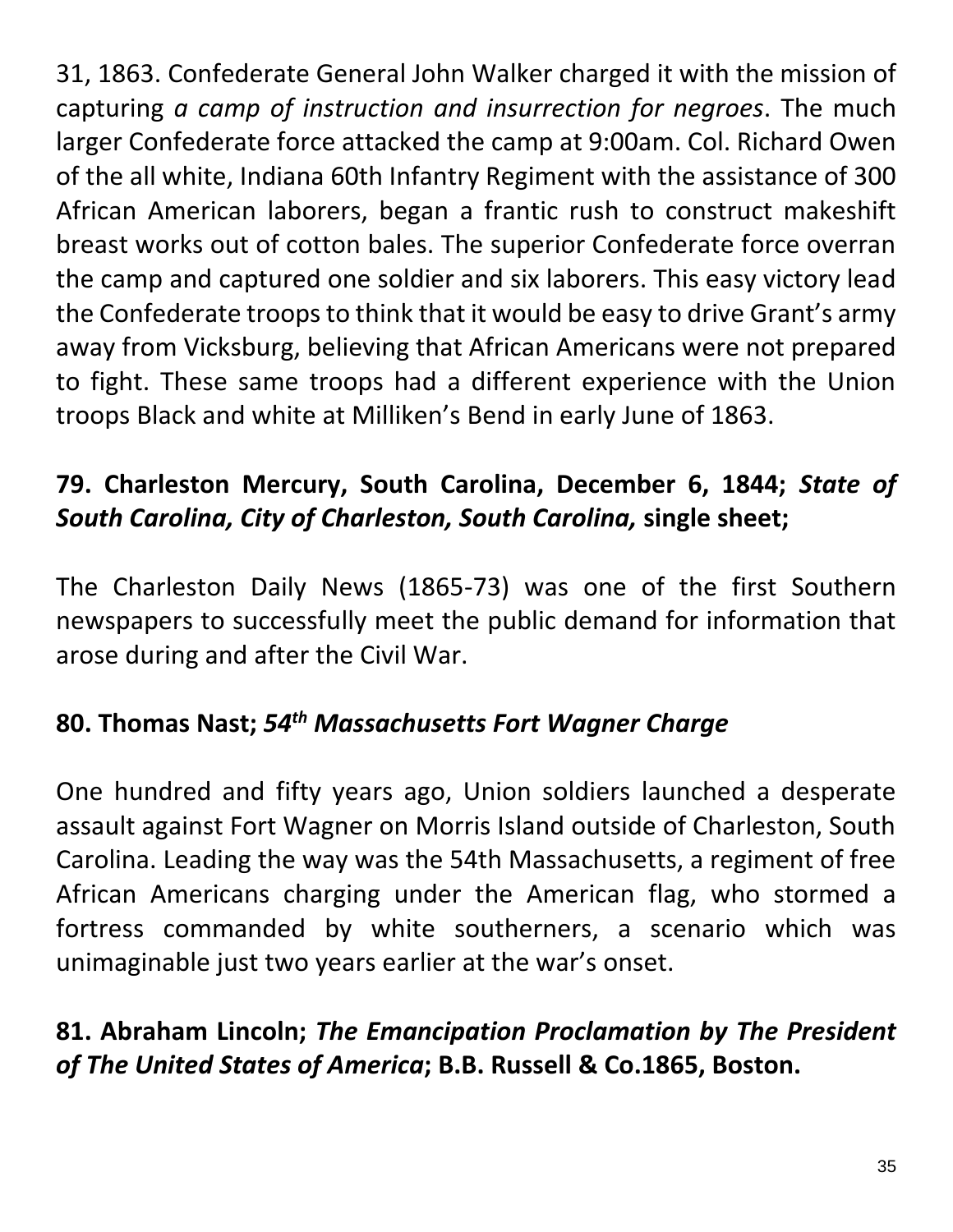31, 1863. Confederate General John Walker charged it with the mission of capturing *a camp of instruction and insurrection for negroes*. The much larger Confederate force attacked the camp at 9:00am. Col. Richard Owen of the all white, Indiana 60th Infantry Regiment with the assistance of 300 African American laborers, began a frantic rush to construct makeshift breast works out of cotton bales. The superior Confederate force overran the camp and captured one soldier and six laborers. This easy victory lead the Confederate troops to think that it would be easy to drive Grant's army away from Vicksburg, believing that African Americans were not prepared to fight. These same troops had a different experience with the Union troops Black and white at Milliken's Bend in early June of 1863.

### 79. Charleston Mercury, South Carolina, December 6, 1844; *State of South Carolina, City of Charleston, South Carolina,* single sheet;

The Charleston Daily News (1865-73) was one of the first Southern newspapers to successfully meet the public demand for information that arose during and after the Civil War.

### 80. Thomas Nast; *54th Massachusetts Fort Wagner Charge*

One hundred and fifty years ago, Union soldiers launched a desperate assault against Fort Wagner on Morris Island outside of Charleston, South Carolina. Leading the way was the 54th Massachusetts, a regiment of free African Americans charging under the American flag, who stormed a fortress commanded by white southerners, a scenario which was unimaginable just two years earlier at the war's onset.

### 81. Abraham Lincoln; *The Emancipation Proclamation by The President of The United States of America*; B.B. Russell & Co.1865, Boston.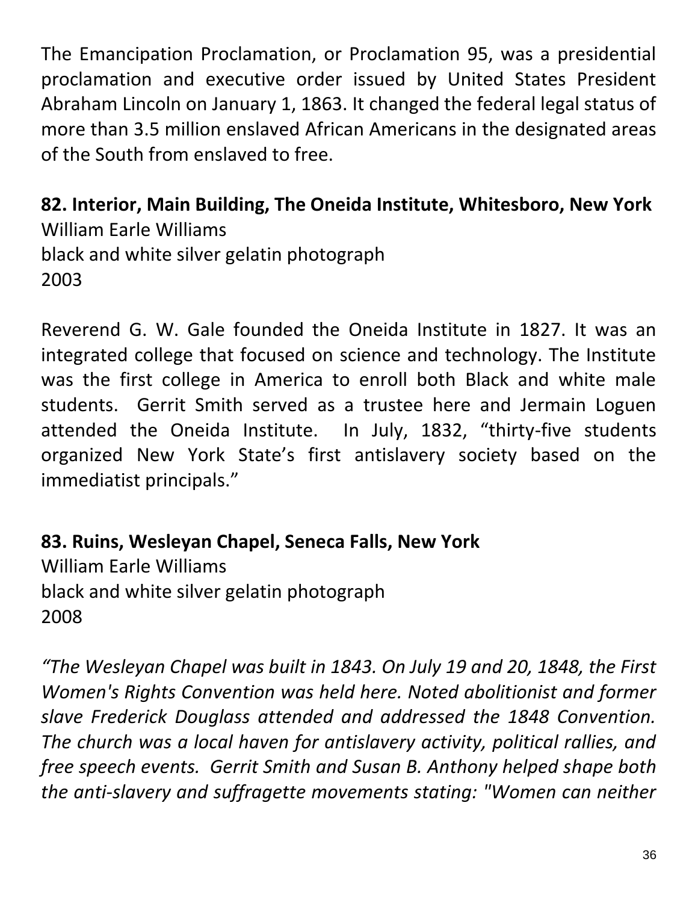The Emancipation Proclamation, or Proclamation 95, was a presidential proclamation and executive order issued by United States President Abraham Lincoln on January 1, 1863. It changed the federal legal status of more than 3.5 million enslaved African Americans in the designated areas of the South from enslaved to free.

**82. Interior, Main Building, The Oneida Institute, Whitesboro, New York**
William Earle Williams
black and white silver gelatin photograph
2003

Reverend G. W. Gale founded the Oneida Institute in 1827. It was an integrated college that focused on science and technology. The Institute was the first college in America to enroll both Black and white male students. Gerrit Smith served as a trustee here and Jermain Loguen attended the Oneida Institute. In July, 1832, "thirty-five students organized New York State's first antislavery society based on the immediatist principals."

**83. Ruins, Wesleyan Chapel, Seneca Falls, New York**
William Earle Williams
black and white silver gelatin photograph
2008

*"The Wesleyan Chapel was built in 1843. On July 19 and 20, 1848, the First Women's Rights Convention was held here. Noted abolitionist and former slave Frederick Douglass attended and addressed the 1848 Convention. The church was a local haven for antislavery activity, political rallies, and free speech events. Gerrit Smith and Susan B. Anthony helped shape both the anti-slavery and suffragette movements stating: "Women can neither*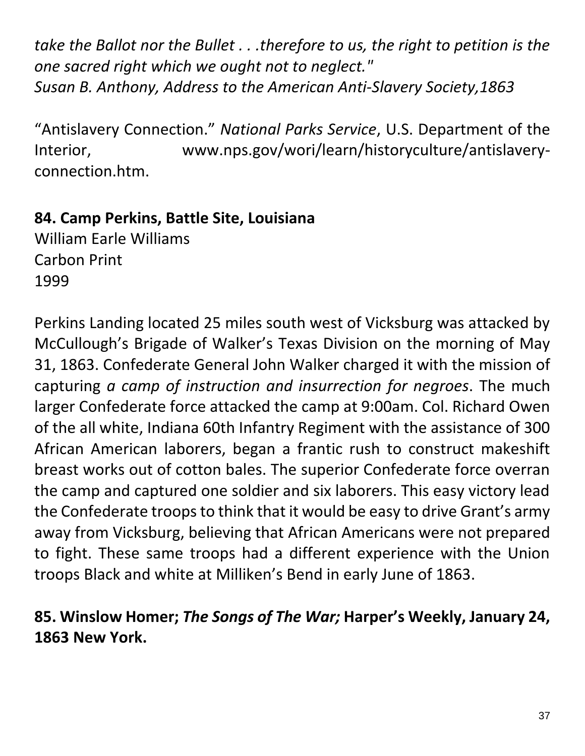*take the Ballot nor the Bullet . . .therefore to us, the right to petition is the one sacred right which we ought not to neglect."*
*Susan B. Anthony, Address to the American Anti-Slavery Society,1863*

"Antislavery Connection." *National Parks Service*, U.S. Department of the Interior, www.nps.gov/wori/learn/historyculture/antislavery-connection.htm.

**84. Camp Perkins, Battle Site, Louisiana**
William Earle Williams
Carbon Print
1999

Perkins Landing located 25 miles south west of Vicksburg was attacked by McCullough's Brigade of Walker's Texas Division on the morning of May 31, 1863. Confederate General John Walker charged it with the mission of capturing *a camp of instruction and insurrection for negroes*. The much larger Confederate force attacked the camp at 9:00am. Col. Richard Owen of the all white, Indiana 60th Infantry Regiment with the assistance of 300 African American laborers, began a frantic rush to construct makeshift breast works out of cotton bales. The superior Confederate force overran the camp and captured one soldier and six laborers. This easy victory lead the Confederate troops to think that it would be easy to drive Grant's army away from Vicksburg, believing that African Americans were not prepared to fight. These same troops had a different experience with the Union troops Black and white at Milliken's Bend in early June of 1863.

**85. Winslow Homer; *The Songs of The War;* Harper's Weekly, January 24, 1863 New York.**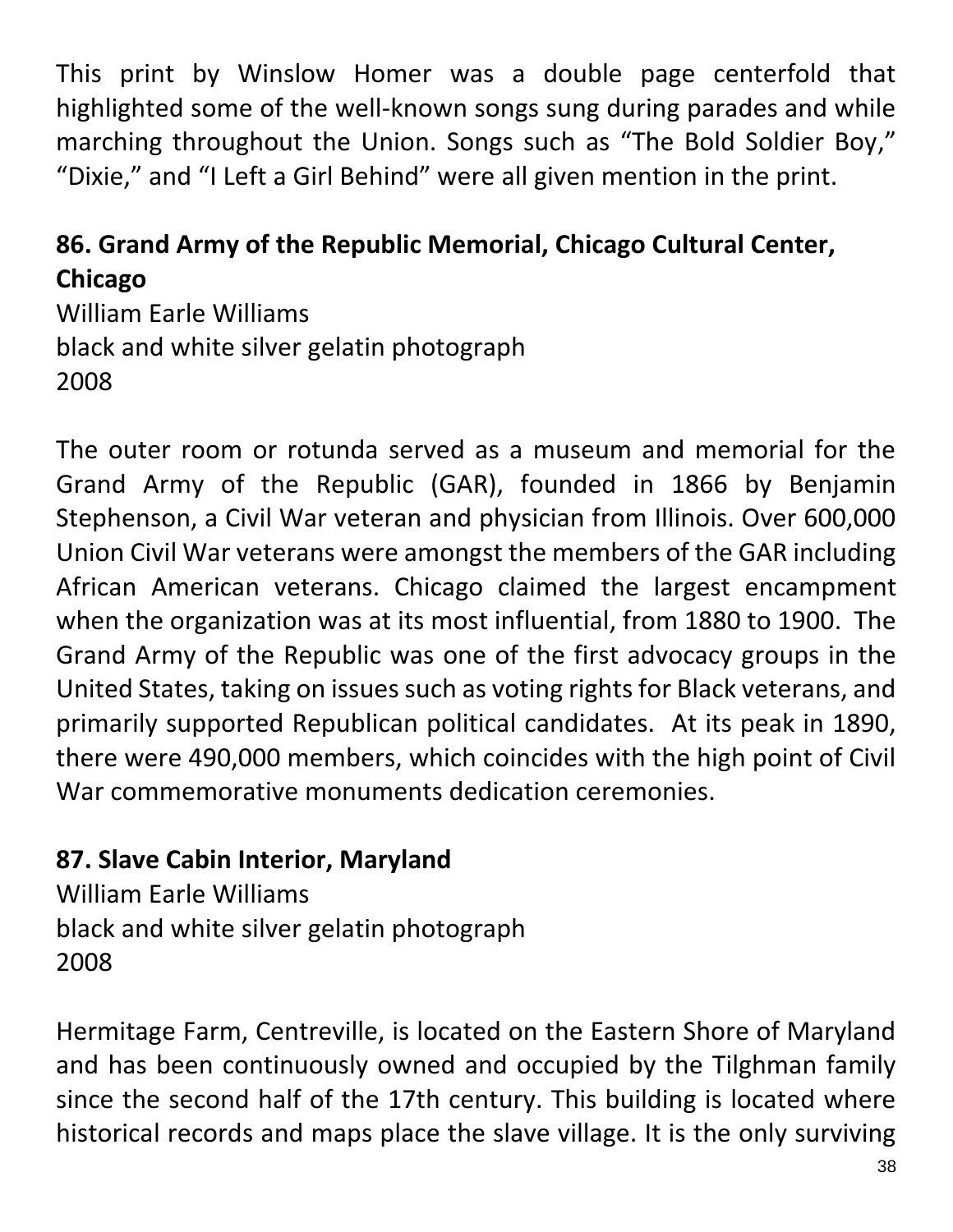This print by Winslow Homer was a double page centerfold that highlighted some of the well-known songs sung during parades and while marching throughout the Union. Songs such as "The Bold Soldier Boy," "Dixie," and "I Left a Girl Behind" were all given mention in the print.

**86. Grand Army of the Republic Memorial, Chicago Cultural Center, Chicago**
William Earle Williams
black and white silver gelatin photograph
2008

The outer room or rotunda served as a museum and memorial for the Grand Army of the Republic (GAR), founded in 1866 by Benjamin Stephenson, a Civil War veteran and physician from Illinois. Over 600,000 Union Civil War veterans were amongst the members of the GAR including African American veterans. Chicago claimed the largest encampment when the organization was at its most influential, from 1880 to 1900. The Grand Army of the Republic was one of the first advocacy groups in the United States, taking on issues such as voting rights for Black veterans, and primarily supported Republican political candidates. At its peak in 1890, there were 490,000 members, which coincides with the high point of Civil War commemorative monuments dedication ceremonies.

**87. Slave Cabin Interior, Maryland**
William Earle Williams
black and white silver gelatin photograph
2008

Hermitage Farm, Centreville, is located on the Eastern Shore of Maryland and has been continuously owned and occupied by the Tilghman family since the second half of the 17th century. This building is located where historical records and maps place the slave village. It is the only surviving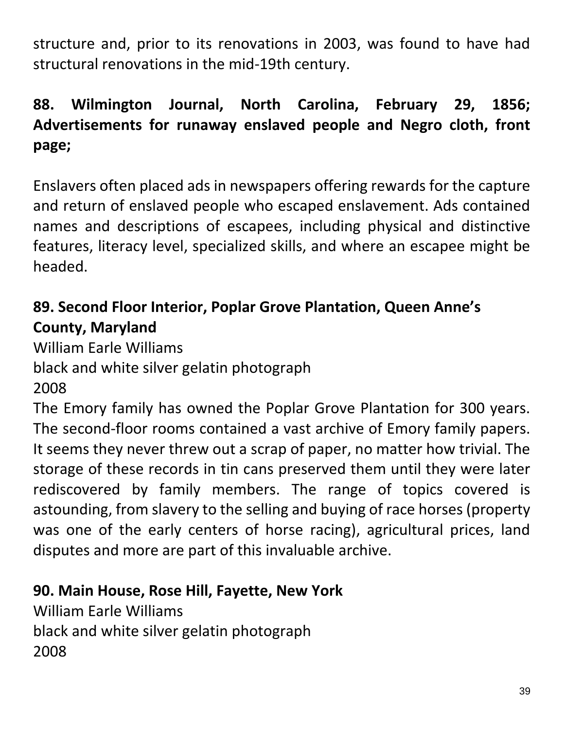structure and, prior to its renovations in 2003, was found to have had structural renovations in the mid-19th century.

### 88. Wilmington Journal, North Carolina, February 29, 1856; Advertisements for runaway enslaved people and Negro cloth, front page;

Enslavers often placed ads in newspapers offering rewards for the capture and return of enslaved people who escaped enslavement. Ads contained names and descriptions of escapees, including physical and distinctive features, literacy level, specialized skills, and where an escapee might be headed.

### 89. Second Floor Interior, Poplar Grove Plantation, Queen Anne's County, Maryland

William Earle Williams
black and white silver gelatin photograph
2008
The Emory family has owned the Poplar Grove Plantation for 300 years. The second-floor rooms contained a vast archive of Emory family papers. It seems they never threw out a scrap of paper, no matter how trivial. The storage of these records in tin cans preserved them until they were later rediscovered by family members. The range of topics covered is astounding, from slavery to the selling and buying of race horses (property was one of the early centers of horse racing), agricultural prices, land disputes and more are part of this invaluable archive.

### 90. Main House, Rose Hill, Fayette, New York

William Earle Williams
black and white silver gelatin photograph
2008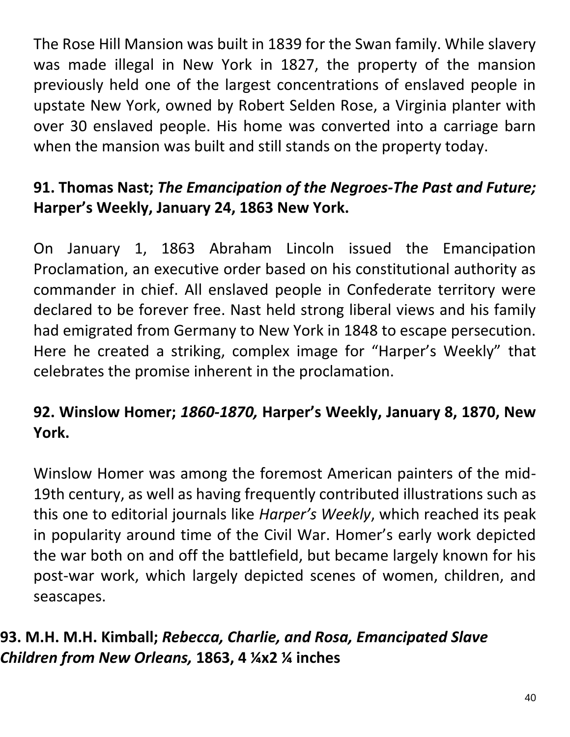The Rose Hill Mansion was built in 1839 for the Swan family. While slavery was made illegal in New York in 1827, the property of the mansion previously held one of the largest concentrations of enslaved people in upstate New York, owned by Robert Selden Rose, a Virginia planter with over 30 enslaved people. His home was converted into a carriage barn when the mansion was built and still stands on the property today.

**91. Thomas Nast; *The Emancipation of the Negroes-The Past and Future;* Harper's Weekly, January 24, 1863 New York.**

On January 1, 1863 Abraham Lincoln issued the Emancipation Proclamation, an executive order based on his constitutional authority as commander in chief. All enslaved people in Confederate territory were declared to be forever free. Nast held strong liberal views and his family had emigrated from Germany to New York in 1848 to escape persecution. Here he created a striking, complex image for "Harper's Weekly" that celebrates the promise inherent in the proclamation.

**92. Winslow Homer; *1860-1870,* Harper's Weekly, January 8, 1870, New York.**

Winslow Homer was among the foremost American painters of the mid-19th century, as well as having frequently contributed illustrations such as this one to editorial journals like *Harper's Weekly*, which reached its peak in popularity around time of the Civil War. Homer's early work depicted the war both on and off the battlefield, but became largely known for his post-war work, which largely depicted scenes of women, children, and seascapes.

**93. M.H. M.H. Kimball; *Rebecca, Charlie, and Rosa, Emancipated Slave Children from New Orleans,* 1863, 4 ¼x2 ¼ inches**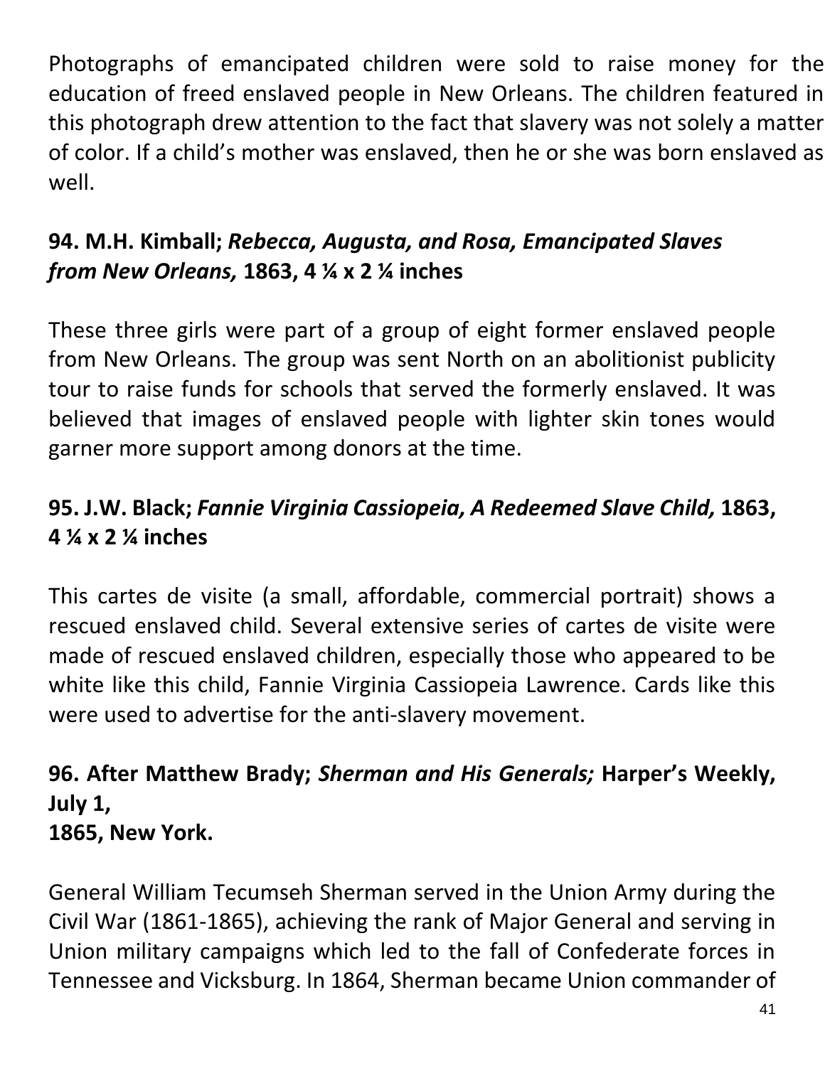Photographs of emancipated children were sold to raise money for the education of freed enslaved people in New Orleans. The children featured in this photograph drew attention to the fact that slavery was not solely a matter of color. If a child's mother was enslaved, then he or she was born enslaved as well.

### 94. M.H. Kimball; *Rebecca, Augusta, and Rosa, Emancipated Slaves from New Orleans,* 1863, 4 ¼ x 2 ¼ inches

These three girls were part of a group of eight former enslaved people from New Orleans. The group was sent North on an abolitionist publicity tour to raise funds for schools that served the formerly enslaved. It was believed that images of enslaved people with lighter skin tones would garner more support among donors at the time.

### 95. J.W. Black; *Fannie Virginia Cassiopeia, A Redeemed Slave Child,* 1863, 4 ¼ x 2 ¼ inches

This cartes de visite (a small, affordable, commercial portrait) shows a rescued enslaved child. Several extensive series of cartes de visite were made of rescued enslaved children, especially those who appeared to be white like this child, Fannie Virginia Cassiopeia Lawrence. Cards like this were used to advertise for the anti-slavery movement.

### 96. After Matthew Brady; *Sherman and His Generals;* Harper's Weekly, July 1, 1865, New York.

General William Tecumseh Sherman served in the Union Army during the Civil War (1861-1865), achieving the rank of Major General and serving in Union military campaigns which led to the fall of Confederate forces in Tennessee and Vicksburg. In 1864, Sherman became Union commander of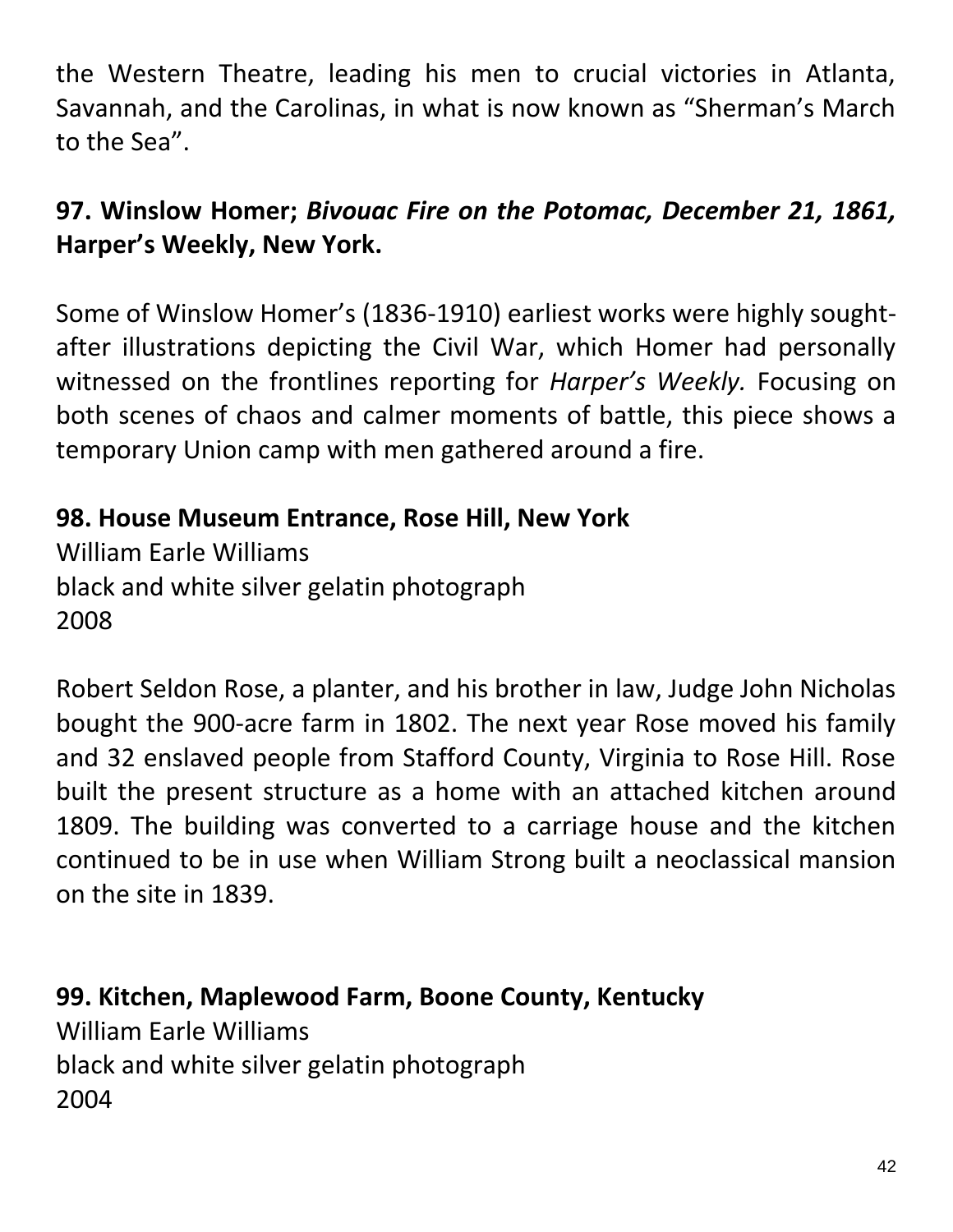the Western Theatre, leading his men to crucial victories in Atlanta, Savannah, and the Carolinas, in what is now known as "Sherman's March to the Sea".

**97. Winslow Homer; *Bivouac Fire on the Potomac, December 21, 1861,* Harper's Weekly, New York.**

Some of Winslow Homer's (1836-1910) earliest works were highly sought-after illustrations depicting the Civil War, which Homer had personally witnessed on the frontlines reporting for *Harper's Weekly.* Focusing on both scenes of chaos and calmer moments of battle, this piece shows a temporary Union camp with men gathered around a fire.

**98. House Museum Entrance, Rose Hill, New York**
William Earle Williams
black and white silver gelatin photograph
2008

Robert Seldon Rose, a planter, and his brother in law, Judge John Nicholas bought the 900-acre farm in 1802. The next year Rose moved his family and 32 enslaved people from Stafford County, Virginia to Rose Hill. Rose built the present structure as a home with an attached kitchen around 1809. The building was converted to a carriage house and the kitchen continued to be in use when William Strong built a neoclassical mansion on the site in 1839.

**99. Kitchen, Maplewood Farm, Boone County, Kentucky**
William Earle Williams
black and white silver gelatin photograph
2004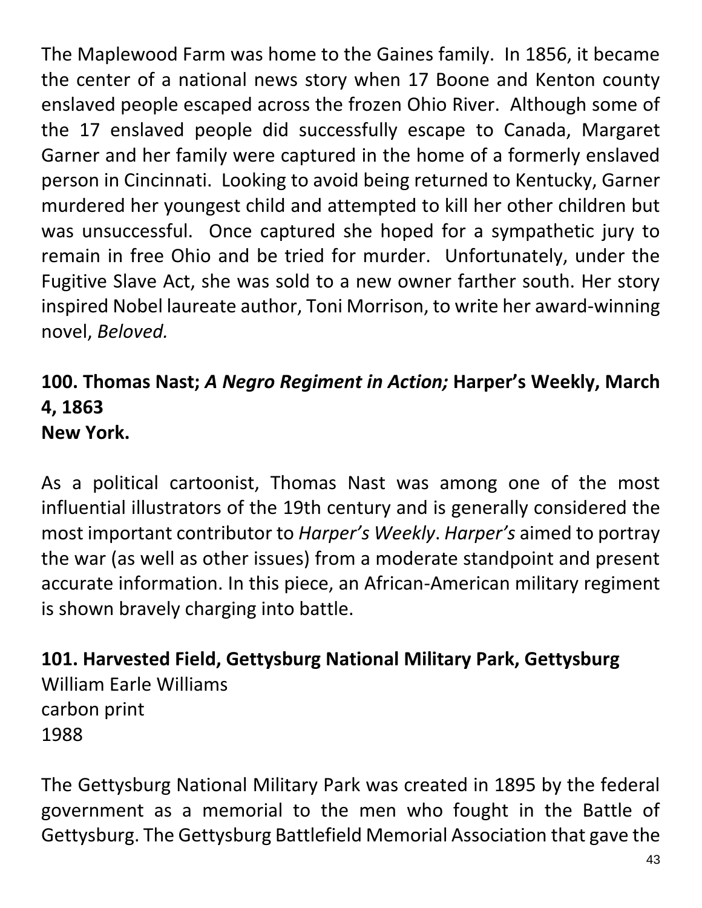The Maplewood Farm was home to the Gaines family. In 1856, it became the center of a national news story when 17 Boone and Kenton county enslaved people escaped across the frozen Ohio River. Although some of the 17 enslaved people did successfully escape to Canada, Margaret Garner and her family were captured in the home of a formerly enslaved person in Cincinnati. Looking to avoid being returned to Kentucky, Garner murdered her youngest child and attempted to kill her other children but was unsuccessful. Once captured she hoped for a sympathetic jury to remain in free Ohio and be tried for murder. Unfortunately, under the Fugitive Slave Act, she was sold to a new owner farther south. Her story inspired Nobel laureate author, Toni Morrison, to write her award-winning novel, *Beloved.*

**100. Thomas Nast; *A Negro Regiment in Action;* Harper's Weekly, March 4, 1863**
**New York.**

As a political cartoonist, Thomas Nast was among one of the most influential illustrators of the 19th century and is generally considered the most important contributor to *Harper's Weekly*. *Harper's* aimed to portray the war (as well as other issues) from a moderate standpoint and present accurate information. In this piece, an African-American military regiment is shown bravely charging into battle.

**101. Harvested Field, Gettysburg National Military Park, Gettysburg**
William Earle Williams
carbon print
1988

The Gettysburg National Military Park was created in 1895 by the federal government as a memorial to the men who fought in the Battle of Gettysburg. The Gettysburg Battlefield Memorial Association that gave the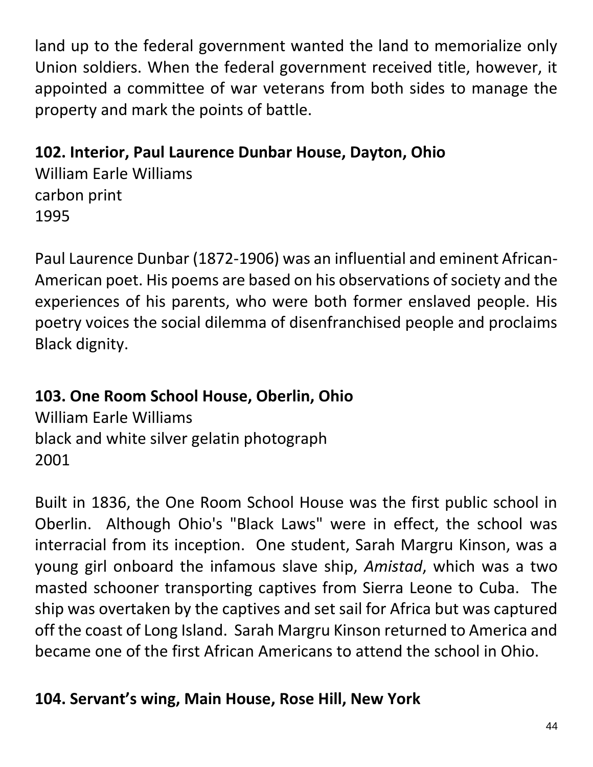land up to the federal government wanted the land to memorialize only Union soldiers. When the federal government received title, however, it appointed a committee of war veterans from both sides to manage the property and mark the points of battle.

**102. Interior, Paul Laurence Dunbar House, Dayton, Ohio**
William Earle Williams
carbon print
1995

Paul Laurence Dunbar (1872-1906) was an influential and eminent African-American poet. His poems are based on his observations of society and the experiences of his parents, who were both former enslaved people. His poetry voices the social dilemma of disenfranchised people and proclaims Black dignity.

**103. One Room School House, Oberlin, Ohio**
William Earle Williams
black and white silver gelatin photograph
2001

Built in 1836, the One Room School House was the first public school in Oberlin. Although Ohio's "Black Laws" were in effect, the school was interracial from its inception. One student, Sarah Margru Kinson, was a young girl onboard the infamous slave ship, *Amistad*, which was a two masted schooner transporting captives from Sierra Leone to Cuba. The ship was overtaken by the captives and set sail for Africa but was captured off the coast of Long Island. Sarah Margru Kinson returned to America and became one of the first African Americans to attend the school in Ohio.

**104. Servant's wing, Main House, Rose Hill, New York**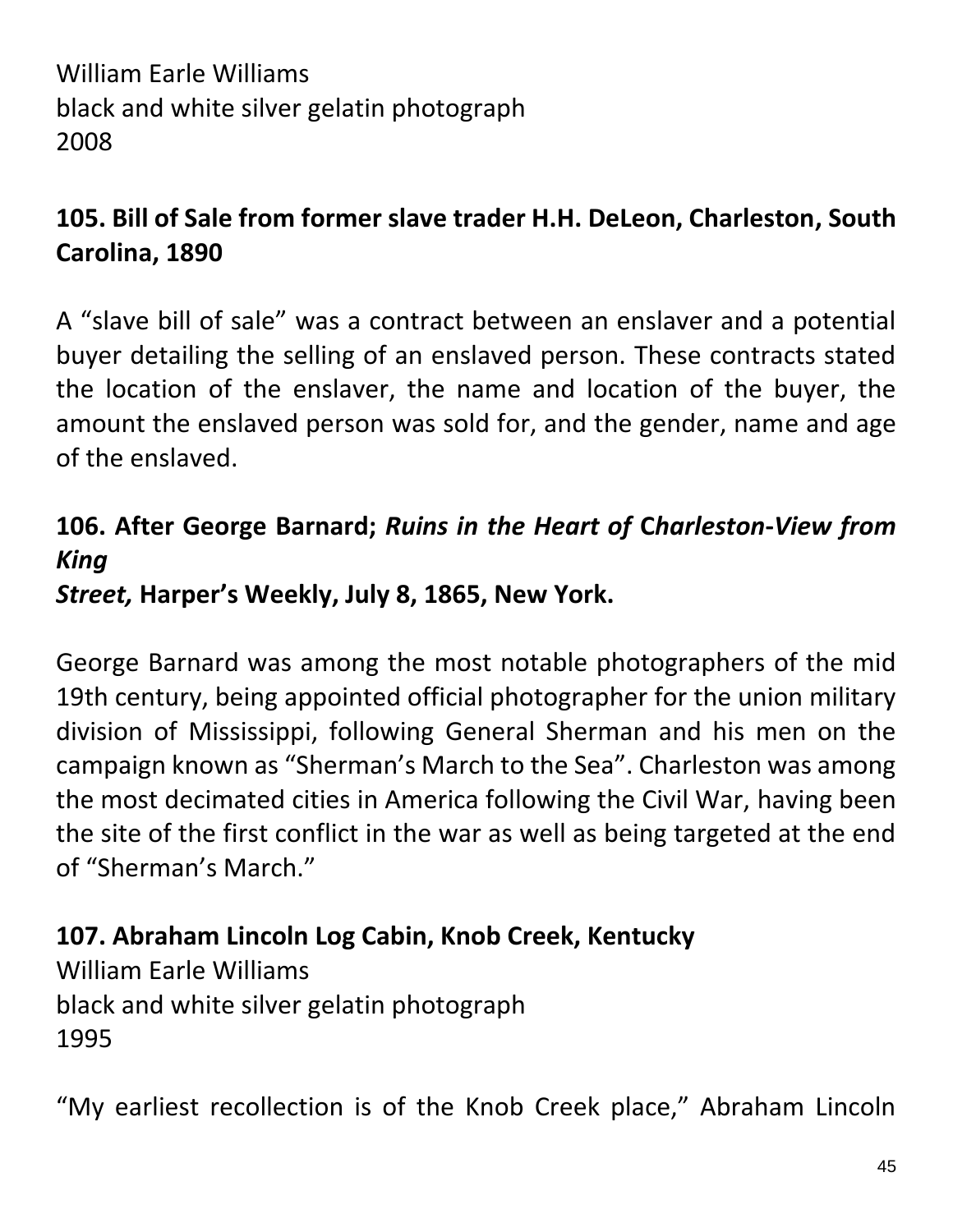William Earle Williams
black and white silver gelatin photograph
2008

**105. Bill of Sale from former slave trader H.H. DeLeon, Charleston, South Carolina, 1890**

A "slave bill of sale" was a contract between an enslaver and a potential buyer detailing the selling of an enslaved person. These contracts stated the location of the enslaver, the name and location of the buyer, the amount the enslaved person was sold for, and the gender, name and age of the enslaved.

**106. After George Barnard; *Ruins in the Heart of Charleston-View from King Street,* Harper's Weekly, July 8, 1865, New York.**

George Barnard was among the most notable photographers of the mid 19th century, being appointed official photographer for the union military division of Mississippi, following General Sherman and his men on the campaign known as "Sherman's March to the Sea". Charleston was among the most decimated cities in America following the Civil War, having been the site of the first conflict in the war as well as being targeted at the end of "Sherman's March."

**107. Abraham Lincoln Log Cabin, Knob Creek, Kentucky**
William Earle Williams
black and white silver gelatin photograph
1995

"My earliest recollection is of the Knob Creek place," Abraham Lincoln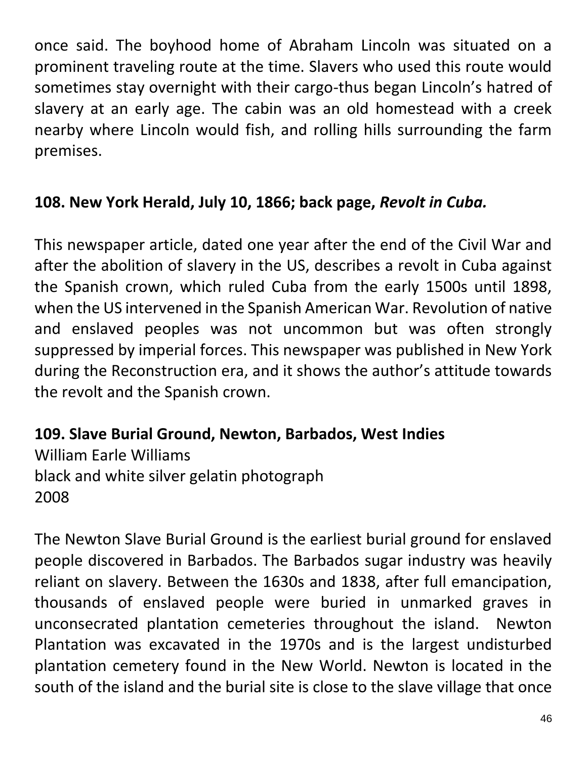once said. The boyhood home of Abraham Lincoln was situated on a prominent traveling route at the time. Slavers who used this route would sometimes stay overnight with their cargo-thus began Lincoln's hatred of slavery at an early age. The cabin was an old homestead with a creek nearby where Lincoln would fish, and rolling hills surrounding the farm premises.

**108. New York Herald, July 10, 1866; back page, *Revolt in Cuba.***

This newspaper article, dated one year after the end of the Civil War and after the abolition of slavery in the US, describes a revolt in Cuba against the Spanish crown, which ruled Cuba from the early 1500s until 1898, when the US intervened in the Spanish American War. Revolution of native and enslaved peoples was not uncommon but was often strongly suppressed by imperial forces. This newspaper was published in New York during the Reconstruction era, and it shows the author's attitude towards the revolt and the Spanish crown.

**109. Slave Burial Ground, Newton, Barbados, West Indies**
William Earle Williams
black and white silver gelatin photograph
2008

The Newton Slave Burial Ground is the earliest burial ground for enslaved people discovered in Barbados. The Barbados sugar industry was heavily reliant on slavery. Between the 1630s and 1838, after full emancipation, thousands of enslaved people were buried in unmarked graves in unconsecrated plantation cemeteries throughout the island. Newton Plantation was excavated in the 1970s and is the largest undisturbed plantation cemetery found in the New World. Newton is located in the south of the island and the burial site is close to the slave village that once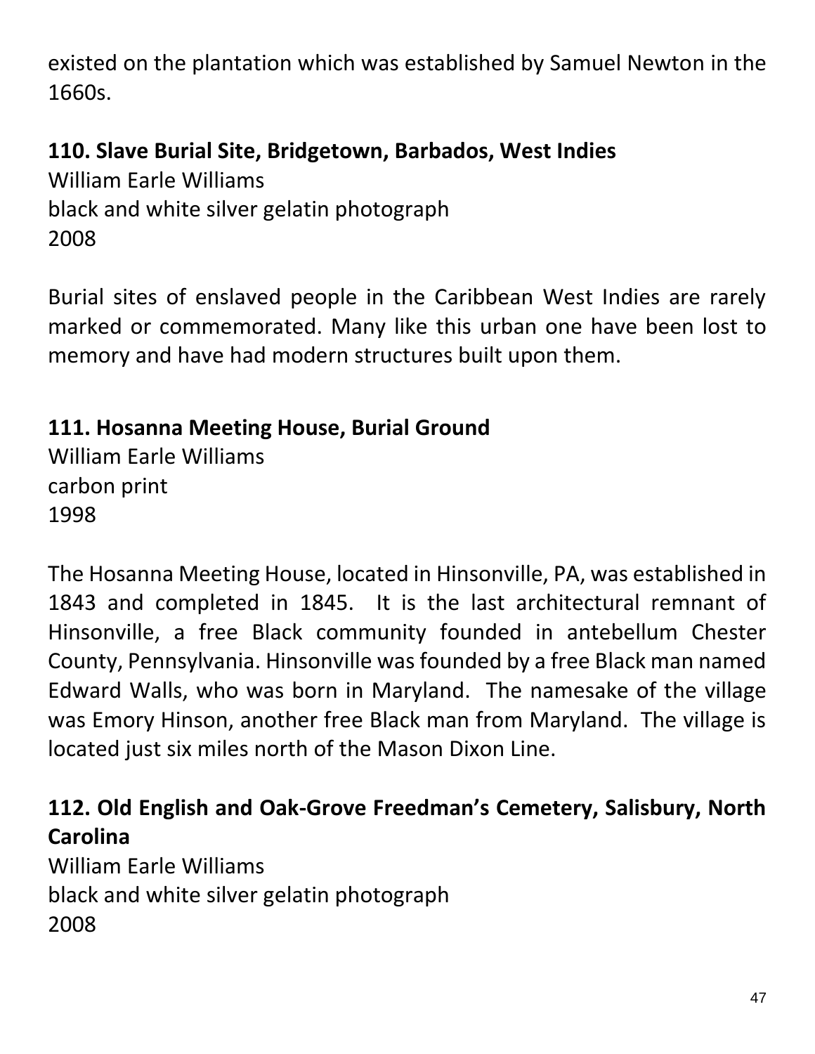existed on the plantation which was established by Samuel Newton in the 1660s.

**110. Slave Burial Site, Bridgetown, Barbados, West Indies**
William Earle Williams
black and white silver gelatin photograph
2008

Burial sites of enslaved people in the Caribbean West Indies are rarely marked or commemorated. Many like this urban one have been lost to memory and have had modern structures built upon them.

**111. Hosanna Meeting House, Burial Ground**
William Earle Williams
carbon print
1998

The Hosanna Meeting House, located in Hinsonville, PA, was established in 1843 and completed in 1845. It is the last architectural remnant of Hinsonville, a free Black community founded in antebellum Chester County, Pennsylvania. Hinsonville was founded by a free Black man named Edward Walls, who was born in Maryland. The namesake of the village was Emory Hinson, another free Black man from Maryland. The village is located just six miles north of the Mason Dixon Line.

**112. Old English and Oak-Grove Freedman's Cemetery, Salisbury, North Carolina**
William Earle Williams
black and white silver gelatin photograph
2008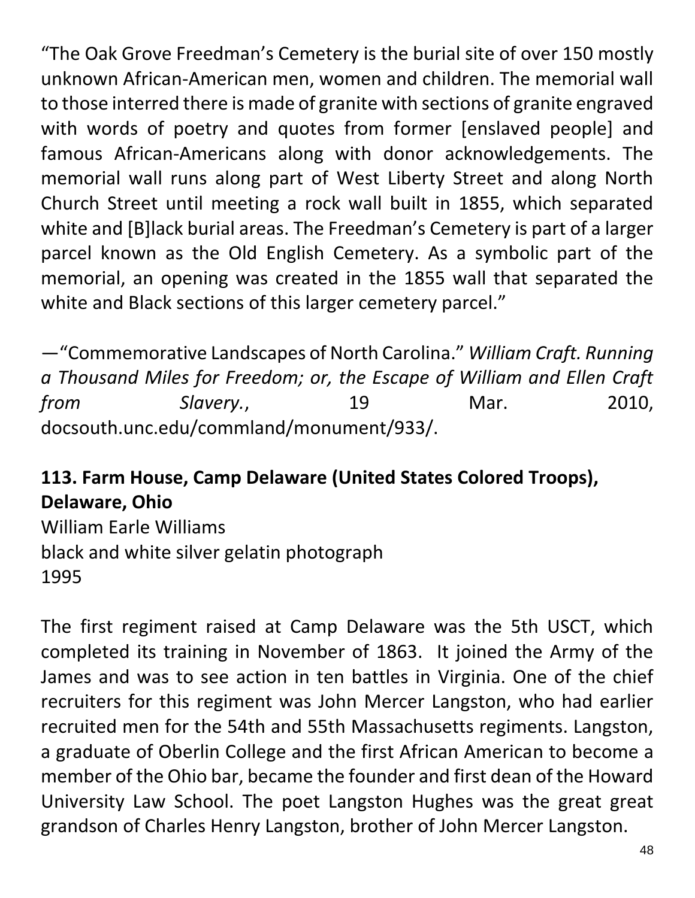"The Oak Grove Freedman's Cemetery is the burial site of over 150 mostly unknown African-American men, women and children. The memorial wall to those interred there is made of granite with sections of granite engraved with words of poetry and quotes from former [enslaved people] and famous African-Americans along with donor acknowledgements. The memorial wall runs along part of West Liberty Street and along North Church Street until meeting a rock wall built in 1855, which separated white and [B]lack burial areas. The Freedman's Cemetery is part of a larger parcel known as the Old English Cemetery. As a symbolic part of the memorial, an opening was created in the 1855 wall that separated the white and Black sections of this larger cemetery parcel."

—"Commemorative Landscapes of North Carolina." *William Craft. Running a Thousand Miles for Freedom; or, the Escape of William and Ellen Craft from Slavery.*, 19 Mar. 2010, docsouth.unc.edu/commland/monument/933/.

**113. Farm House, Camp Delaware (United States Colored Troops), Delaware, Ohio**
William Earle Williams
black and white silver gelatin photograph
1995

The first regiment raised at Camp Delaware was the 5th USCT, which completed its training in November of 1863. It joined the Army of the James and was to see action in ten battles in Virginia. One of the chief recruiters for this regiment was John Mercer Langston, who had earlier recruited men for the 54th and 55th Massachusetts regiments. Langston, a graduate of Oberlin College and the first African American to become a member of the Ohio bar, became the founder and first dean of the Howard University Law School. The poet Langston Hughes was the great great grandson of Charles Henry Langston, brother of John Mercer Langston.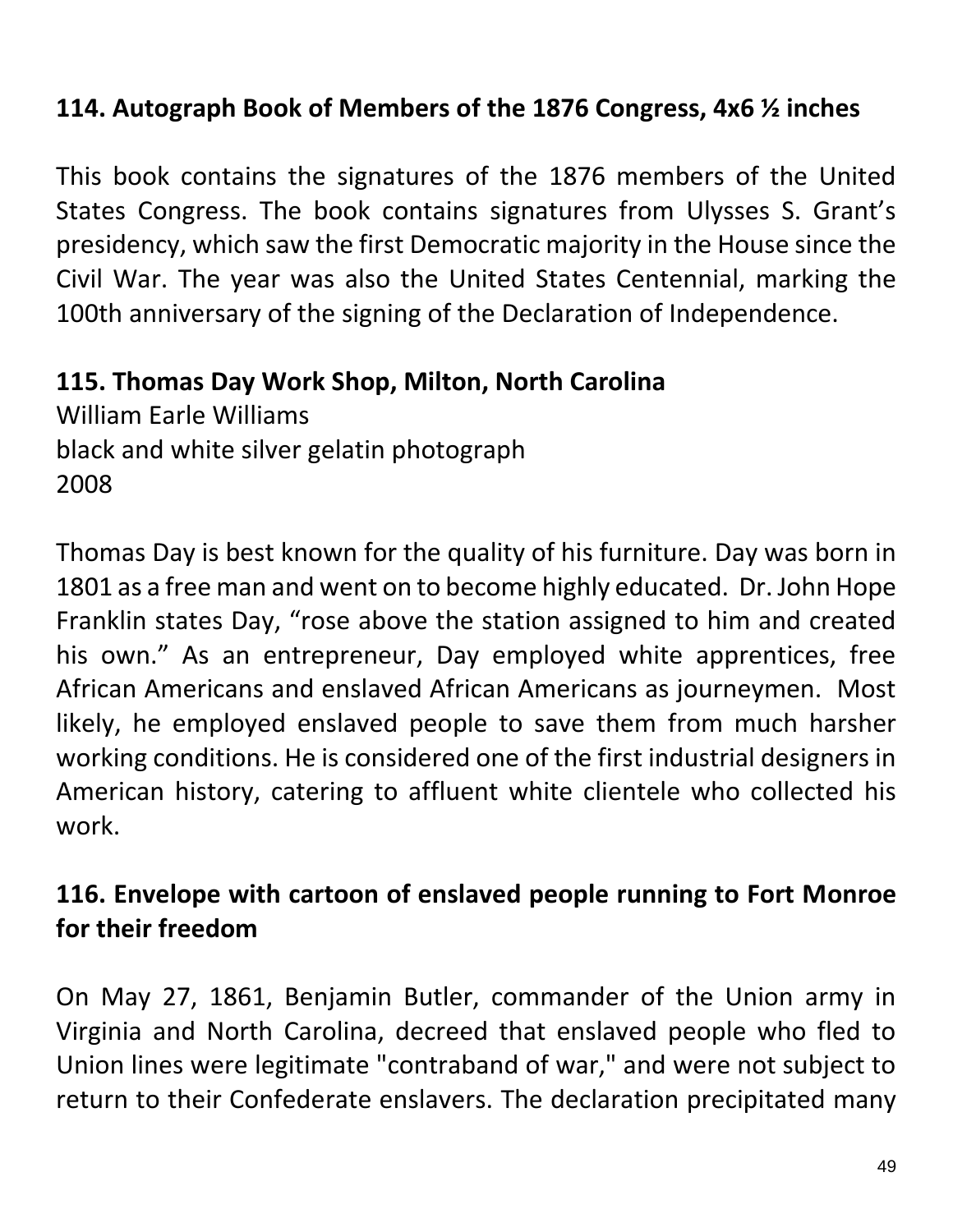**114. Autograph Book of Members of the 1876 Congress, 4x6 ½ inches**

This book contains the signatures of the 1876 members of the United States Congress. The book contains signatures from Ulysses S. Grant's presidency, which saw the first Democratic majority in the House since the Civil War. The year was also the United States Centennial, marking the 100th anniversary of the signing of the Declaration of Independence.

**115. Thomas Day Work Shop, Milton, North Carolina**
William Earle Williams
black and white silver gelatin photograph
2008

Thomas Day is best known for the quality of his furniture. Day was born in 1801 as a free man and went on to become highly educated. Dr. John Hope Franklin states Day, "rose above the station assigned to him and created his own." As an entrepreneur, Day employed white apprentices, free African Americans and enslaved African Americans as journeymen. Most likely, he employed enslaved people to save them from much harsher working conditions. He is considered one of the first industrial designers in American history, catering to affluent white clientele who collected his work.

**116. Envelope with cartoon of enslaved people running to Fort Monroe for their freedom**

On May 27, 1861, Benjamin Butler, commander of the Union army in Virginia and North Carolina, decreed that enslaved people who fled to Union lines were legitimate "contraband of war," and were not subject to return to their Confederate enslavers. The declaration precipitated many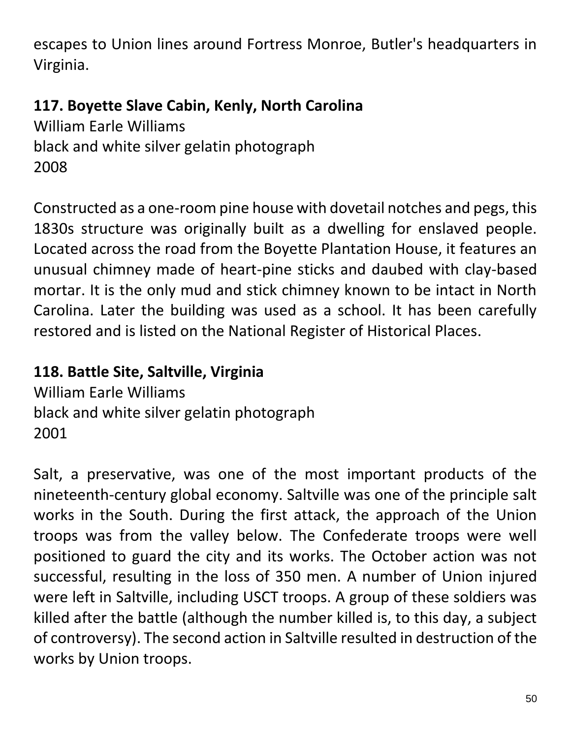escapes to Union lines around Fortress Monroe, Butler's headquarters in Virginia.

**117. Boyette Slave Cabin, Kenly, North Carolina**
William Earle Williams
black and white silver gelatin photograph
2008

Constructed as a one-room pine house with dovetail notches and pegs, this 1830s structure was originally built as a dwelling for enslaved people. Located across the road from the Boyette Plantation House, it features an unusual chimney made of heart-pine sticks and daubed with clay-based mortar. It is the only mud and stick chimney known to be intact in North Carolina. Later the building was used as a school. It has been carefully restored and is listed on the National Register of Historical Places.

**118. Battle Site, Saltville, Virginia**
William Earle Williams
black and white silver gelatin photograph
2001

Salt, a preservative, was one of the most important products of the nineteenth-century global economy. Saltville was one of the principle salt works in the South. During the first attack, the approach of the Union troops was from the valley below. The Confederate troops were well positioned to guard the city and its works. The October action was not successful, resulting in the loss of 350 men. A number of Union injured were left in Saltville, including USCT troops. A group of these soldiers was killed after the battle (although the number killed is, to this day, a subject of controversy). The second action in Saltville resulted in destruction of the works by Union troops.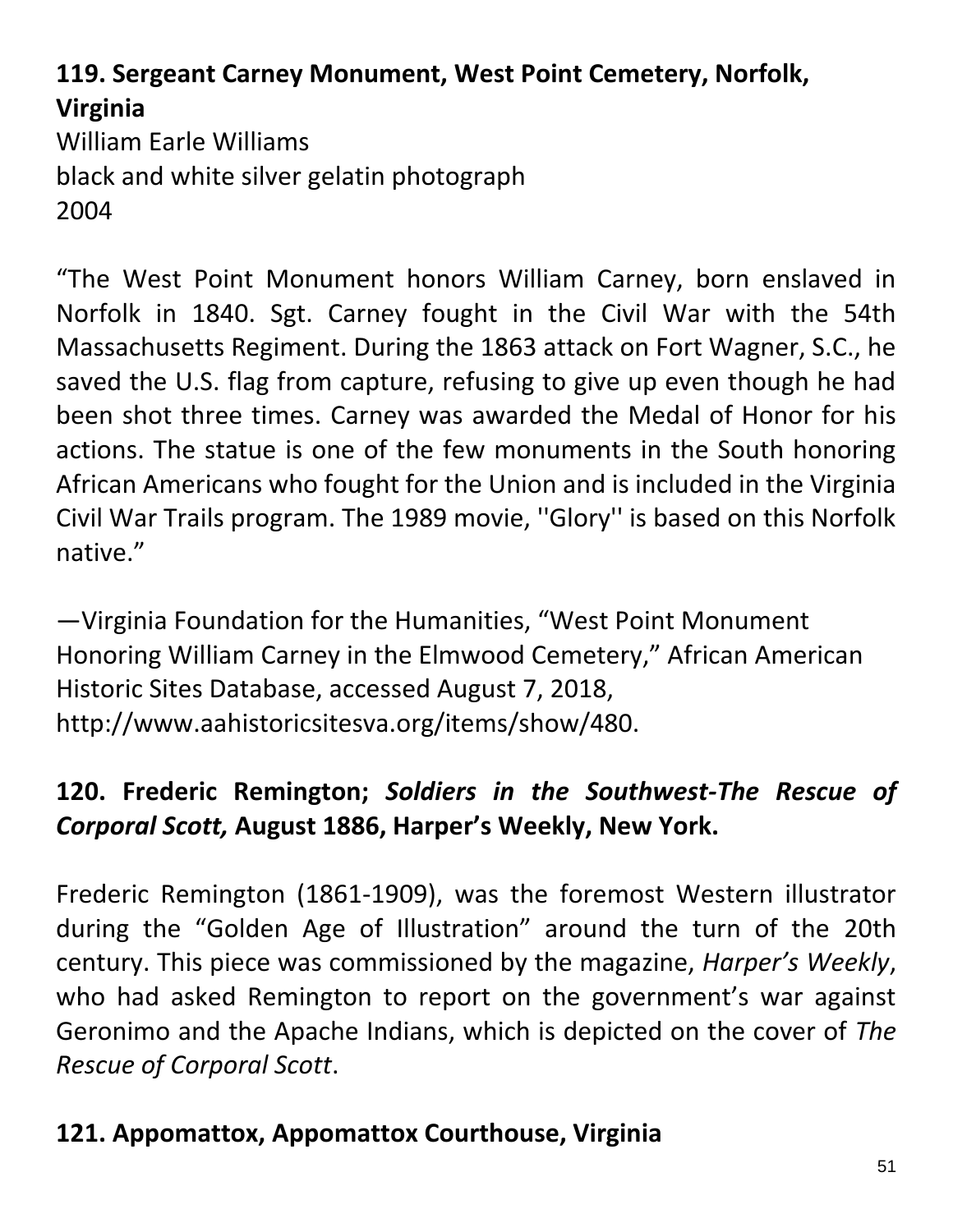**119. Sergeant Carney Monument, West Point Cemetery, Norfolk, Virginia**

William Earle Williams
black and white silver gelatin photograph
2004

"The West Point Monument honors William Carney, born enslaved in Norfolk in 1840. Sgt. Carney fought in the Civil War with the 54th Massachusetts Regiment. During the 1863 attack on Fort Wagner, S.C., he saved the U.S. flag from capture, refusing to give up even though he had been shot three times. Carney was awarded the Medal of Honor for his actions. The statue is one of the few monuments in the South honoring African Americans who fought for the Union and is included in the Virginia Civil War Trails program. The 1989 movie, ''Glory'' is based on this Norfolk native."

—Virginia Foundation for the Humanities, "West Point Monument Honoring William Carney in the Elmwood Cemetery," African American Historic Sites Database, accessed August 7, 2018, http://www.aahistoricsitesva.org/items/show/480.

**120. Frederic Remington; *Soldiers in the Southwest-The Rescue of Corporal Scott,* August 1886, Harper's Weekly, New York.**

Frederic Remington (1861-1909), was the foremost Western illustrator during the "Golden Age of Illustration" around the turn of the 20th century. This piece was commissioned by the magazine, *Harper's Weekly*, who had asked Remington to report on the government's war against Geronimo and the Apache Indians, which is depicted on the cover of *The Rescue of Corporal Scott*.

**121. Appomattox, Appomattox Courthouse, Virginia**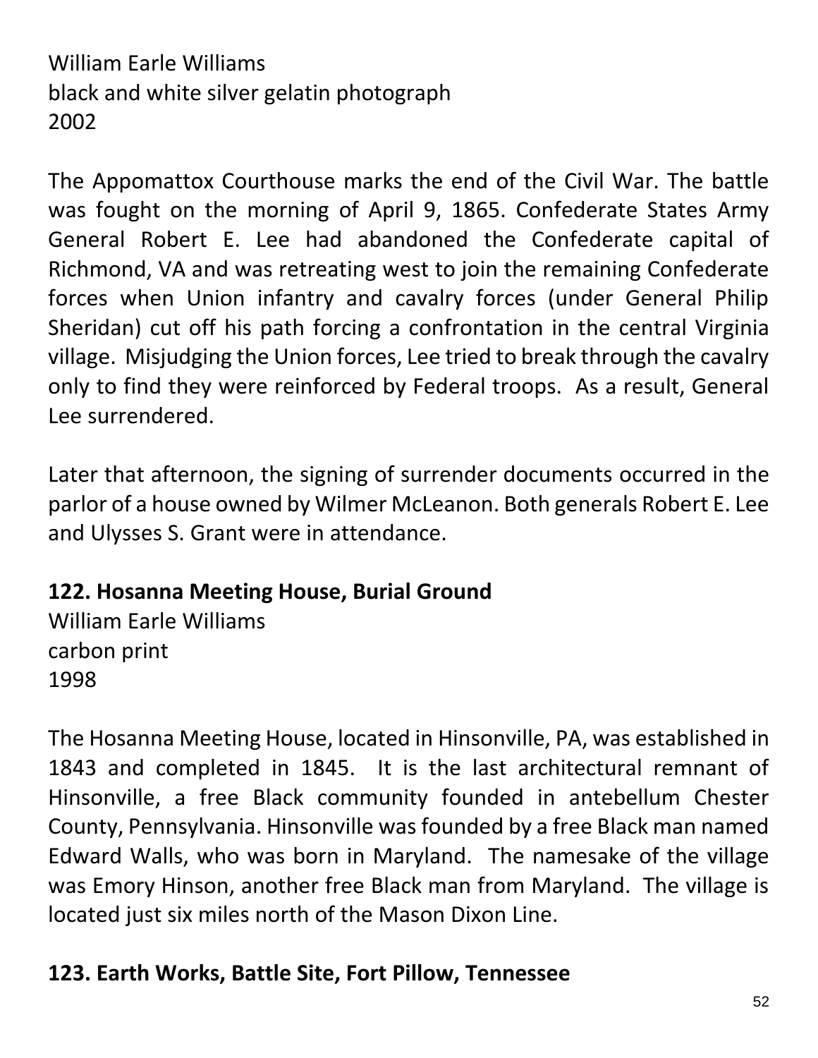William Earle Williams
black and white silver gelatin photograph
2002

The Appomattox Courthouse marks the end of the Civil War. The battle was fought on the morning of April 9, 1865. Confederate States Army General Robert E. Lee had abandoned the Confederate capital of Richmond, VA and was retreating west to join the remaining Confederate forces when Union infantry and cavalry forces (under General Philip Sheridan) cut off his path forcing a confrontation in the central Virginia village. Misjudging the Union forces, Lee tried to break through the cavalry only to find they were reinforced by Federal troops. As a result, General Lee surrendered.

Later that afternoon, the signing of surrender documents occurred in the parlor of a house owned by Wilmer McLeanon. Both generals Robert E. Lee and Ulysses S. Grant were in attendance.

**122. Hosanna Meeting House, Burial Ground**
William Earle Williams
carbon print
1998

The Hosanna Meeting House, located in Hinsonville, PA, was established in 1843 and completed in 1845. It is the last architectural remnant of Hinsonville, a free Black community founded in antebellum Chester County, Pennsylvania. Hinsonville was founded by a free Black man named Edward Walls, who was born in Maryland. The namesake of the village was Emory Hinson, another free Black man from Maryland. The village is located just six miles north of the Mason Dixon Line.

**123. Earth Works, Battle Site, Fort Pillow, Tennessee**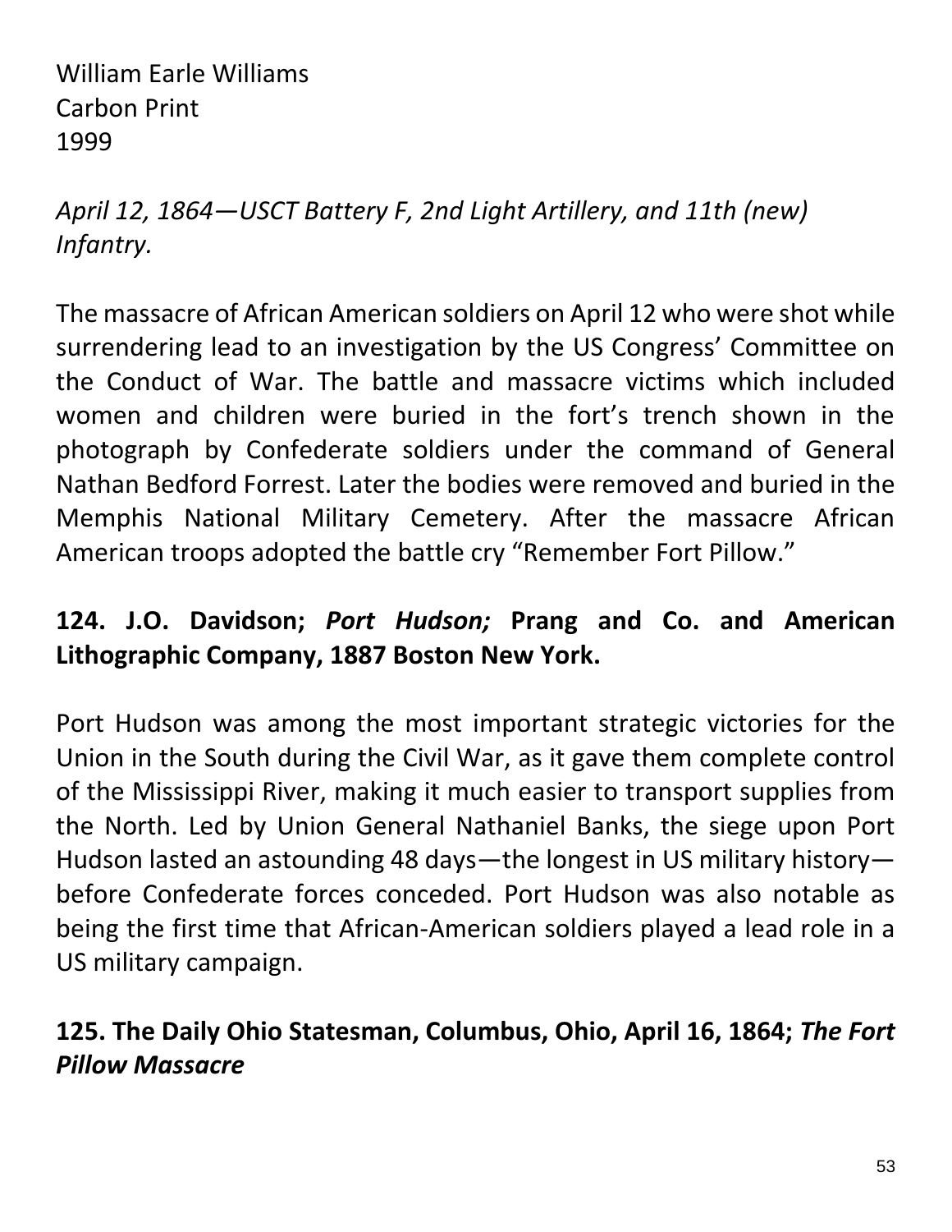William Earle Williams
Carbon Print
1999

*April 12, 1864—USCT Battery F, 2nd Light Artillery, and 11th (new) Infantry.*

The massacre of African American soldiers on April 12 who were shot while surrendering lead to an investigation by the US Congress' Committee on the Conduct of War. The battle and massacre victims which included women and children were buried in the fort's trench shown in the photograph by Confederate soldiers under the command of General Nathan Bedford Forrest. Later the bodies were removed and buried in the Memphis National Military Cemetery. After the massacre African American troops adopted the battle cry "Remember Fort Pillow."

**124. J.O. Davidson; *Port Hudson;* Prang and Co. and American Lithographic Company, 1887 Boston New York.**

Port Hudson was among the most important strategic victories for the Union in the South during the Civil War, as it gave them complete control of the Mississippi River, making it much easier to transport supplies from the North. Led by Union General Nathaniel Banks, the siege upon Port Hudson lasted an astounding 48 days—the longest in US military history—before Confederate forces conceded. Port Hudson was also notable as being the first time that African-American soldiers played a lead role in a US military campaign.

**125. The Daily Ohio Statesman, Columbus, Ohio, April 16, 1864; *The Fort Pillow Massacre***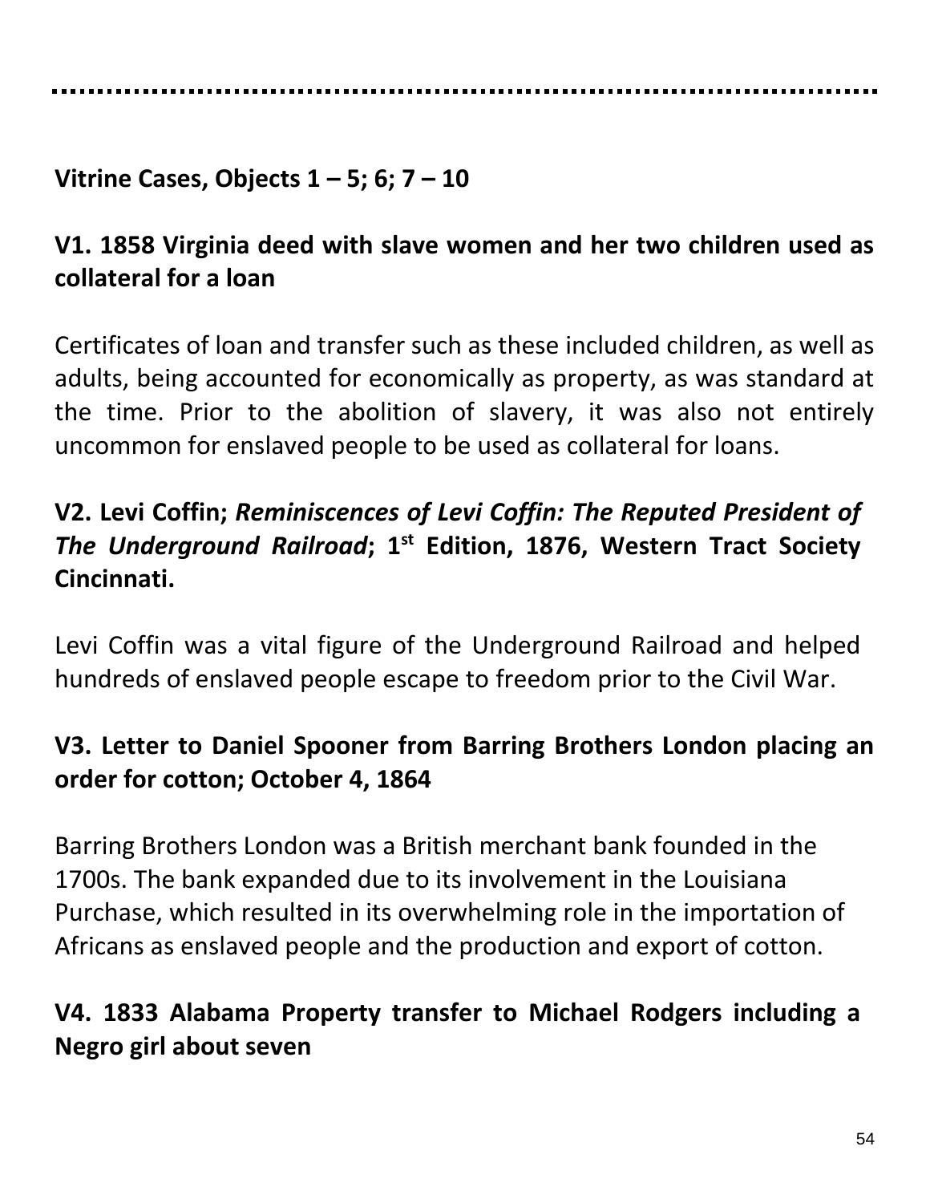**Vitrine Cases, Objects 1 – 5; 6; 7 – 10**

## V1. 1858 Virginia deed with slave women and her two children used as collateral for a loan

Certificates of loan and transfer such as these included children, as well as adults, being accounted for economically as property, as was standard at the time. Prior to the abolition of slavery, it was also not entirely uncommon for enslaved people to be used as collateral for loans.

## V2. Levi Coffin; *Reminiscences of Levi Coffin: The Reputed President of The Underground Railroad*; 1st Edition, 1876, Western Tract Society Cincinnati.

Levi Coffin was a vital figure of the Underground Railroad and helped hundreds of enslaved people escape to freedom prior to the Civil War.

## V3. Letter to Daniel Spooner from Barring Brothers London placing an order for cotton; October 4, 1864

Barring Brothers London was a British merchant bank founded in the 1700s. The bank expanded due to its involvement in the Louisiana Purchase, which resulted in its overwhelming role in the importation of Africans as enslaved people and the production and export of cotton.

## V4. 1833 Alabama Property transfer to Michael Rodgers including a Negro girl about seven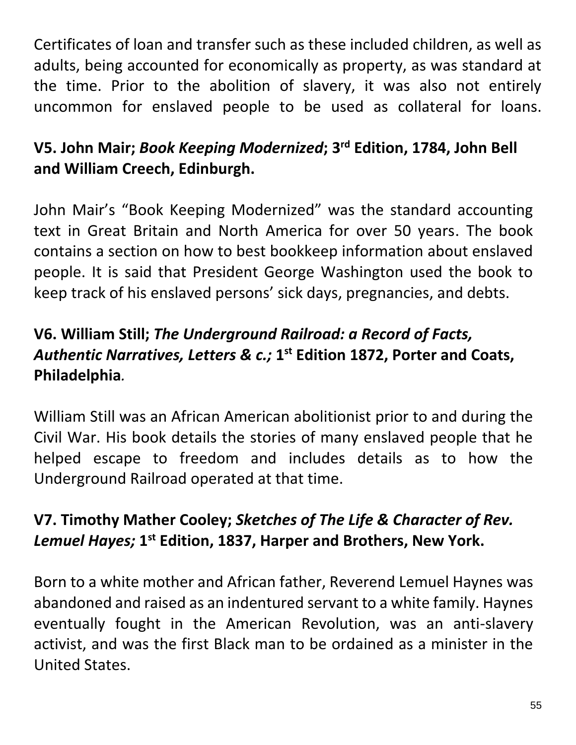Certificates of loan and transfer such as these included children, as well as adults, being accounted for economically as property, as was standard at the time. Prior to the abolition of slavery, it was also not entirely uncommon for enslaved people to be used as collateral for loans.

### V5. John Mair; *Book Keeping Modernized*; 3rd Edition, 1784, John Bell and William Creech, Edinburgh.

John Mair's "Book Keeping Modernized" was the standard accounting text in Great Britain and North America for over 50 years. The book contains a section on how to best bookkeep information about enslaved people. It is said that President George Washington used the book to keep track of his enslaved persons' sick days, pregnancies, and debts.

### V6. William Still; *The Underground Railroad: a Record of Facts, Authentic Narratives, Letters & c.;* 1st Edition 1872, Porter and Coats, Philadelphia.

William Still was an African American abolitionist prior to and during the Civil War. His book details the stories of many enslaved people that he helped escape to freedom and includes details as to how the Underground Railroad operated at that time.

### V7. Timothy Mather Cooley; *Sketches of The Life & Character of Rev. Lemuel Hayes;* 1st Edition, 1837, Harper and Brothers, New York.

Born to a white mother and African father, Reverend Lemuel Haynes was abandoned and raised as an indentured servant to a white family. Haynes eventually fought in the American Revolution, was an anti-slavery activist, and was the first Black man to be ordained as a minister in the United States.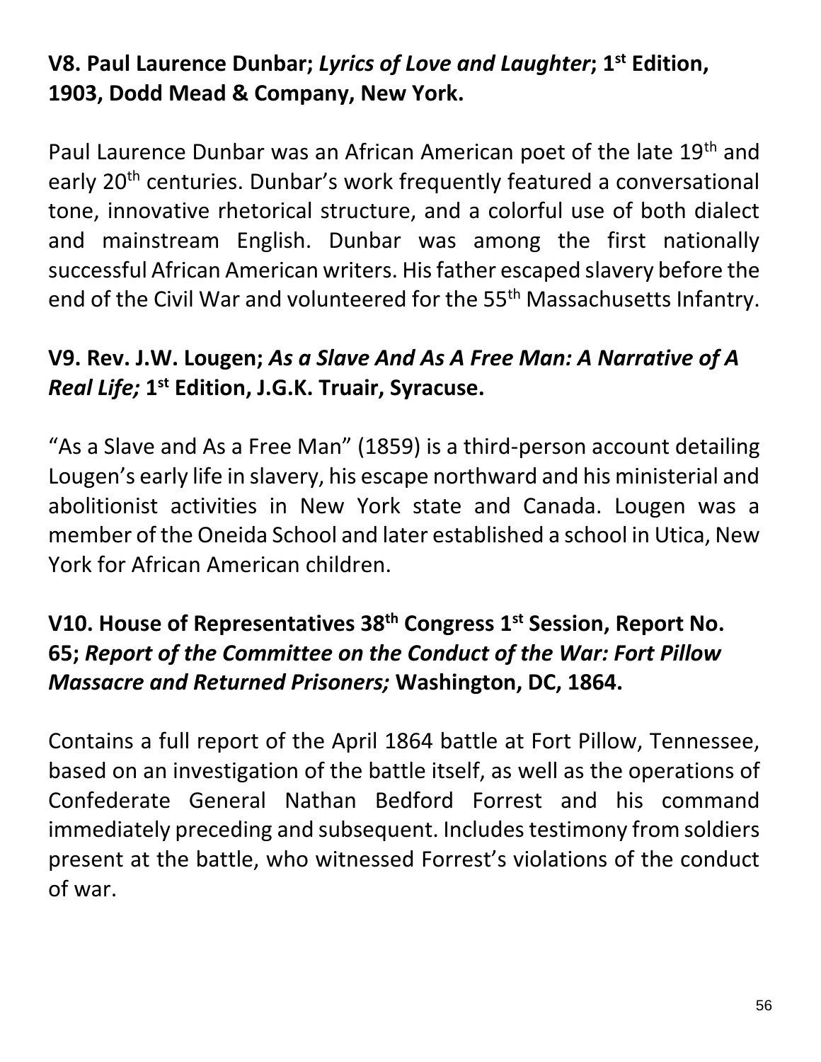### V8. Paul Laurence Dunbar; *Lyrics of Love and Laughter*; 1st Edition, 1903, Dodd Mead & Company, New York.

Paul Laurence Dunbar was an African American poet of the late 19th and early 20th centuries. Dunbar's work frequently featured a conversational tone, innovative rhetorical structure, and a colorful use of both dialect and mainstream English. Dunbar was among the first nationally successful African American writers. His father escaped slavery before the end of the Civil War and volunteered for the 55th Massachusetts Infantry.

### V9. Rev. J.W. Lougen; *As a Slave And As A Free Man: A Narrative of A Real Life;* 1st Edition, J.G.K. Truair, Syracuse.

"As a Slave and As a Free Man" (1859) is a third-person account detailing Lougen's early life in slavery, his escape northward and his ministerial and abolitionist activities in New York state and Canada. Lougen was a member of the Oneida School and later established a school in Utica, New York for African American children.

### V10. House of Representatives 38th Congress 1st Session, Report No. 65; *Report of the Committee on the Conduct of the War: Fort Pillow Massacre and Returned Prisoners;* Washington, DC, 1864.

Contains a full report of the April 1864 battle at Fort Pillow, Tennessee, based on an investigation of the battle itself, as well as the operations of Confederate General Nathan Bedford Forrest and his command immediately preceding and subsequent. Includes testimony from soldiers present at the battle, who witnessed Forrest's violations of the conduct of war.